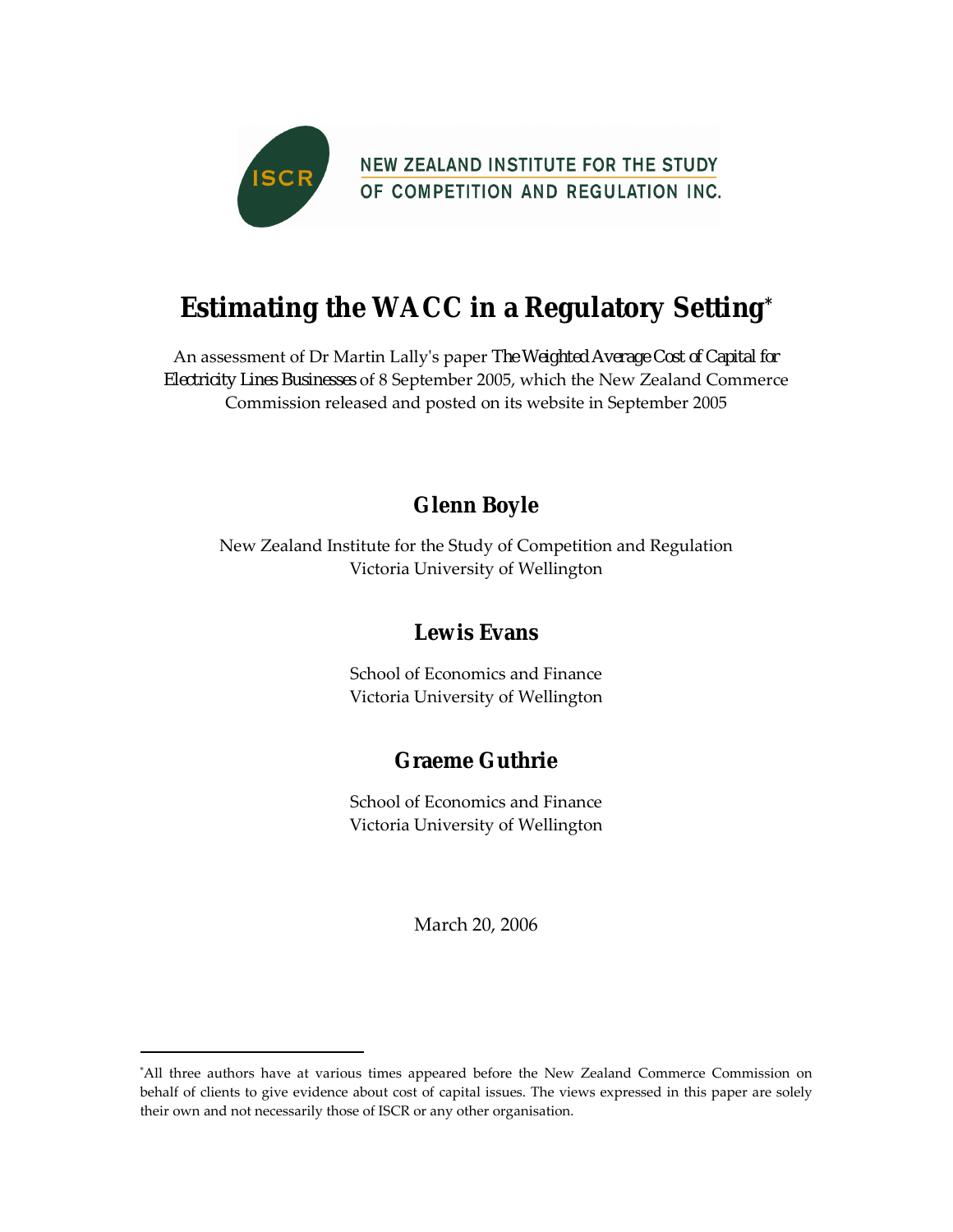NEW ZEALAND INSTITUTE FOR THE STUDY OF COMPETITION AND REGULATION INC.

# Estimating the WACC in a Regulatory Setting*

An assessment of Dr Martin Lally's paper *The Weighted Average Cost of Capital for Electricity Lines Businesses* of 8 September 2005, which the New Zealand Commerce Commission released and posted on its website in September 2005

**Glenn Boyle**

New Zealand Institute for the Study of Competition and Regulation
Victoria University of Wellington

**Lewis Evans**

School of Economics and Finance
Victoria University of Wellington

**Graeme Guthrie**

School of Economics and Finance
Victoria University of Wellington

March 20, 2006

---

*All three authors have at various times appeared before the New Zealand Commerce Commission on behalf of clients to give evidence about cost of capital issues. The views expressed in this paper are solely their own and not necessarily those of ISCR or any other organisation.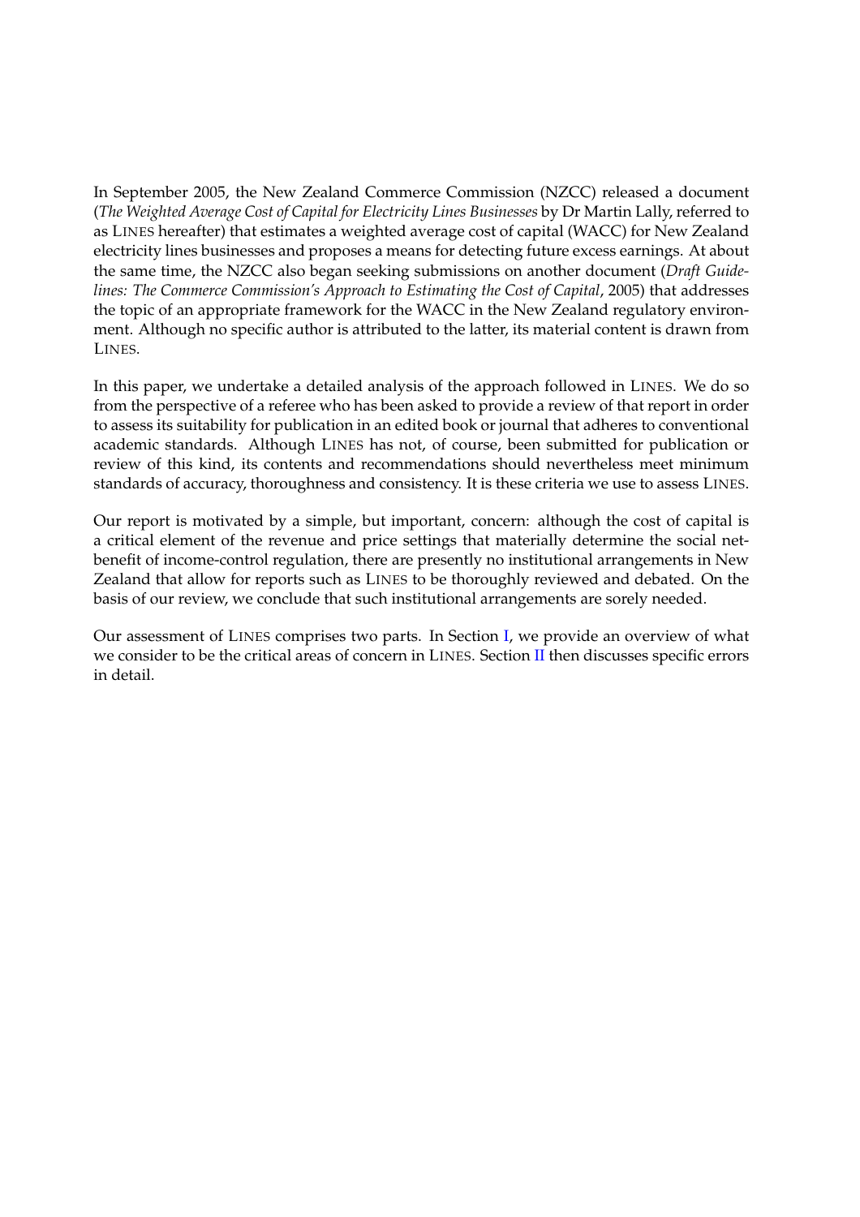In September 2005, the New Zealand Commerce Commission (NZCC) released a document (*The Weighted Average Cost of Capital for Electricity Lines Businesses* by Dr Martin Lally, referred to as LINES hereafter) that estimates a weighted average cost of capital (WACC) for New Zealand electricity lines businesses and proposes a means for detecting future excess earnings. At about the same time, the NZCC also began seeking submissions on another document (*Draft Guidelines: The Commerce Commission's Approach to Estimating the Cost of Capital*, 2005) that addresses the topic of an appropriate framework for the WACC in the New Zealand regulatory environment. Although no specific author is attributed to the latter, its material content is drawn from LINES.

In this paper, we undertake a detailed analysis of the approach followed in LINES. We do so from the perspective of a referee who has been asked to provide a review of that report in order to assess its suitability for publication in an edited book or journal that adheres to conventional academic standards. Although LINES has not, of course, been submitted for publication or review of this kind, its contents and recommendations should nevertheless meet minimum standards of accuracy, thoroughness and consistency. It is these criteria we use to assess LINES.

Our report is motivated by a simple, but important, concern: although the cost of capital is a critical element of the revenue and price settings that materially determine the social net-benefit of income-control regulation, there are presently no institutional arrangements in New Zealand that allow for reports such as LINES to be thoroughly reviewed and debated. On the basis of our review, we conclude that such institutional arrangements are sorely needed.

Our assessment of LINES comprises two parts. In Section I, we provide an overview of what we consider to be the critical areas of concern in LINES. Section II then discusses specific errors in detail.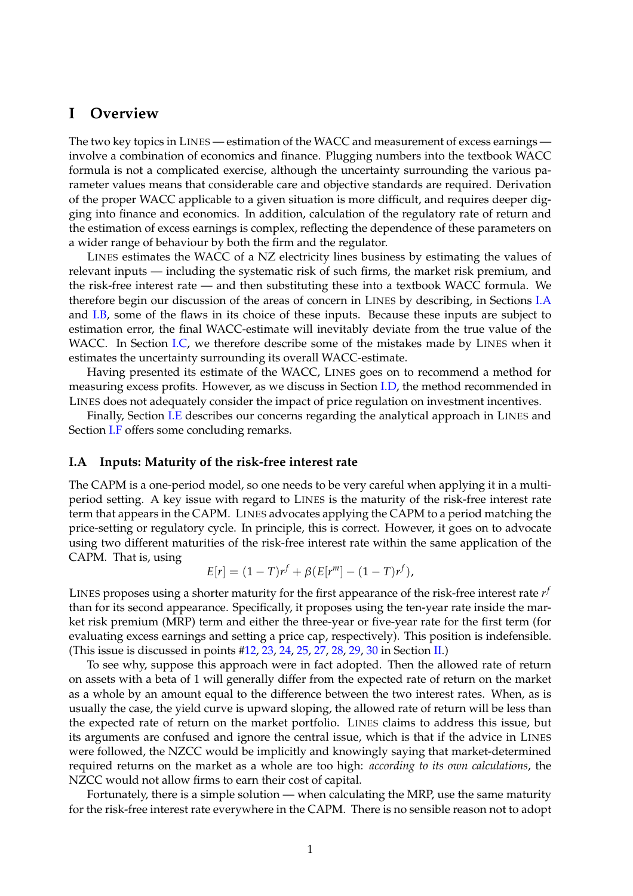# I Overview

The two key topics in LINES — estimation of the WACC and measurement of excess earnings — involve a combination of economics and finance. Plugging numbers into the textbook WACC formula is not a complicated exercise, although the uncertainty surrounding the various parameter values means that considerable care and objective standards are required. Derivation of the proper WACC applicable to a given situation is more difficult, and requires deeper digging into finance and economics. In addition, calculation of the regulatory rate of return and the estimation of excess earnings is complex, reflecting the dependence of these parameters on a wider range of behaviour by both the firm and the regulator.

LINES estimates the WACC of a NZ electricity lines business by estimating the values of relevant inputs — including the systematic risk of such firms, the market risk premium, and the risk-free interest rate — and then substituting these into a textbook WACC formula. We therefore begin our discussion of the areas of concern in LINES by describing, in Sections I.A and I.B, some of the flaws in its choice of these inputs. Because these inputs are subject to estimation error, the final WACC-estimate will inevitably deviate from the true value of the WACC. In Section I.C, we therefore describe some of the mistakes made by LINES when it estimates the uncertainty surrounding its overall WACC-estimate.

Having presented its estimate of the WACC, LINES goes on to recommend a method for measuring excess profits. However, as we discuss in Section I.D, the method recommended in LINES does not adequately consider the impact of price regulation on investment incentives.

Finally, Section I.E describes our concerns regarding the analytical approach in LINES and Section I.F offers some concluding remarks.

## I.A Inputs: Maturity of the risk-free interest rate

The CAPM is a one-period model, so one needs to be very careful when applying it in a multi-period setting. A key issue with regard to LINES is the maturity of the risk-free interest rate term that appears in the CAPM. LINES advocates applying the CAPM to a period matching the price-setting or regulatory cycle. In principle, this is correct. However, it goes on to advocate using two different maturities of the risk-free interest rate within the same application of the CAPM. That is, using

$$E[r] = (1-T)r^f + \beta(E[r^m] - (1-T)r^f),$$

LINES proposes using a shorter maturity for the first appearance of the risk-free interest rate $r^f$ than for its second appearance. Specifically, it proposes using the ten-year rate inside the market risk premium (MRP) term and either the three-year or five-year rate for the first term (for evaluating excess earnings and setting a price cap, respectively). This position is indefensible. (This issue is discussed in points #12, 23, 24, 25, 27, 28, 29, 30 in Section II.)

To see why, suppose this approach were in fact adopted. Then the allowed rate of return on assets with a beta of 1 will generally differ from the expected rate of return on the market as a whole by an amount equal to the difference between the two interest rates. When, as is usually the case, the yield curve is upward sloping, the allowed rate of return will be less than the expected rate of return on the market portfolio. LINES claims to address this issue, but its arguments are confused and ignore the central issue, which is that if the advice in LINES were followed, the NZCC would be implicitly and knowingly saying that market-determined required returns on the market as a whole are too high: *according to its own calculations*, the NZCC would not allow firms to earn their cost of capital.

Fortunately, there is a simple solution — when calculating the MRP, use the same maturity for the risk-free interest rate everywhere in the CAPM. There is no sensible reason not to adopt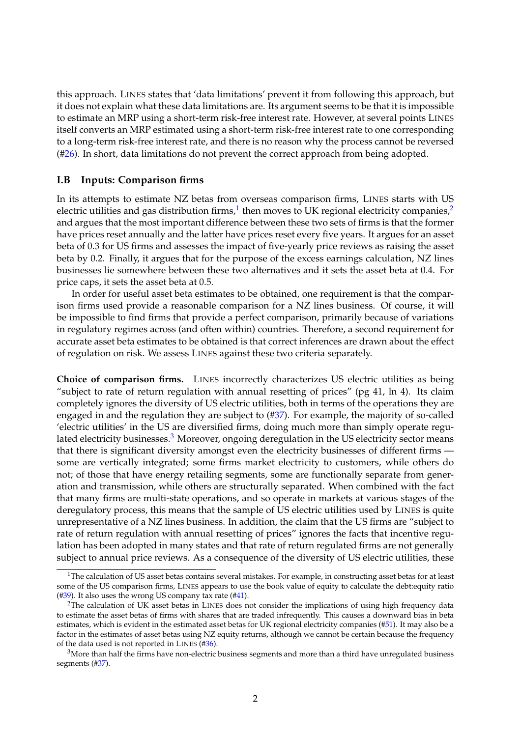this approach. LINES states that 'data limitations' prevent it from following this approach, but it does not explain what these data limitations are. Its argument seems to be that it is impossible to estimate an MRP using a short-term risk-free interest rate. However, at several points LINES itself converts an MRP estimated using a short-term risk-free interest rate to one corresponding to a long-term risk-free interest rate, and there is no reason why the process cannot be reversed (#26). In short, data limitations do not prevent the correct approach from being adopted.

### I.B Inputs: Comparison firms

In its attempts to estimate NZ betas from overseas comparison firms, LINES starts with US electric utilities and gas distribution firms,[1] then moves to UK regional electricity companies,[2] and argues that the most important difference between these two sets of firms is that the former have prices reset annually and the latter have prices reset every five years. It argues for an asset beta of 0.3 for US firms and assesses the impact of five-yearly price reviews as raising the asset beta by 0.2. Finally, it argues that for the purpose of the excess earnings calculation, NZ lines businesses lie somewhere between these two alternatives and it sets the asset beta at 0.4. For price caps, it sets the asset beta at 0.5.

In order for useful asset beta estimates to be obtained, one requirement is that the comparison firms used provide a reasonable comparison for a NZ lines business. Of course, it will be impossible to find firms that provide a perfect comparison, primarily because of variations in regulatory regimes across (and often within) countries. Therefore, a second requirement for accurate asset beta estimates to be obtained is that correct inferences are drawn about the effect of regulation on risk. We assess LINES against these two criteria separately.

**Choice of comparison firms.** LINES incorrectly characterizes US electric utilities as being "subject to rate of return regulation with annual resetting of prices" (pg 41, ln 4). Its claim completely ignores the diversity of US electric utilities, both in terms of the operations they are engaged in and the regulation they are subject to (#37). For example, the majority of so-called 'electric utilities' in the US are diversified firms, doing much more than simply operate regulated electricity businesses.[3] Moreover, ongoing deregulation in the US electricity sector means that there is significant diversity amongst even the electricity businesses of different firms — some are vertically integrated; some firms market electricity to customers, while others do not; of those that have energy retailing segments, some are functionally separate from generation and transmission, while others are structurally separated. When combined with the fact that many firms are multi-state operations, and so operate in markets at various stages of the deregulatory process, this means that the sample of US electric utilities used by LINES is quite unrepresentative of a NZ lines business. In addition, the claim that the US firms are "subject to rate of return regulation with annual resetting of prices" ignores the facts that incentive regulation has been adopted in many states and that rate of return regulated firms are not generally subject to annual price reviews. As a consequence of the diversity of US electric utilities, these

---

[1] The calculation of US asset betas contains several mistakes. For example, in constructing asset betas for at least some of the US comparison firms, LINES appears to use the book value of equity to calculate the debt:equity ratio (#39). It also uses the wrong US company tax rate (#41).

[2] The calculation of UK asset betas in LINES does not consider the implications of using high frequency data to estimate the asset betas of firms with shares that are traded infrequently. This causes a downward bias in beta estimates, which is evident in the estimated asset betas for UK regional electricity companies (#51). It may also be a factor in the estimates of asset betas using NZ equity returns, although we cannot be certain because the frequency of the data used is not reported in LINES (#36).

[3] More than half the firms have non-electric business segments and more than a third have unregulated business segments (#37).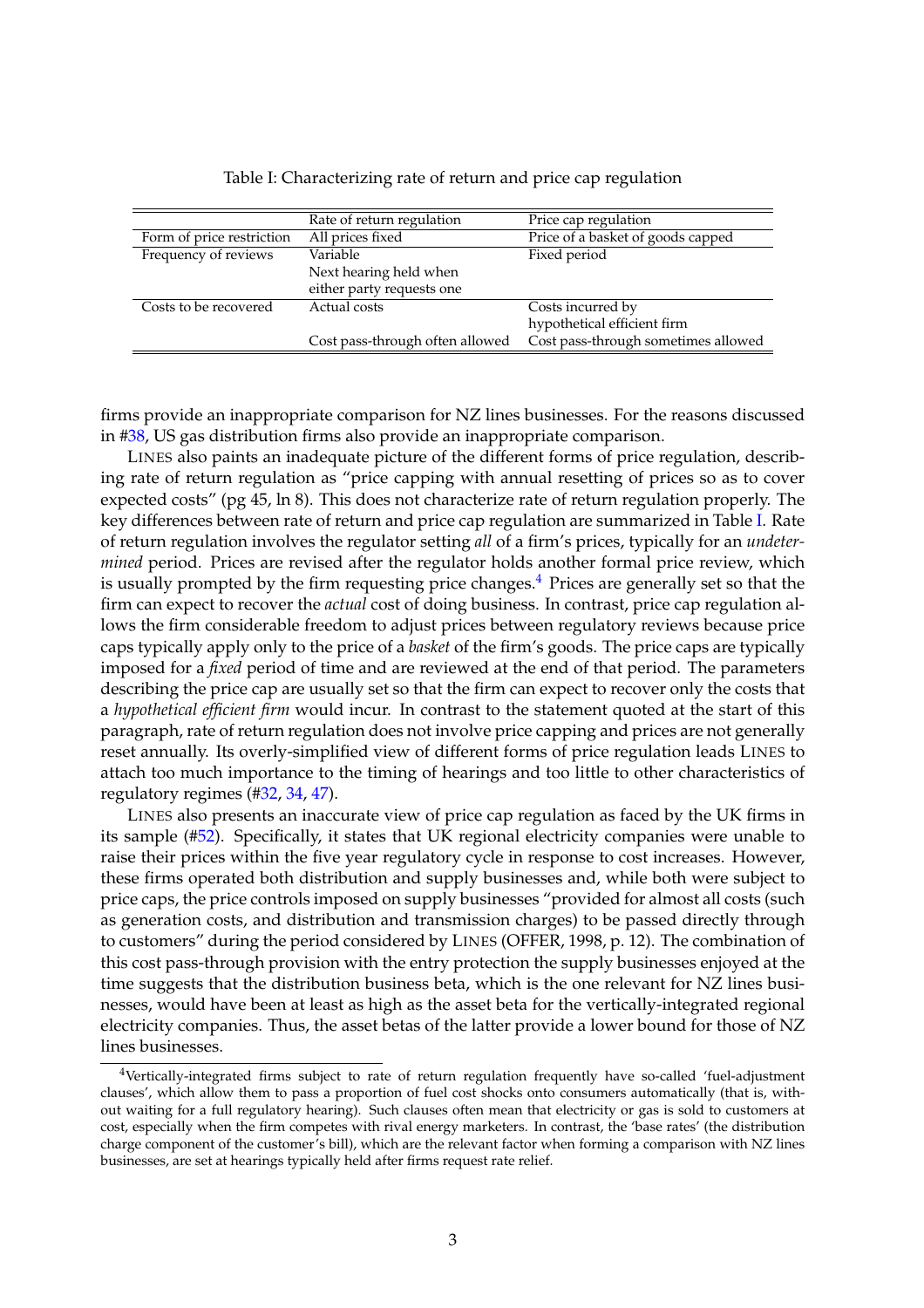Table I: Characterizing rate of return and price cap regulation

| | Rate of return regulation | Price cap regulation |
|---|---|---|
| Form of price restriction | All prices fixed | Price of a basket of goods capped |
| Frequency of reviews | Variable<br>Next hearing held when either party requests one | Fixed period |
| Costs to be recovered | Actual costs<br><br>Cost pass-through often allowed | Costs incurred by hypothetical efficient firm<br>Cost pass-through sometimes allowed |

firms provide an inappropriate comparison for NZ lines businesses. For the reasons discussed in #38, US gas distribution firms also provide an inappropriate comparison.

LINES also paints an inadequate picture of the different forms of price regulation, describing rate of return regulation as "price capping with annual resetting of prices so as to cover expected costs" (pg 45, ln 8). This does not characterize rate of return regulation properly. The key differences between rate of return and price cap regulation are summarized in Table I. Rate of return regulation involves the regulator setting *all* of a firm's prices, typically for an *undetermined* period. Prices are revised after the regulator holds another formal price review, which is usually prompted by the firm requesting price changes.[4] Prices are generally set so that the firm can expect to recover the *actual* cost of doing business. In contrast, price cap regulation allows the firm considerable freedom to adjust prices between regulatory reviews because price caps typically apply only to the price of a *basket* of the firm's goods. The price caps are typically imposed for a *fixed* period of time and are reviewed at the end of that period. The parameters describing the price cap are usually set so that the firm can expect to recover only the costs that a *hypothetical efficient firm* would incur. In contrast to the statement quoted at the start of this paragraph, rate of return regulation does not involve price capping and prices are not generally reset annually. Its overly-simplified view of different forms of price regulation leads LINES to attach too much importance to the timing of hearings and too little to other characteristics of regulatory regimes (#32, 34, 47).

LINES also presents an inaccurate view of price cap regulation as faced by the UK firms in its sample (#52). Specifically, it states that UK regional electricity companies were unable to raise their prices within the five year regulatory cycle in response to cost increases. However, these firms operated both distribution and supply businesses and, while both were subject to price caps, the price controls imposed on supply businesses "provided for almost all costs (such as generation costs, and distribution and transmission charges) to be passed directly through to customers" during the period considered by LINES (OFFER, 1998, p. 12). The combination of this cost pass-through provision with the entry protection the supply businesses enjoyed at the time suggests that the distribution business beta, which is the one relevant for NZ lines businesses, would have been at least as high as the asset beta for the vertically-integrated regional electricity companies. Thus, the asset betas of the latter provide a lower bound for those of NZ lines businesses.

[4] Vertically-integrated firms subject to rate of return regulation frequently have so-called 'fuel-adjustment clauses', which allow them to pass a proportion of fuel cost shocks onto consumers automatically (that is, without waiting for a full regulatory hearing). Such clauses often mean that electricity or gas is sold to customers at cost, especially when the firm competes with rival energy marketers. In contrast, the 'base rates' (the distribution charge component of the customer's bill), which are the relevant factor when forming a comparison with NZ lines businesses, are set at hearings typically held after firms request rate relief.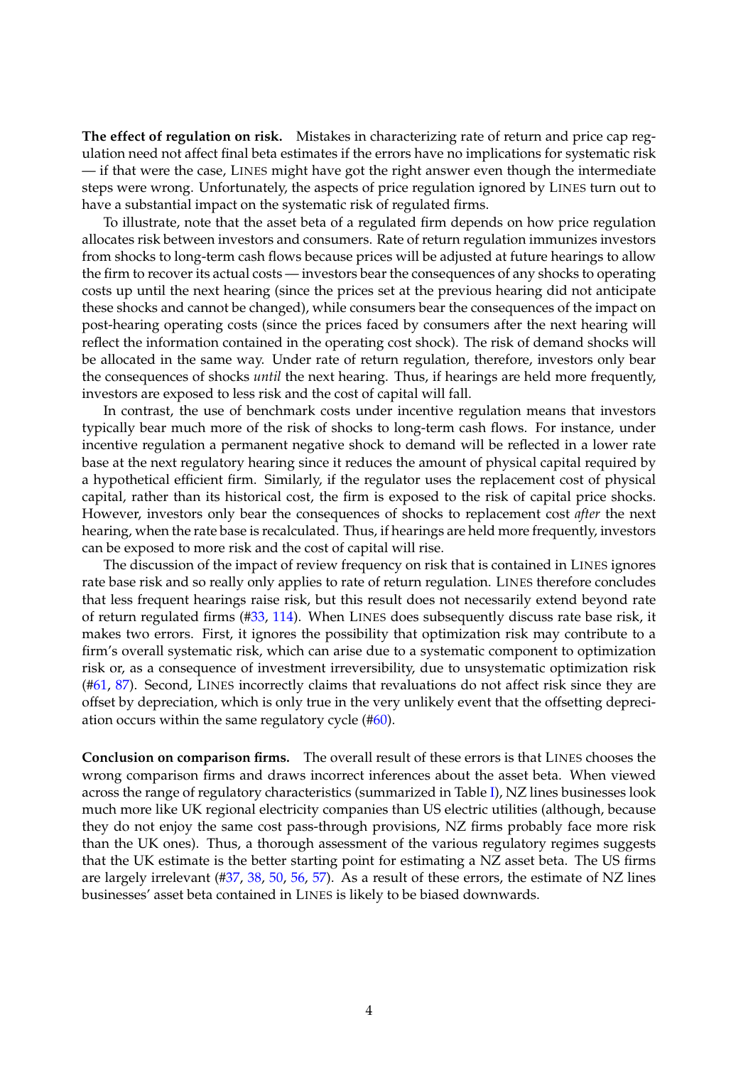**The effect of regulation on risk.** Mistakes in characterizing rate of return and price cap regulation need not affect final beta estimates if the errors have no implications for systematic risk — if that were the case, LINES might have got the right answer even though the intermediate steps were wrong. Unfortunately, the aspects of price regulation ignored by LINES turn out to have a substantial impact on the systematic risk of regulated firms.

To illustrate, note that the asset beta of a regulated firm depends on how price regulation allocates risk between investors and consumers. Rate of return regulation immunizes investors from shocks to long-term cash flows because prices will be adjusted at future hearings to allow the firm to recover its actual costs — investors bear the consequences of any shocks to operating costs up until the next hearing (since the prices set at the previous hearing did not anticipate these shocks and cannot be changed), while consumers bear the consequences of the impact on post-hearing operating costs (since the prices faced by consumers after the next hearing will reflect the information contained in the operating cost shock). The risk of demand shocks will be allocated in the same way. Under rate of return regulation, therefore, investors only bear the consequences of shocks *until* the next hearing. Thus, if hearings are held more frequently, investors are exposed to less risk and the cost of capital will fall.

In contrast, the use of benchmark costs under incentive regulation means that investors typically bear much more of the risk of shocks to long-term cash flows. For instance, under incentive regulation a permanent negative shock to demand will be reflected in a lower rate base at the next regulatory hearing since it reduces the amount of physical capital required by a hypothetical efficient firm. Similarly, if the regulator uses the replacement cost of physical capital, rather than its historical cost, the firm is exposed to the risk of capital price shocks. However, investors only bear the consequences of shocks to replacement cost *after* the next hearing, when the rate base is recalculated. Thus, if hearings are held more frequently, investors can be exposed to more risk and the cost of capital will rise.

The discussion of the impact of review frequency on risk that is contained in LINES ignores rate base risk and so really only applies to rate of return regulation. LINES therefore concludes that less frequent hearings raise risk, but this result does not necessarily extend beyond rate of return regulated firms (#33, 114). When LINES does subsequently discuss rate base risk, it makes two errors. First, it ignores the possibility that optimization risk may contribute to a firm's overall systematic risk, which can arise due to a systematic component to optimization risk or, as a consequence of investment irreversibility, due to unsystematic optimization risk (#61, 87). Second, LINES incorrectly claims that revaluations do not affect risk since they are offset by depreciation, which is only true in the very unlikely event that the offsetting depreciation occurs within the same regulatory cycle (#60).

**Conclusion on comparison firms.** The overall result of these errors is that LINES chooses the wrong comparison firms and draws incorrect inferences about the asset beta. When viewed across the range of regulatory characteristics (summarized in Table I), NZ lines businesses look much more like UK regional electricity companies than US electric utilities (although, because they do not enjoy the same cost pass-through provisions, NZ firms probably face more risk than the UK ones). Thus, a thorough assessment of the various regulatory regimes suggests that the UK estimate is the better starting point for estimating a NZ asset beta. The US firms are largely irrelevant (#37, 38, 50, 56, 57). As a result of these errors, the estimate of NZ lines businesses' asset beta contained in LINES is likely to be biased downwards.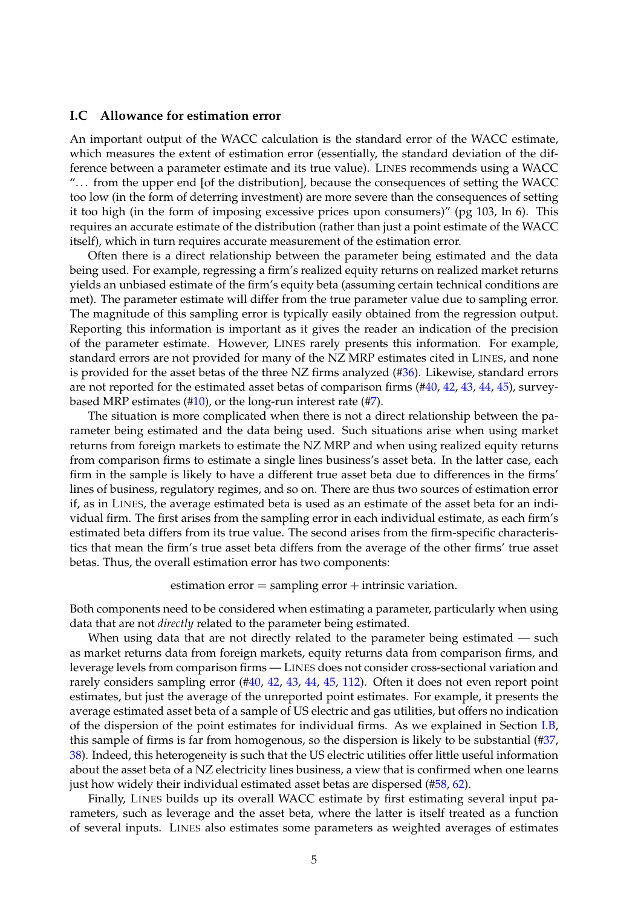### I.C Allowance for estimation error

An important output of the WACC calculation is the standard error of the WACC estimate, which measures the extent of estimation error (essentially, the standard deviation of the difference between a parameter estimate and its true value). LINES recommends using a WACC "... from the upper end [of the distribution], because the consequences of setting the WACC too low (in the form of deterring investment) are more severe than the consequences of setting it too high (in the form of imposing excessive prices upon consumers)" (pg 103, ln 6). This requires an accurate estimate of the distribution (rather than just a point estimate of the WACC itself), which in turn requires accurate measurement of the estimation error.

Often there is a direct relationship between the parameter being estimated and the data being used. For example, regressing a firm's realized equity returns on realized market returns yields an unbiased estimate of the firm's equity beta (assuming certain technical conditions are met). The parameter estimate will differ from the true parameter value due to sampling error. The magnitude of this sampling error is typically easily obtained from the regression output. Reporting this information is important as it gives the reader an indication of the precision of the parameter estimate. However, LINES rarely presents this information. For example, standard errors are not provided for many of the NZ MRP estimates cited in LINES, and none is provided for the asset betas of the three NZ firms analyzed (#36). Likewise, standard errors are not reported for the estimated asset betas of comparison firms (#40, 42, 43, 44, 45), survey-based MRP estimates (#10), or the long-run interest rate (#7).

The situation is more complicated when there is not a direct relationship between the parameter being estimated and the data being used. Such situations arise when using market returns from foreign markets to estimate the NZ MRP and when using realized equity returns from comparison firms to estimate a single lines business's asset beta. In the latter case, each firm in the sample is likely to have a different true asset beta due to differences in the firms' lines of business, regulatory regimes, and so on. There are thus two sources of estimation error if, as in LINES, the average estimated beta is used as an estimate of the asset beta for an individual firm. The first arises from the sampling error in each individual estimate, as each firm's estimated beta differs from its true value. The second arises from the firm-specific characteristics that mean the firm's true asset beta differs from the average of the other firms' true asset betas. Thus, the overall estimation error has two components:

$$\text{estimation error} = \text{sampling error} + \text{intrinsic variation.}$$

Both components need to be considered when estimating a parameter, particularly when using data that are not *directly* related to the parameter being estimated.

When using data that are not directly related to the parameter being estimated — such as market returns data from foreign markets, equity returns data from comparison firms, and leverage levels from comparison firms — LINES does not consider cross-sectional variation and rarely considers sampling error (#40, 42, 43, 44, 45, 112). Often it does not even report point estimates, but just the average of the unreported point estimates. For example, it presents the average estimated asset beta of a sample of US electric and gas utilities, but offers no indication of the dispersion of the point estimates for individual firms. As we explained in Section I.B, this sample of firms is far from homogenous, so the dispersion is likely to be substantial (#37, 38). Indeed, this heterogeneity is such that the US electric utilities offer little useful information about the asset beta of a NZ electricity lines business, a view that is confirmed when one learns just how widely their individual estimated asset betas are dispersed (#58, 62).

Finally, LINES builds up its overall WACC estimate by first estimating several input parameters, such as leverage and the asset beta, where the latter is itself treated as a function of several inputs. LINES also estimates some parameters as weighted averages of estimates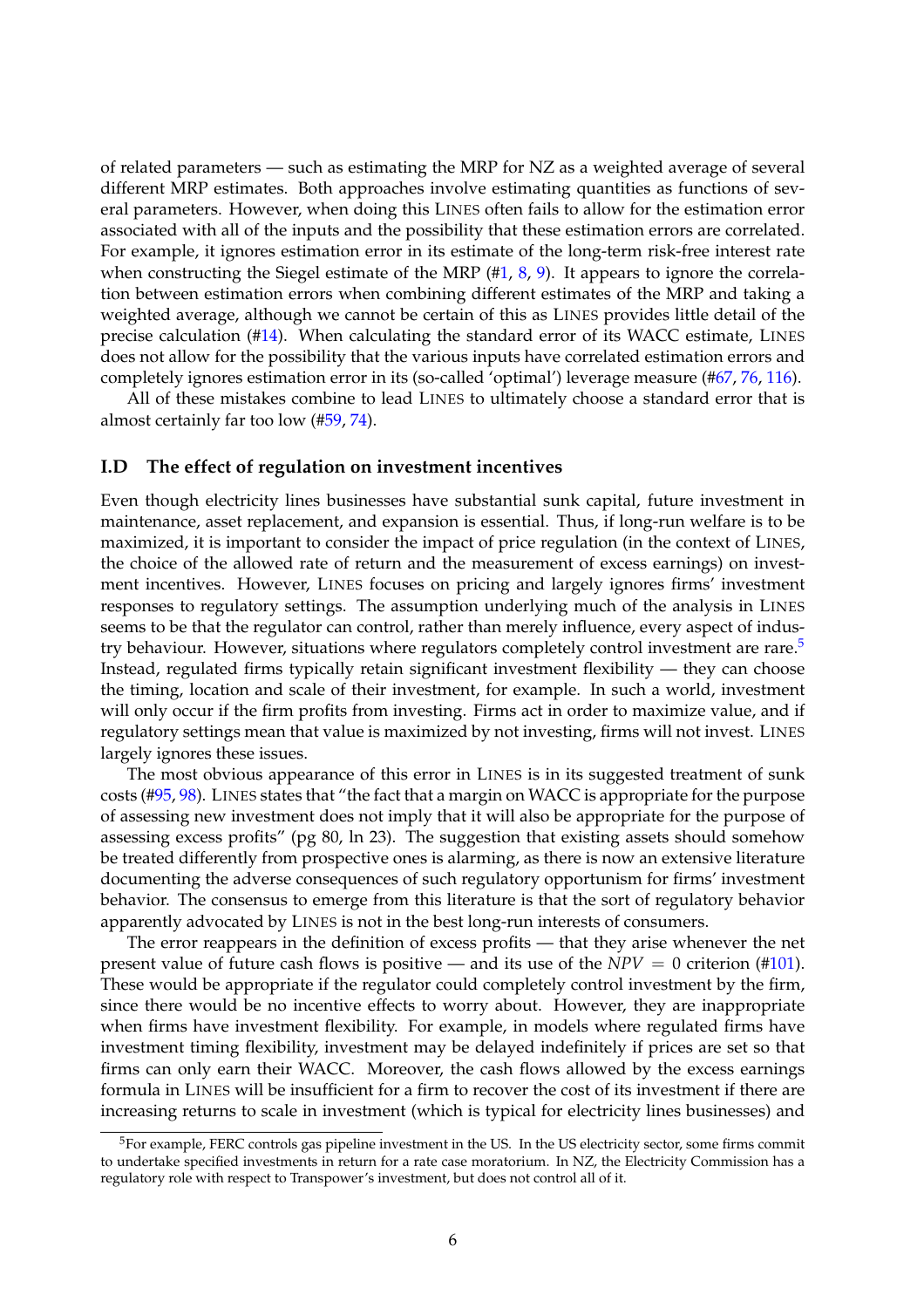of related parameters — such as estimating the MRP for NZ as a weighted average of several different MRP estimates. Both approaches involve estimating quantities as functions of several parameters. However, when doing this LINES often fails to allow for the estimation error associated with all of the inputs and the possibility that these estimation errors are correlated. For example, it ignores estimation error in its estimate of the long-term risk-free interest rate when constructing the Siegel estimate of the MRP (#1, 8, 9). It appears to ignore the correlation between estimation errors when combining different estimates of the MRP and taking a weighted average, although we cannot be certain of this as LINES provides little detail of the precise calculation (#14). When calculating the standard error of its WACC estimate, LINES does not allow for the possibility that the various inputs have correlated estimation errors and completely ignores estimation error in its (so-called 'optimal') leverage measure (#67, 76, 116).

All of these mistakes combine to lead LINES to ultimately choose a standard error that is almost certainly far too low (#59, 74).

### I.D The effect of regulation on investment incentives

Even though electricity lines businesses have substantial sunk capital, future investment in maintenance, asset replacement, and expansion is essential. Thus, if long-run welfare is to be maximized, it is important to consider the impact of price regulation (in the context of LINES, the choice of the allowed rate of return and the measurement of excess earnings) on investment incentives. However, LINES focuses on pricing and largely ignores firms' investment responses to regulatory settings. The assumption underlying much of the analysis in LINES seems to be that the regulator can control, rather than merely influence, every aspect of industry behaviour. However, situations where regulators completely control investment are rare.[5] Instead, regulated firms typically retain significant investment flexibility — they can choose the timing, location and scale of their investment, for example. In such a world, investment will only occur if the firm profits from investing. Firms act in order to maximize value, and if regulatory settings mean that value is maximized by not investing, firms will not invest. LINES largely ignores these issues.

The most obvious appearance of this error in LINES is in its suggested treatment of sunk costs (#95, 98). LINES states that "the fact that a margin on WACC is appropriate for the purpose of assessing new investment does not imply that it will also be appropriate for the purpose of assessing excess profits" (pg 80, ln 23). The suggestion that existing assets should somehow be treated differently from prospective ones is alarming, as there is now an extensive literature documenting the adverse consequences of such regulatory opportunism for firms' investment behavior. The consensus to emerge from this literature is that the sort of regulatory behavior apparently advocated by LINES is not in the best long-run interests of consumers.

The error reappears in the definition of excess profits — that they arise whenever the net present value of future cash flows is positive — and its use of the $NPV = 0$ criterion (#101). These would be appropriate if the regulator could completely control investment by the firm, since there would be no incentive effects to worry about. However, they are inappropriate when firms have investment flexibility. For example, in models where regulated firms have investment timing flexibility, investment may be delayed indefinitely if prices are set so that firms can only earn their WACC. Moreover, the cash flows allowed by the excess earnings formula in LINES will be insufficient for a firm to recover the cost of its investment if there are increasing returns to scale in investment (which is typical for electricity lines businesses) and

[5] For example, FERC controls gas pipeline investment in the US. In the US electricity sector, some firms commit to undertake specified investments in return for a rate case moratorium. In NZ, the Electricity Commission has a regulatory role with respect to Transpower's investment, but does not control all of it.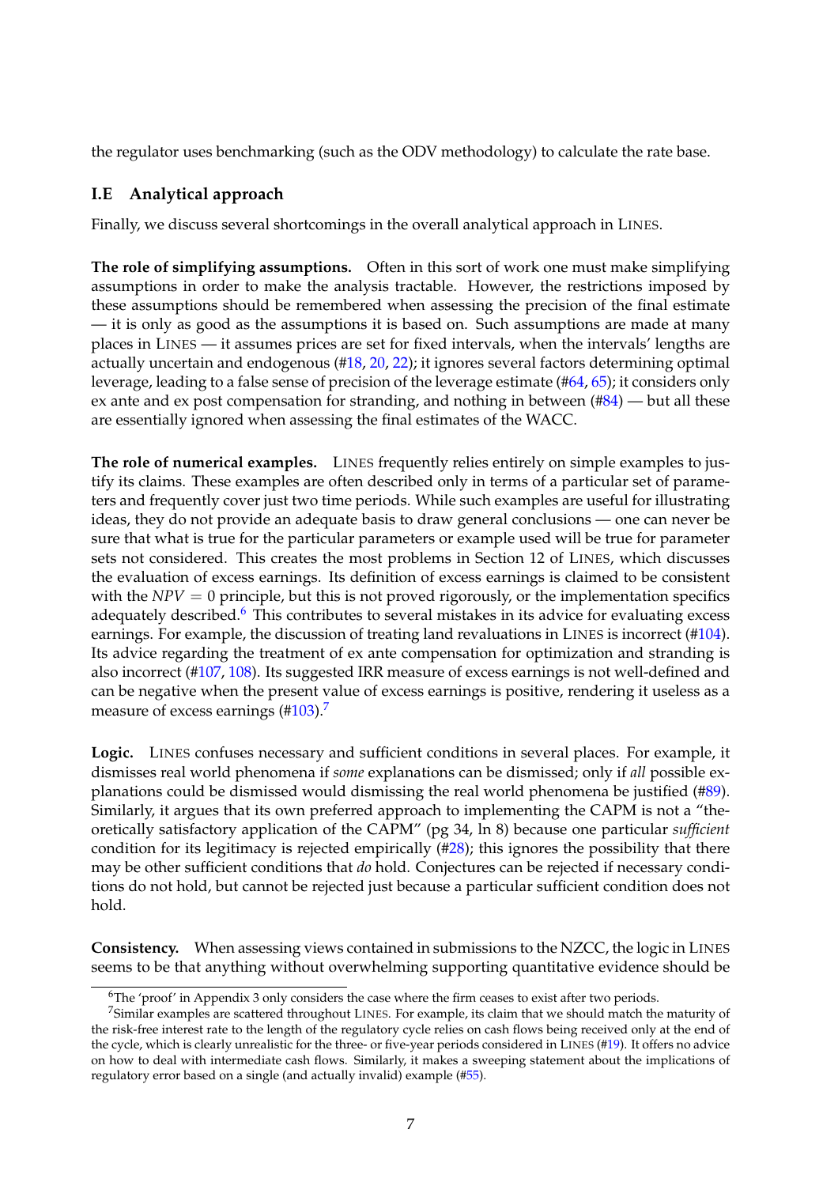the regulator uses benchmarking (such as the ODV methodology) to calculate the rate base.

### I.E Analytical approach

Finally, we discuss several shortcomings in the overall analytical approach in LINES.

**The role of simplifying assumptions.** Often in this sort of work one must make simplifying assumptions in order to make the analysis tractable. However, the restrictions imposed by these assumptions should be remembered when assessing the precision of the final estimate — it is only as good as the assumptions it is based on. Such assumptions are made at many places in LINES — it assumes prices are set for fixed intervals, when the intervals' lengths are actually uncertain and endogenous (#18, 20, 22); it ignores several factors determining optimal leverage, leading to a false sense of precision of the leverage estimate (#64, 65); it considers only ex ante and ex post compensation for stranding, and nothing in between (#84) — but all these are essentially ignored when assessing the final estimates of the WACC.

**The role of numerical examples.** LINES frequently relies entirely on simple examples to justify its claims. These examples are often described only in terms of a particular set of parameters and frequently cover just two time periods. While such examples are useful for illustrating ideas, they do not provide an adequate basis to draw general conclusions — one can never be sure that what is true for the particular parameters or example used will be true for parameter sets not considered. This creates the most problems in Section 12 of LINES, which discusses the evaluation of excess earnings. Its definition of excess earnings is claimed to be consistent with the $NPV = 0$ principle, but this is not proved rigorously, or the implementation specifics adequately described.[6] This contributes to several mistakes in its advice for evaluating excess earnings. For example, the discussion of treating land revaluations in LINES is incorrect (#104). Its advice regarding the treatment of ex ante compensation for optimization and stranding is also incorrect (#107, 108). Its suggested IRR measure of excess earnings is not well-defined and can be negative when the present value of excess earnings is positive, rendering it useless as a measure of excess earnings (#103).[7]

**Logic.** LINES confuses necessary and sufficient conditions in several places. For example, it dismisses real world phenomena if *some* explanations can be dismissed; only if *all* possible explanations could be dismissed would dismissing the real world phenomena be justified (#89). Similarly, it argues that its own preferred approach to implementing the CAPM is not a "theoretically satisfactory application of the CAPM" (pg 34, ln 8) because one particular *sufficient* condition for its legitimacy is rejected empirically (#28); this ignores the possibility that there may be other sufficient conditions that *do* hold. Conjectures can be rejected if necessary conditions do not hold, but cannot be rejected just because a particular sufficient condition does not hold.

**Consistency.** When assessing views contained in submissions to the NZCC, the logic in LINES seems to be that anything without overwhelming supporting quantitative evidence should be

---

[6] The 'proof' in Appendix 3 only considers the case where the firm ceases to exist after two periods.

[7] Similar examples are scattered throughout LINES. For example, its claim that we should match the maturity of the risk-free interest rate to the length of the regulatory cycle relies on cash flows being received only at the end of the cycle, which is clearly unrealistic for the three- or five-year periods considered in LINES (#19). It offers no advice on how to deal with intermediate cash flows. Similarly, it makes a sweeping statement about the implications of regulatory error based on a single (and actually invalid) example (#55).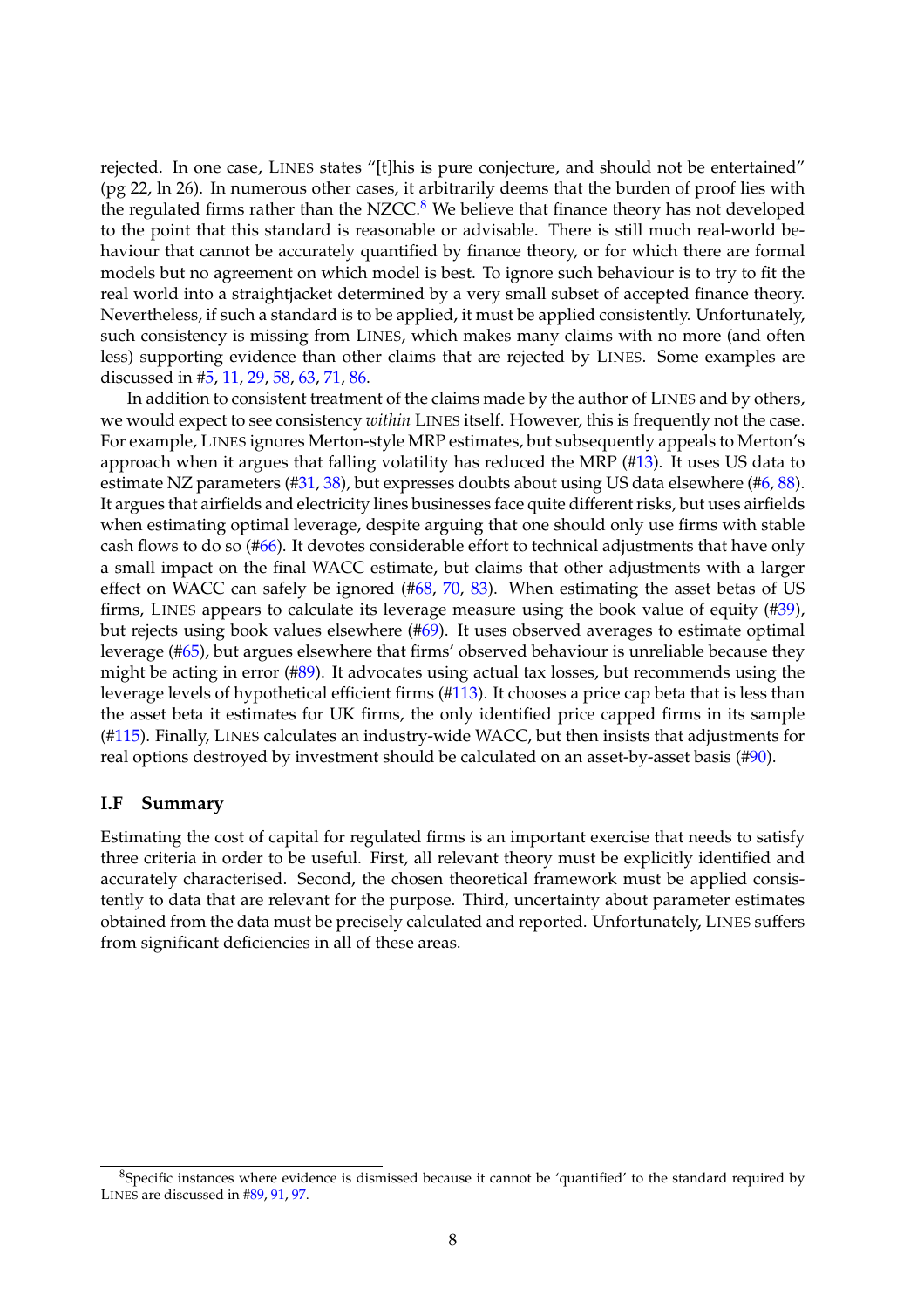rejected. In one case, LINES states "[t]his is pure conjecture, and should not be entertained" (pg 22, ln 26). In numerous other cases, it arbitrarily deems that the burden of proof lies with the regulated firms rather than the NZCC.[8] We believe that finance theory has not developed to the point that this standard is reasonable or advisable. There is still much real-world behaviour that cannot be accurately quantified by finance theory, or for which there are formal models but no agreement on which model is best. To ignore such behaviour is to try to fit the real world into a straightjacket determined by a very small subset of accepted finance theory. Nevertheless, if such a standard is to be applied, it must be applied consistently. Unfortunately, such consistency is missing from LINES, which makes many claims with no more (and often less) supporting evidence than other claims that are rejected by LINES. Some examples are discussed in #5, 11, 29, 58, 63, 71, 86.

In addition to consistent treatment of the claims made by the author of LINES and by others, we would expect to see consistency *within* LINES itself. However, this is frequently not the case. For example, LINES ignores Merton-style MRP estimates, but subsequently appeals to Merton's approach when it argues that falling volatility has reduced the MRP (#13). It uses US data to estimate NZ parameters (#31, 38), but expresses doubts about using US data elsewhere (#6, 88). It argues that airfields and electricity lines businesses face quite different risks, but uses airfields when estimating optimal leverage, despite arguing that one should only use firms with stable cash flows to do so (#66). It devotes considerable effort to technical adjustments that have only a small impact on the final WACC estimate, but claims that other adjustments with a larger effect on WACC can safely be ignored (#68, 70, 83). When estimating the asset betas of US firms, LINES appears to calculate its leverage measure using the book value of equity (#39), but rejects using book values elsewhere (#69). It uses observed averages to estimate optimal leverage (#65), but argues elsewhere that firms' observed behaviour is unreliable because they might be acting in error (#89). It advocates using actual tax losses, but recommends using the leverage levels of hypothetical efficient firms (#113). It chooses a price cap beta that is less than the asset beta it estimates for UK firms, the only identified price capped firms in its sample (#115). Finally, LINES calculates an industry-wide WACC, but then insists that adjustments for real options destroyed by investment should be calculated on an asset-by-asset basis (#90).

### I.F Summary

Estimating the cost of capital for regulated firms is an important exercise that needs to satisfy three criteria in order to be useful. First, all relevant theory must be explicitly identified and accurately characterised. Second, the chosen theoretical framework must be applied consistently to data that are relevant for the purpose. Third, uncertainty about parameter estimates obtained from the data must be precisely calculated and reported. Unfortunately, LINES suffers from significant deficiencies in all of these areas.

---

[8] Specific instances where evidence is dismissed because it cannot be 'quantified' to the standard required by LINES are discussed in #89, 91, 97.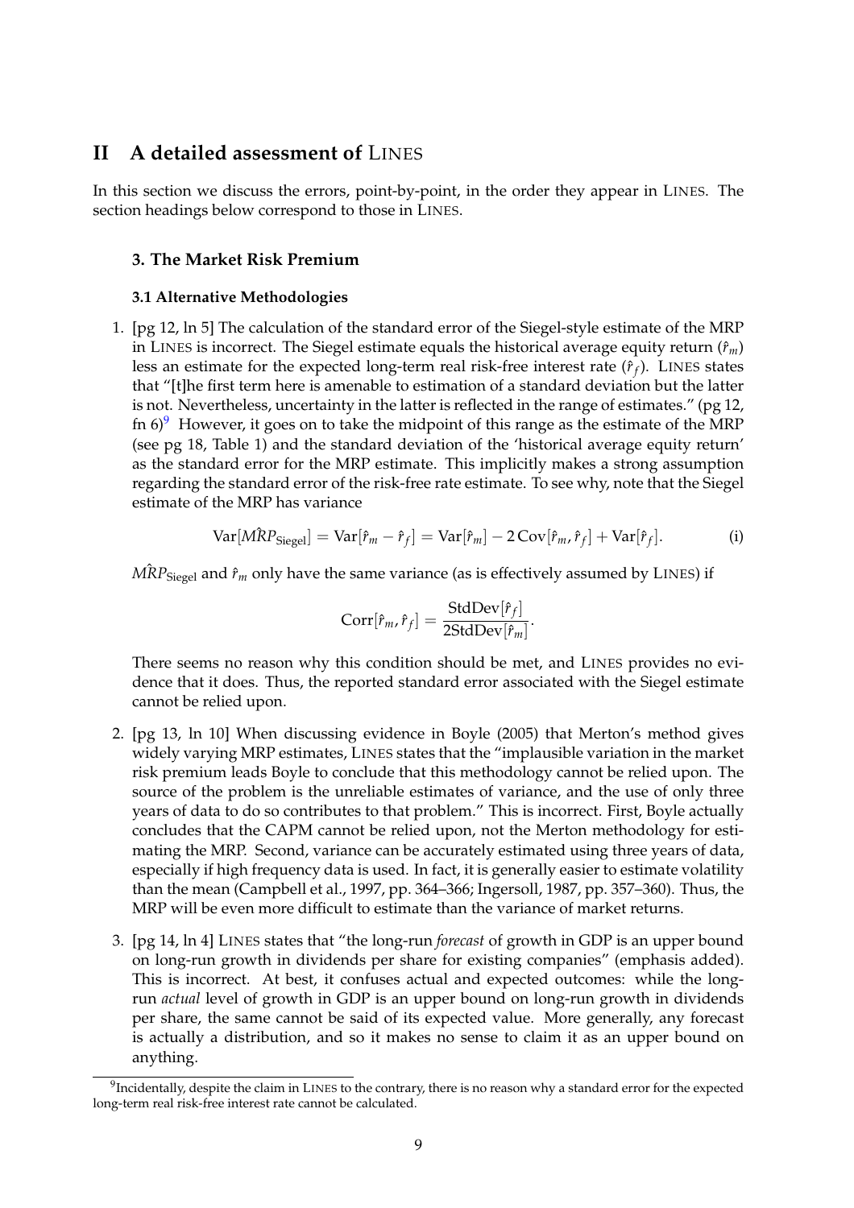## II A detailed assessment of LINES

In this section we discuss the errors, point-by-point, in the order they appear in LINES. The section headings below correspond to those in LINES.

### 3. The Market Risk Premium

#### 3.1 Alternative Methodologies

1. [pg 12, ln 5] The calculation of the standard error of the Siegel-style estimate of the MRP in LINES is incorrect. The Siegel estimate equals the historical average equity return ($\hat{r}_m$) less an estimate for the expected long-term real risk-free interest rate ($\hat{r}_f$). LINES states that "[t]he first term here is amenable to estimation of a standard deviation but the latter is not. Nevertheless, uncertainty in the latter is reflected in the range of estimates." (pg 12, fn 6)[9] However, it goes on to take the midpoint of this range as the estimate of the MRP (see pg 18, Table 1) and the standard deviation of the 'historical average equity return' as the standard error for the MRP estimate. This implicitly makes a strong assumption regarding the standard error of the risk-free rate estimate. To see why, note that the Siegel estimate of the MRP has variance

$$\text{Var}[\hat{MRP}_{\text{Siegel}}] = \text{Var}[\hat{r}_m - \hat{r}_f] = \text{Var}[\hat{r}_m] - 2\,\text{Cov}[\hat{r}_m, \hat{r}_f] + \text{Var}[\hat{r}_f]. \tag{i}$$

$\hat{MRP}_{\text{Siegel}}$ and $\hat{r}_m$ only have the same variance (as is effectively assumed by LINES) if

$$\text{Corr}[\hat{r}_m, \hat{r}_f] = \frac{\text{StdDev}[\hat{r}_f]}{2\text{StdDev}[\hat{r}_m]}.$$

There seems no reason why this condition should be met, and LINES provides no evidence that it does. Thus, the reported standard error associated with the Siegel estimate cannot be relied upon.

2. [pg 13, ln 10] When discussing evidence in Boyle (2005) that Merton's method gives widely varying MRP estimates, LINES states that the "implausible variation in the market risk premium leads Boyle to conclude that this methodology cannot be relied upon. The source of the problem is the unreliable estimates of variance, and the use of only three years of data to do so contributes to that problem." This is incorrect. First, Boyle actually concludes that the CAPM cannot be relied upon, not the Merton methodology for estimating the MRP. Second, variance can be accurately estimated using three years of data, especially if high frequency data is used. In fact, it is generally easier to estimate volatility than the mean (Campbell et al., 1997, pp. 364–366; Ingersoll, 1987, pp. 357–360). Thus, the MRP will be even more difficult to estimate than the variance of market returns.

3. [pg 14, ln 4] LINES states that "the long-run *forecast* of growth in GDP is an upper bound on long-run growth in dividends per share for existing companies" (emphasis added). This is incorrect. At best, it confuses actual and expected outcomes: while the long-run *actual* level of growth in GDP is an upper bound on long-run growth in dividends per share, the same cannot be said of its expected value. More generally, any forecast is actually a distribution, and so it makes no sense to claim it as an upper bound on anything.

[9] Incidentally, despite the claim in LINES to the contrary, there is no reason why a standard error for the expected long-term real risk-free interest rate cannot be calculated.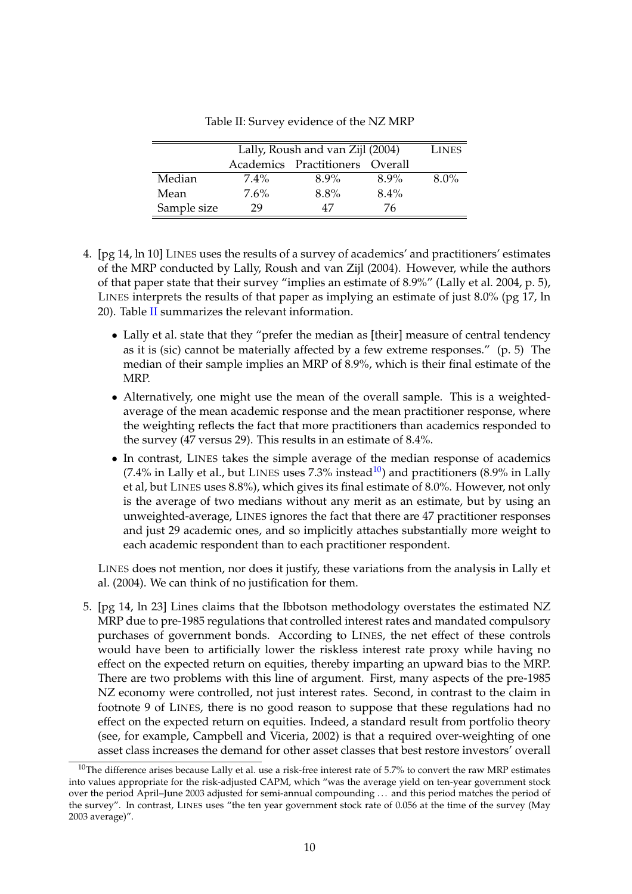Table II: Survey evidence of the NZ MRP

| | Lally, Roush and van Zijl (2004) | | | LINES |
|---|---|---|---|---|
| | Academics | Practitioners | Overall | |
| Median | 7.4% | 8.9% | 8.9% | 8.0% |
| Mean | 7.6% | 8.8% | 8.4% | |
| Sample size | 29 | 47 | 76 | |

4. [pg 14, ln 10] LINES uses the results of a survey of academics' and practitioners' estimates of the MRP conducted by Lally, Roush and van Zijl (2004). However, while the authors of that paper state that their survey "implies an estimate of 8.9%" (Lally et al. 2004, p. 5), LINES interprets the results of that paper as implying an estimate of just 8.0% (pg 17, ln 20). Table II summarizes the relevant information.

   - Lally et al. state that they "prefer the median as [their] measure of central tendency as it is (sic) cannot be materially affected by a few extreme responses." (p. 5) The median of their sample implies an MRP of 8.9%, which is their final estimate of the MRP.
   - Alternatively, one might use the mean of the overall sample. This is a weighted-average of the mean academic response and the mean practitioner response, where the weighting reflects the fact that more practitioners than academics responded to the survey (47 versus 29). This results in an estimate of 8.4%.
   - In contrast, LINES takes the simple average of the median response of academics (7.4% in Lally et al., but LINES uses 7.3% instead[10]) and practitioners (8.9% in Lally et al, but LINES uses 8.8%), which gives its final estimate of 8.0%. However, not only is the average of two medians without any merit as an estimate, but by using an unweighted-average, LINES ignores the fact that there are 47 practitioner responses and just 29 academic ones, and so implicitly attaches substantially more weight to each academic respondent than to each practitioner respondent.

   LINES does not mention, nor does it justify, these variations from the analysis in Lally et al. (2004). We can think of no justification for them.

5. [pg 14, ln 23] Lines claims that the Ibbotson methodology overstates the estimated NZ MRP due to pre-1985 regulations that controlled interest rates and mandated compulsory purchases of government bonds. According to LINES, the net effect of these controls would have been to artificially lower the riskless interest rate proxy while having no effect on the expected return on equities, thereby imparting an upward bias to the MRP. There are two problems with this line of argument. First, many aspects of the pre-1985 NZ economy were controlled, not just interest rates. Second, in contrast to the claim in footnote 9 of LINES, there is no good reason to suppose that these regulations had no effect on the expected return on equities. Indeed, a standard result from portfolio theory (see, for example, Campbell and Viceria, 2002) is that a required over-weighting of one asset class increases the demand for other asset classes that best restore investors' overall

[10] The difference arises because Lally et al. use a risk-free interest rate of 5.7% to convert the raw MRP estimates into values appropriate for the risk-adjusted CAPM, which "was the average yield on ten-year government stock over the period April–June 2003 adjusted for semi-annual compounding ... and this period matches the period of the survey". In contrast, LINES uses "the ten year government stock rate of 0.056 at the time of the survey (May 2003 average)".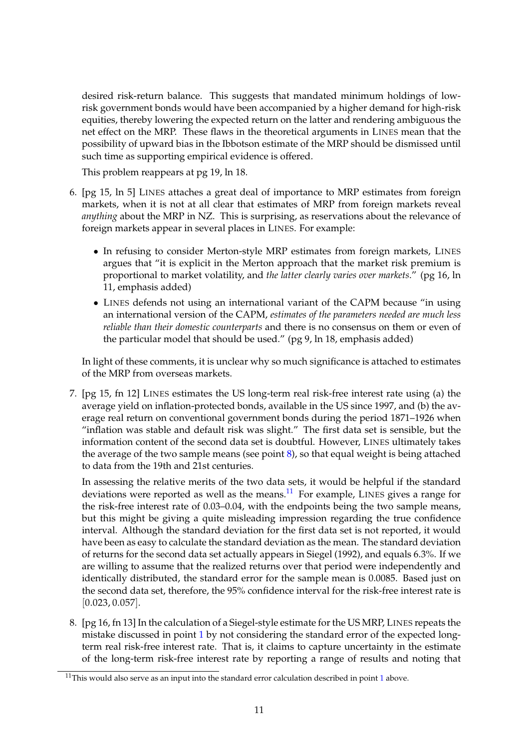desired risk-return balance. This suggests that mandated minimum holdings of low-risk government bonds would have been accompanied by a higher demand for high-risk equities, thereby lowering the expected return on the latter and rendering ambiguous the net effect on the MRP. These flaws in the theoretical arguments in LINES mean that the possibility of upward bias in the Ibbotson estimate of the MRP should be dismissed until such time as supporting empirical evidence is offered.

This problem reappears at pg 19, ln 18.

6. [pg 15, ln 5] LINES attaches a great deal of importance to MRP estimates from foreign markets, when it is not at all clear that estimates of MRP from foreign markets reveal *anything* about the MRP in NZ. This is surprising, as reservations about the relevance of foreign markets appear in several places in LINES. For example:

   - In refusing to consider Merton-style MRP estimates from foreign markets, LINES argues that "it is explicit in the Merton approach that the market risk premium is proportional to market volatility, and *the latter clearly varies over markets*." (pg 16, ln 11, emphasis added)
   - LINES defends not using an international variant of the CAPM because "in using an international version of the CAPM, *estimates of the parameters needed are much less reliable than their domestic counterparts* and there is no consensus on them or even of the particular model that should be used." (pg 9, ln 18, emphasis added)

   In light of these comments, it is unclear why so much significance is attached to estimates of the MRP from overseas markets.

7. [pg 15, fn 12] LINES estimates the US long-term real risk-free interest rate using (a) the average yield on inflation-protected bonds, available in the US since 1997, and (b) the average real return on conventional government bonds during the period 1871–1926 when "inflation was stable and default risk was slight." The first data set is sensible, but the information content of the second data set is doubtful. However, LINES ultimately takes the average of the two sample means (see point 8), so that equal weight is being attached to data from the 19th and 21st centuries.

   In assessing the relative merits of the two data sets, it would be helpful if the standard deviations were reported as well as the means.[11] For example, LINES gives a range for the risk-free interest rate of 0.03–0.04, with the endpoints being the two sample means, but this might be giving a quite misleading impression regarding the true confidence interval. Although the standard deviation for the first data set is not reported, it would have been as easy to calculate the standard deviation as the mean. The standard deviation of returns for the second data set actually appears in Siegel (1992), and equals 6.3%. If we are willing to assume that the realized returns over that period were independently and identically distributed, the standard error for the sample mean is 0.0085. Based just on the second data set, therefore, the 95% confidence interval for the risk-free interest rate is $[0.023, 0.057]$.

8. [pg 16, fn 13] In the calculation of a Siegel-style estimate for the US MRP, LINES repeats the mistake discussed in point 1 by not considering the standard error of the expected long-term real risk-free interest rate. That is, it claims to capture uncertainty in the estimate of the long-term risk-free interest rate by reporting a range of results and noting that

[11] This would also serve as an input into the standard error calculation described in point 1 above.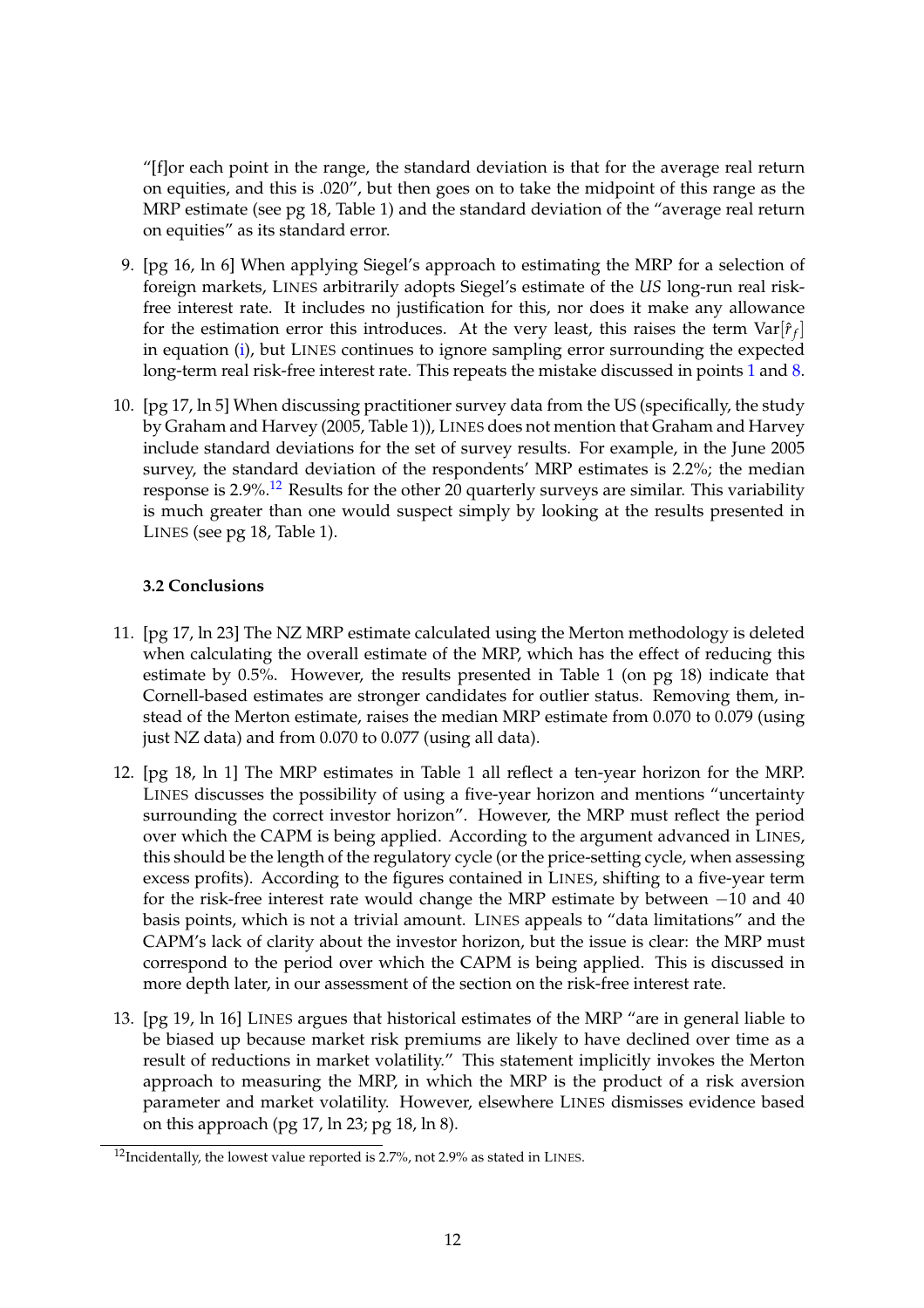"[f]or each point in the range, the standard deviation is that for the average real return on equities, and this is .020", but then goes on to take the midpoint of this range as the MRP estimate (see pg 18, Table 1) and the standard deviation of the "average real return on equities" as its standard error.

9. [pg 16, ln 6] When applying Siegel's approach to estimating the MRP for a selection of foreign markets, LINES arbitrarily adopts Siegel's estimate of the *US* long-run real risk-free interest rate. It includes no justification for this, nor does it make any allowance for the estimation error this introduces. At the very least, this raises the term $\text{Var}[\hat{r}_f]$ in equation (i), but LINES continues to ignore sampling error surrounding the expected long-term real risk-free interest rate. This repeats the mistake discussed in points 1 and 8.

10. [pg 17, ln 5] When discussing practitioner survey data from the US (specifically, the study by Graham and Harvey (2005, Table 1)), LINES does not mention that Graham and Harvey include standard deviations for the set of survey results. For example, in the June 2005 survey, the standard deviation of the respondents' MRP estimates is 2.2%; the median response is 2.9%.[12] Results for the other 20 quarterly surveys are similar. This variability is much greater than one would suspect simply by looking at the results presented in LINES (see pg 18, Table 1).

**3.2 Conclusions**

11. [pg 17, ln 23] The NZ MRP estimate calculated using the Merton methodology is deleted when calculating the overall estimate of the MRP, which has the effect of reducing this estimate by 0.5%. However, the results presented in Table 1 (on pg 18) indicate that Cornell-based estimates are stronger candidates for outlier status. Removing them, instead of the Merton estimate, raises the median MRP estimate from 0.070 to 0.079 (using just NZ data) and from 0.070 to 0.077 (using all data).

12. [pg 18, ln 1] The MRP estimates in Table 1 all reflect a ten-year horizon for the MRP. LINES discusses the possibility of using a five-year horizon and mentions "uncertainty surrounding the correct investor horizon". However, the MRP must reflect the period over which the CAPM is being applied. According to the argument advanced in LINES, this should be the length of the regulatory cycle (or the price-setting cycle, when assessing excess profits). According to the figures contained in LINES, shifting to a five-year term for the risk-free interest rate would change the MRP estimate by between $-10$ and 40 basis points, which is not a trivial amount. LINES appeals to "data limitations" and the CAPM's lack of clarity about the investor horizon, but the issue is clear: the MRP must correspond to the period over which the CAPM is being applied. This is discussed in more depth later, in our assessment of the section on the risk-free interest rate.

13. [pg 19, ln 16] LINES argues that historical estimates of the MRP "are in general liable to be biased up because market risk premiums are likely to have declined over time as a result of reductions in market volatility." This statement implicitly invokes the Merton approach to measuring the MRP, in which the MRP is the product of a risk aversion parameter and market volatility. However, elsewhere LINES dismisses evidence based on this approach (pg 17, ln 23; pg 18, ln 8).

[12] Incidentally, the lowest value reported is 2.7%, not 2.9% as stated in LINES.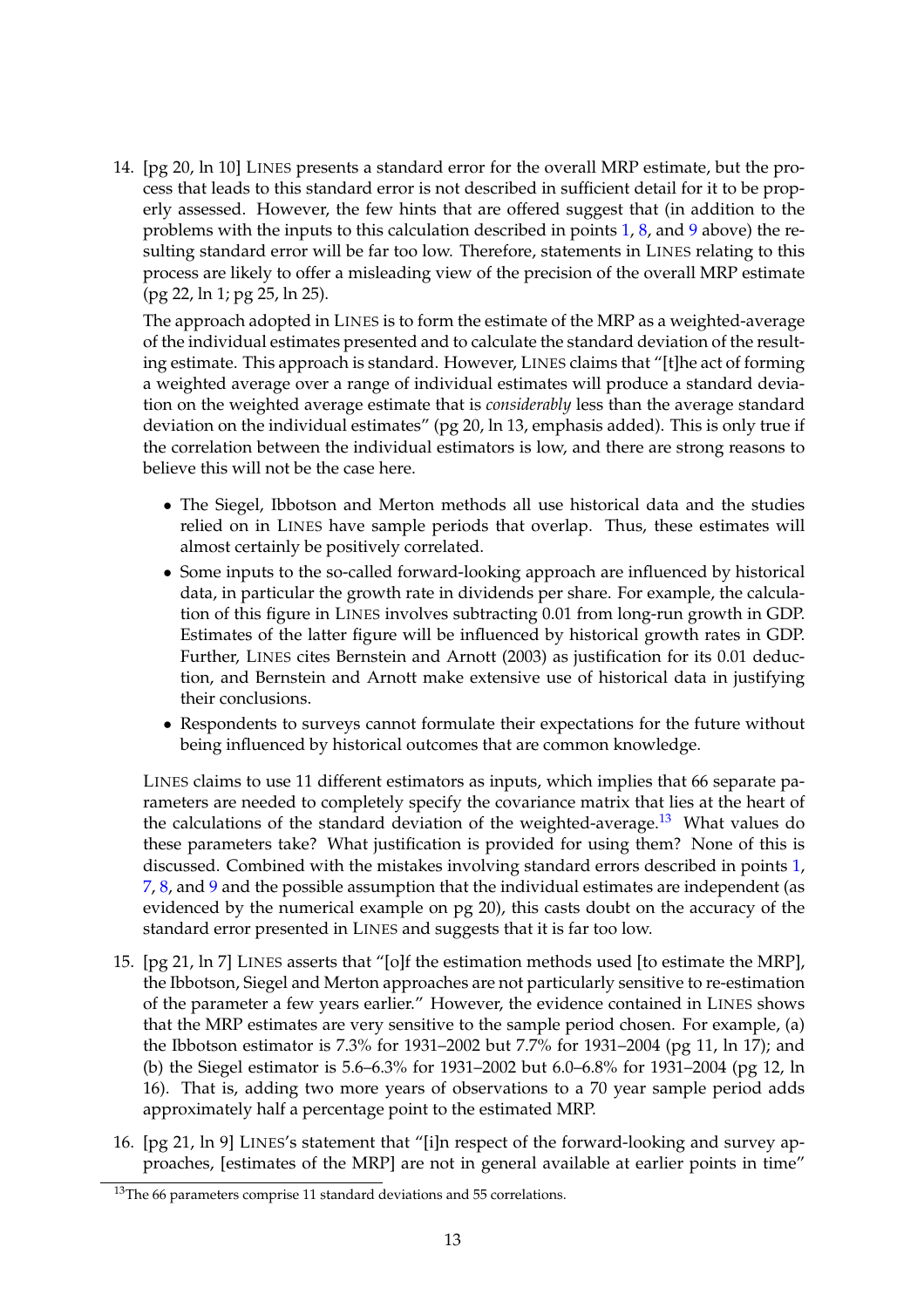14. [pg 20, ln 10] LINES presents a standard error for the overall MRP estimate, but the process that leads to this standard error is not described in sufficient detail for it to be properly assessed. However, the few hints that are offered suggest that (in addition to the problems with the inputs to this calculation described in points 1, 8, and 9 above) the resulting standard error will be far too low. Therefore, statements in LINES relating to this process are likely to offer a misleading view of the precision of the overall MRP estimate (pg 22, ln 1; pg 25, ln 25).

    The approach adopted in LINES is to form the estimate of the MRP as a weighted-average of the individual estimates presented and to calculate the standard deviation of the resulting estimate. This approach is standard. However, LINES claims that "[t]he act of forming a weighted average over a range of individual estimates will produce a standard deviation on the weighted average estimate that is *considerably* less than the average standard deviation on the individual estimates" (pg 20, ln 13, emphasis added). This is only true if the correlation between the individual estimators is low, and there are strong reasons to believe this will not be the case here.

    - The Siegel, Ibbotson and Merton methods all use historical data and the studies relied on in LINES have sample periods that overlap. Thus, these estimates will almost certainly be positively correlated.
    - Some inputs to the so-called forward-looking approach are influenced by historical data, in particular the growth rate in dividends per share. For example, the calculation of this figure in LINES involves subtracting 0.01 from long-run growth in GDP. Estimates of the latter figure will be influenced by historical growth rates in GDP. Further, LINES cites Bernstein and Arnott (2003) as justification for its 0.01 deduction, and Bernstein and Arnott make extensive use of historical data in justifying their conclusions.
    - Respondents to surveys cannot formulate their expectations for the future without being influenced by historical outcomes that are common knowledge.

    LINES claims to use 11 different estimators as inputs, which implies that 66 separate parameters are needed to completely specify the covariance matrix that lies at the heart of the calculations of the standard deviation of the weighted-average.[13] What values do these parameters take? What justification is provided for using them? None of this is discussed. Combined with the mistakes involving standard errors described in points 1, 7, 8, and 9 and the possible assumption that the individual estimates are independent (as evidenced by the numerical example on pg 20), this casts doubt on the accuracy of the standard error presented in LINES and suggests that it is far too low.

15. [pg 21, ln 7] LINES asserts that "[o]f the estimation methods used [to estimate the MRP], the Ibbotson, Siegel and Merton approaches are not particularly sensitive to re-estimation of the parameter a few years earlier." However, the evidence contained in LINES shows that the MRP estimates are very sensitive to the sample period chosen. For example, (a) the Ibbotson estimator is 7.3% for 1931–2002 but 7.7% for 1931–2004 (pg 11, ln 17); and (b) the Siegel estimator is 5.6–6.3% for 1931–2002 but 6.0–6.8% for 1931–2004 (pg 12, ln 16). That is, adding two more years of observations to a 70 year sample period adds approximately half a percentage point to the estimated MRP.

16. [pg 21, ln 9] LINES's statement that "[i]n respect of the forward-looking and survey approaches, [estimates of the MRP] are not in general available at earlier points in time"

[13] The 66 parameters comprise 11 standard deviations and 55 correlations.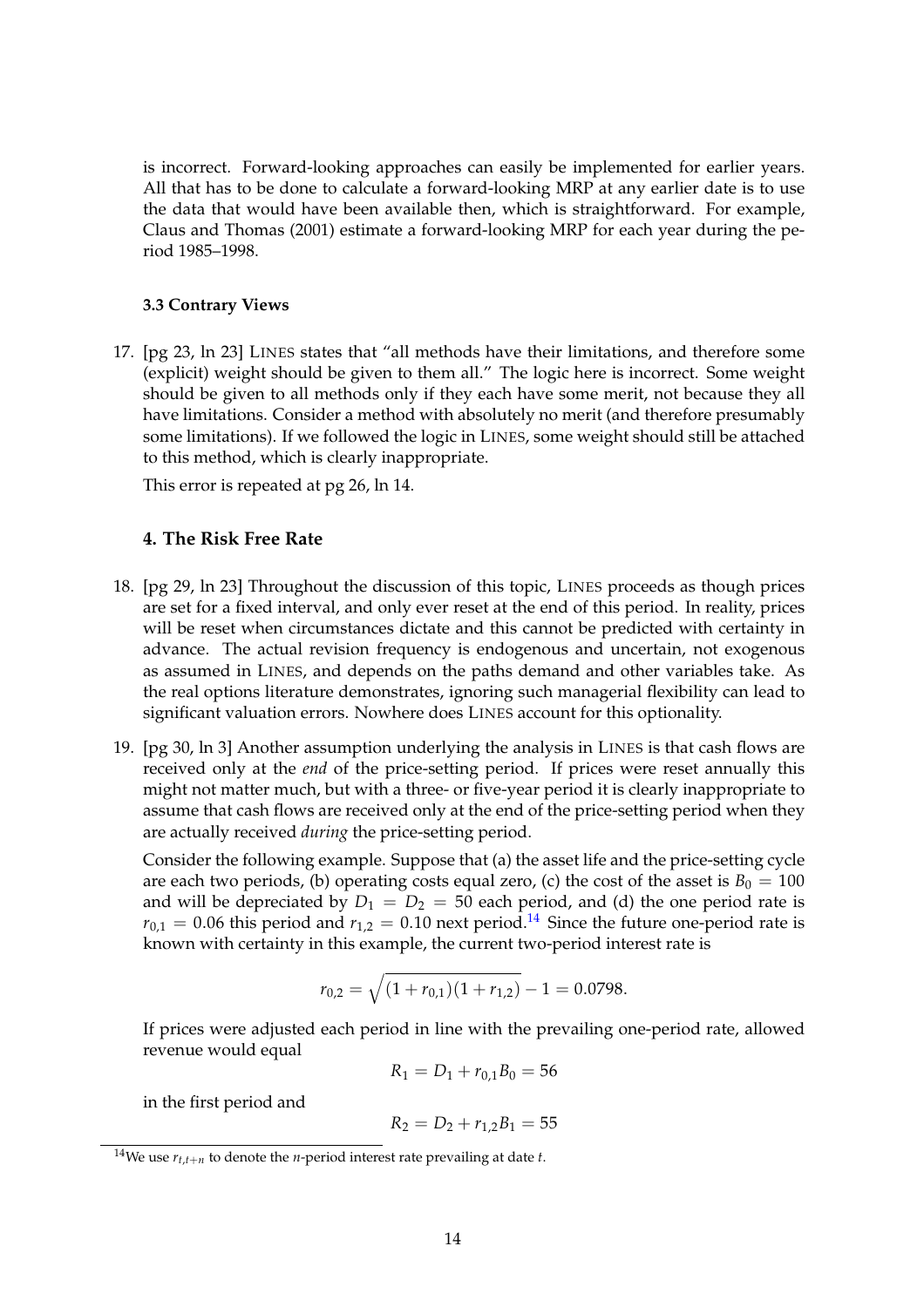is incorrect. Forward-looking approaches can easily be implemented for earlier years. All that has to be done to calculate a forward-looking MRP at any earlier date is to use the data that would have been available then, which is straightforward. For example, Claus and Thomas (2001) estimate a forward-looking MRP for each year during the period 1985–1998.

### 3.3 Contrary Views

17. [pg 23, ln 23] LINES states that "all methods have their limitations, and therefore some (explicit) weight should be given to them all." The logic here is incorrect. Some weight should be given to all methods only if they each have some merit, not because they all have limitations. Consider a method with absolutely no merit (and therefore presumably some limitations). If we followed the logic in LINES, some weight should still be attached to this method, which is clearly inappropriate.

    This error is repeated at pg 26, ln 14.

## 4. The Risk Free Rate

18. [pg 29, ln 23] Throughout the discussion of this topic, LINES proceeds as though prices are set for a fixed interval, and only ever reset at the end of this period. In reality, prices will be reset when circumstances dictate and this cannot be predicted with certainty in advance. The actual revision frequency is endogenous and uncertain, not exogenous as assumed in LINES, and depends on the paths demand and other variables take. As the real options literature demonstrates, ignoring such managerial flexibility can lead to significant valuation errors. Nowhere does LINES account for this optionality.

19. [pg 30, ln 3] Another assumption underlying the analysis in LINES is that cash flows are received only at the *end* of the price-setting period. If prices were reset annually this might not matter much, but with a three- or five-year period it is clearly inappropriate to assume that cash flows are received only at the end of the price-setting period when they are actually received *during* the price-setting period.

    Consider the following example. Suppose that (a) the asset life and the price-setting cycle are each two periods, (b) operating costs equal zero, (c) the cost of the asset is $B_0 = 100$ and will be depreciated by $D_1 = D_2 = 50$ each period, and (d) the one period rate is $r_{0,1} = 0.06$ this period and $r_{1,2} = 0.10$ next period.[14] Since the future one-period rate is known with certainty in this example, the current two-period interest rate is

$$r_{0,2} = \sqrt{(1 + r_{0,1})(1 + r_{1,2})} - 1 = 0.0798.$$

    If prices were adjusted each period in line with the prevailing one-period rate, allowed revenue would equal

$$R_1 = D_1 + r_{0,1}B_0 = 56$$

    in the first period and

$$R_2 = D_2 + r_{1,2}B_1 = 55$$

[14] We use $r_{t,t+n}$ to denote the $n$-period interest rate prevailing at date $t$.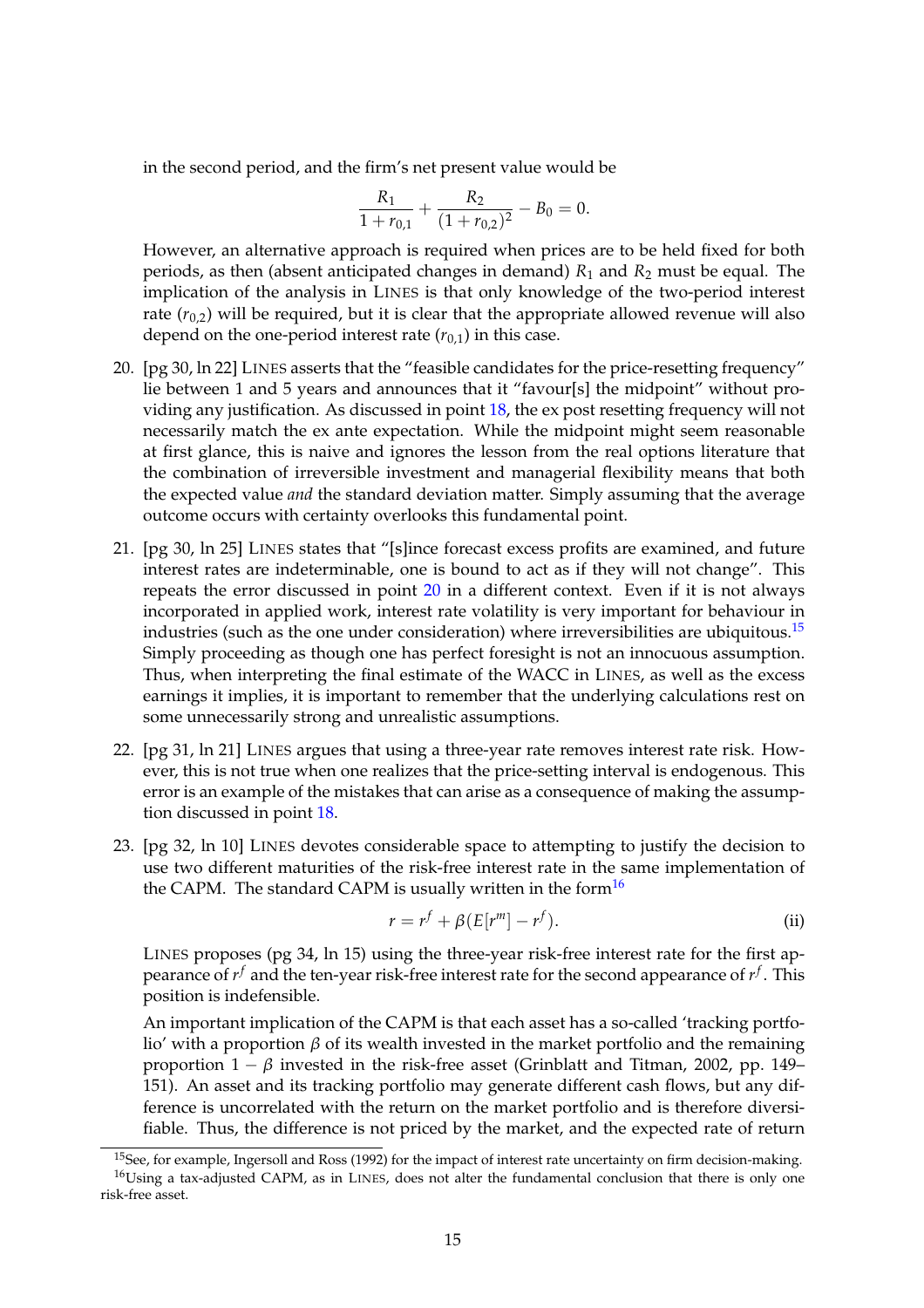in the second period, and the firm's net present value would be

$$\frac{R_1}{1+r_{0,1}} + \frac{R_2}{(1+r_{0,2})^2} - B_0 = 0.$$

However, an alternative approach is required when prices are to be held fixed for both periods, as then (absent anticipated changes in demand) $R_1$ and $R_2$ must be equal. The implication of the analysis in LINES is that only knowledge of the two-period interest rate ($r_{0,2}$) will be required, but it is clear that the appropriate allowed revenue will also depend on the one-period interest rate ($r_{0,1}$) in this case.

20. [pg 30, ln 22] LINES asserts that the "feasible candidates for the price-resetting frequency" lie between 1 and 5 years and announces that it "favour[s] the midpoint" without providing any justification. As discussed in point 18, the ex post resetting frequency will not necessarily match the ex ante expectation. While the midpoint might seem reasonable at first glance, this is naive and ignores the lesson from the real options literature that the combination of irreversible investment and managerial flexibility means that both the expected value *and* the standard deviation matter. Simply assuming that the average outcome occurs with certainty overlooks this fundamental point.

21. [pg 30, ln 25] LINES states that "[s]ince forecast excess profits are examined, and future interest rates are indeterminable, one is bound to act as if they will not change". This repeats the error discussed in point 20 in a different context. Even if it is not always incorporated in applied work, interest rate volatility is very important for behaviour in industries (such as the one under consideration) where irreversibilities are ubiquitous.[15] Simply proceeding as though one has perfect foresight is not an innocuous assumption. Thus, when interpreting the final estimate of the WACC in LINES, as well as the excess earnings it implies, it is important to remember that the underlying calculations rest on some unnecessarily strong and unrealistic assumptions.

22. [pg 31, ln 21] LINES argues that using a three-year rate removes interest rate risk. However, this is not true when one realizes that the price-setting interval is endogenous. This error is an example of the mistakes that can arise as a consequence of making the assumption discussed in point 18.

23. [pg 32, ln 10] LINES devotes considerable space to attempting to justify the decision to use two different maturities of the risk-free interest rate in the same implementation of the CAPM. The standard CAPM is usually written in the form[16]

$$r = r^f + \beta(E[r^m] - r^f). \tag{ii}$$

LINES proposes (pg 34, ln 15) using the three-year risk-free interest rate for the first appearance of $r^f$ and the ten-year risk-free interest rate for the second appearance of $r^f$. This position is indefensible.

An important implication of the CAPM is that each asset has a so-called 'tracking portfolio' with a proportion $\beta$ of its wealth invested in the market portfolio and the remaining proportion $1-\beta$ invested in the risk-free asset (Grinblatt and Titman, 2002, pp. 149–151). An asset and its tracking portfolio may generate different cash flows, but any difference is uncorrelated with the return on the market portfolio and is therefore diversifiable. Thus, the difference is not priced by the market, and the expected rate of return

[15] See, for example, Ingersoll and Ross (1992) for the impact of interest rate uncertainty on firm decision-making.

[16] Using a tax-adjusted CAPM, as in LINES, does not alter the fundamental conclusion that there is only one risk-free asset.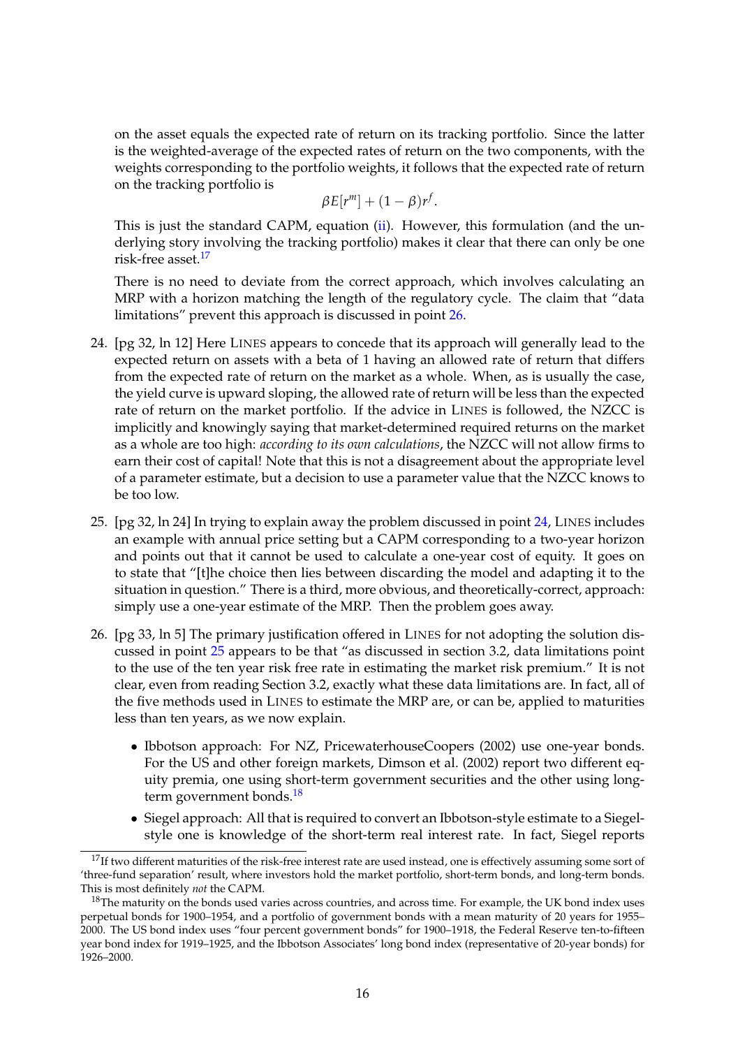on the asset equals the expected rate of return on its tracking portfolio. Since the latter is the weighted-average of the expected rates of return on the two components, with the weights corresponding to the portfolio weights, it follows that the expected rate of return on the tracking portfolio is

$$\beta E[r^m] + (1 - \beta) r^f.$$

This is just the standard CAPM, equation (ii). However, this formulation (and the underlying story involving the tracking portfolio) makes it clear that there can only be one risk-free asset.[17]

There is no need to deviate from the correct approach, which involves calculating an MRP with a horizon matching the length of the regulatory cycle. The claim that "data limitations" prevent this approach is discussed in point 26.

24. [pg 32, ln 12] Here LINES appears to concede that its approach will generally lead to the expected return on assets with a beta of 1 having an allowed rate of return that differs from the expected rate of return on the market as a whole. When, as is usually the case, the yield curve is upward sloping, the allowed rate of return will be less than the expected rate of return on the market portfolio. If the advice in LINES is followed, the NZCC is implicitly and knowingly saying that market-determined required returns on the market as a whole are too high: *according to its own calculations*, the NZCC will not allow firms to earn their cost of capital! Note that this is not a disagreement about the appropriate level of a parameter estimate, but a decision to use a parameter value that the NZCC knows to be too low.

25. [pg 32, ln 24] In trying to explain away the problem discussed in point 24, LINES includes an example with annual price setting but a CAPM corresponding to a two-year horizon and points out that it cannot be used to calculate a one-year cost of equity. It goes on to state that "[t]he choice then lies between discarding the model and adapting it to the situation in question." There is a third, more obvious, and theoretically-correct, approach: simply use a one-year estimate of the MRP. Then the problem goes away.

26. [pg 33, ln 5] The primary justification offered in LINES for not adopting the solution discussed in point 25 appears to be that "as discussed in section 3.2, data limitations point to the use of the ten year risk free rate in estimating the market risk premium." It is not clear, even from reading Section 3.2, exactly what these data limitations are. In fact, all of the five methods used in LINES to estimate the MRP are, or can be, applied to maturities less than ten years, as we now explain.

    - Ibbotson approach: For NZ, PricewaterhouseCoopers (2002) use one-year bonds. For the US and other foreign markets, Dimson et al. (2002) report two different equity premia, one using short-term government securities and the other using long-term government bonds.[18]
    - Siegel approach: All that is required to convert an Ibbotson-style estimate to a Siegel-style one is knowledge of the short-term real interest rate. In fact, Siegel reports

[17] If two different maturities of the risk-free interest rate are used instead, one is effectively assuming some sort of 'three-fund separation' result, where investors hold the market portfolio, short-term bonds, and long-term bonds. This is most definitely *not* the CAPM.

[18] The maturity on the bonds used varies across countries, and across time. For example, the UK bond index uses perpetual bonds for 1900–1954, and a portfolio of government bonds with a mean maturity of 20 years for 1955–2000. The US bond index uses "four percent government bonds" for 1900–1918, the Federal Reserve ten-to-fifteen year bond index for 1919–1925, and the Ibbotson Associates' long bond index (representative of 20-year bonds) for 1926–2000.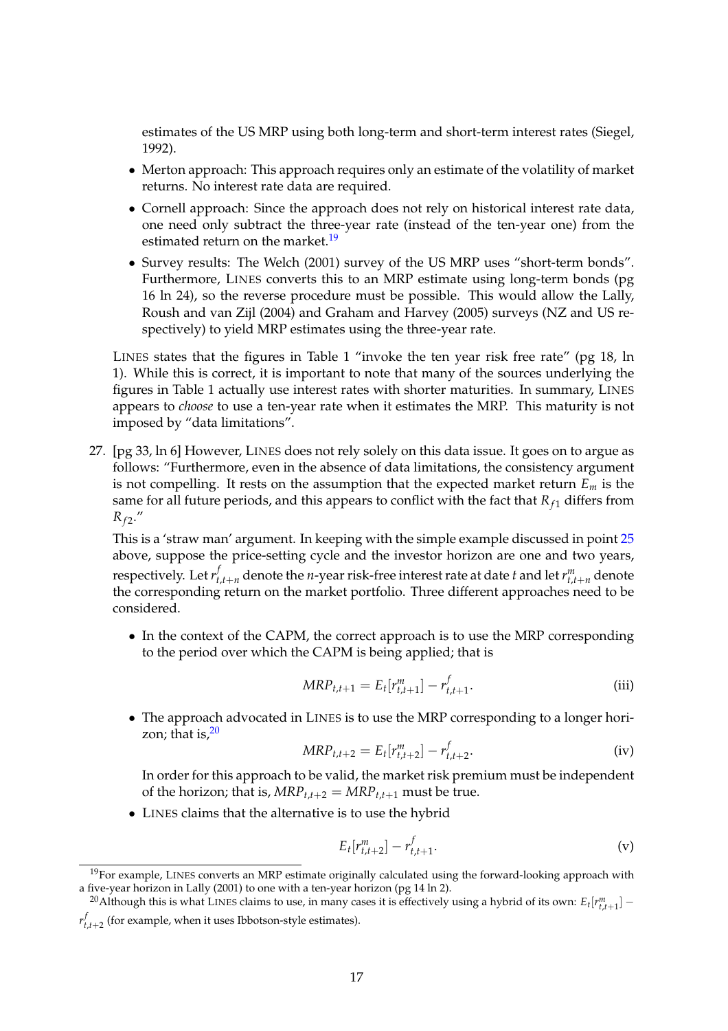estimates of the US MRP using both long-term and short-term interest rates (Siegel, 1992).

- Merton approach: This approach requires only an estimate of the volatility of market returns. No interest rate data are required.
- Cornell approach: Since the approach does not rely on historical interest rate data, one need only subtract the three-year rate (instead of the ten-year one) from the estimated return on the market.[19]
- Survey results: The Welch (2001) survey of the US MRP uses "short-term bonds". Furthermore, LINES converts this to an MRP estimate using long-term bonds (pg 16 ln 24), so the reverse procedure must be possible. This would allow the Lally, Roush and van Zijl (2004) and Graham and Harvey (2005) surveys (NZ and US respectively) to yield MRP estimates using the three-year rate.

LINES states that the figures in Table 1 "invoke the ten year risk free rate" (pg 18, ln 1). While this is correct, it is important to note that many of the sources underlying the figures in Table 1 actually use interest rates with shorter maturities. In summary, LINES appears to *choose* to use a ten-year rate when it estimates the MRP. This maturity is not imposed by "data limitations".

27. [pg 33, ln 6] However, LINES does not rely solely on this data issue. It goes on to argue as follows: "Furthermore, even in the absence of data limitations, the consistency argument is not compelling. It rests on the assumption that the expected market return $E_m$ is the same for all future periods, and this appears to conflict with the fact that $R_{f1}$ differs from $R_{f2}$."

    This is a 'straw man' argument. In keeping with the simple example discussed in point 25 above, suppose the price-setting cycle and the investor horizon are one and two years, respectively. Let $r^f_{t,t+n}$ denote the $n$-year risk-free interest rate at date $t$ and let $r^m_{t,t+n}$ denote the corresponding return on the market portfolio. Three different approaches need to be considered.

    - In the context of the CAPM, the correct approach is to use the MRP corresponding to the period over which the CAPM is being applied; that is

    $$MRP_{t,t+1} = E_t[r^m_{t,t+1}] - r^f_{t,t+1}. \tag{iii}$$

    - The approach advocated in LINES is to use the MRP corresponding to a longer horizon; that is,[20]

    $$MRP_{t,t+2} = E_t[r^m_{t,t+2}] - r^f_{t,t+2}. \tag{iv}$$

      In order for this approach to be valid, the market risk premium must be independent of the horizon; that is, $MRP_{t,t+2} = MRP_{t,t+1}$ must be true.

    - LINES claims that the alternative is to use the hybrid

    $$E_t[r^m_{t,t+2}] - r^f_{t,t+1}. \tag{v}$$

[19] For example, LINES converts an MRP estimate originally calculated using the forward-looking approach with a five-year horizon in Lally (2001) to one with a ten-year horizon (pg 14 ln 2).

[20] Although this is what LINES claims to use, in many cases it is effectively using a hybrid of its own: $E_t[r^m_{t,t+1}] - r^f_{t,t+2}$ (for example, when it uses Ibbotson-style estimates).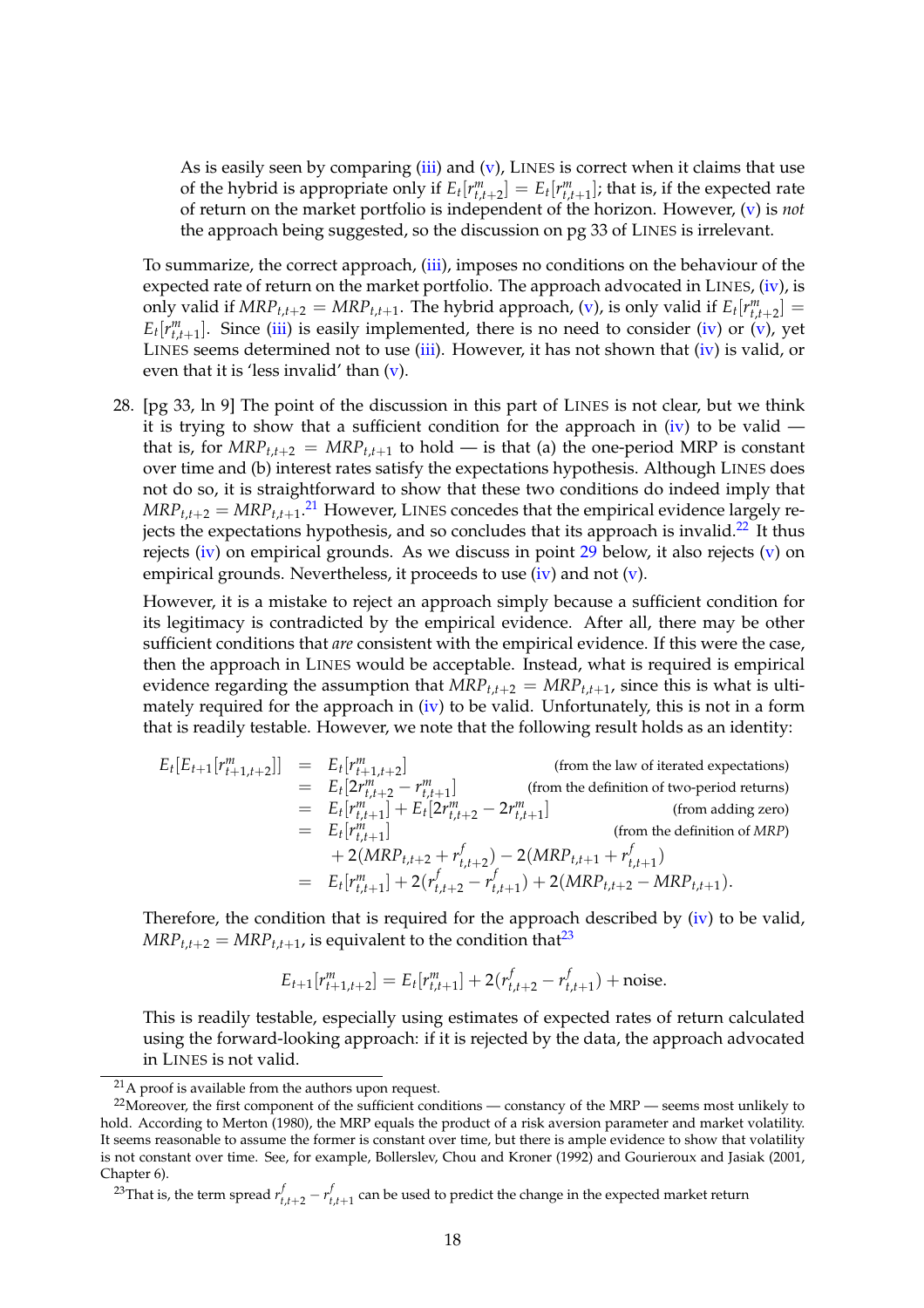As is easily seen by comparing (iii) and (v), LINES is correct when it claims that use of the hybrid is appropriate only if $E_t[r^m_{t,t+2}] = E_t[r^m_{t,t+1}]$; that is, if the expected rate of return on the market portfolio is independent of the horizon. However, (v) is *not* the approach being suggested, so the discussion on pg 33 of LINES is irrelevant.

To summarize, the correct approach, (iii), imposes no conditions on the behaviour of the expected rate of return on the market portfolio. The approach advocated in LINES, (iv), is only valid if $MRP_{t,t+2} = MRP_{t,t+1}$. The hybrid approach, (v), is only valid if $E_t[r^m_{t,t+2}] = E_t[r^m_{t,t+1}]$. Since (iii) is easily implemented, there is no need to consider (iv) or (v), yet LINES seems determined not to use (iii). However, it has not shown that (iv) is valid, or even that it is 'less invalid' than (v).

28. [pg 33, ln 9] The point of the discussion in this part of LINES is not clear, but we think it is trying to show that a sufficient condition for the approach in (iv) to be valid — that is, for $MRP_{t,t+2} = MRP_{t,t+1}$ to hold — is that (a) the one-period MRP is constant over time and (b) interest rates satisfy the expectations hypothesis. Although LINES does not do so, it is straightforward to show that these two conditions do indeed imply that $MRP_{t,t+2} = MRP_{t,t+1}$.[21] However, LINES concedes that the empirical evidence largely rejects the expectations hypothesis, and so concludes that its approach is invalid.[22] It thus rejects (iv) on empirical grounds. As we discuss in point 29 below, it also rejects (v) on empirical grounds. Nevertheless, it proceeds to use (iv) and not (v).

However, it is a mistake to reject an approach simply because a sufficient condition for its legitimacy is contradicted by the empirical evidence. After all, there may be other sufficient conditions that *are* consistent with the empirical evidence. If this were the case, then the approach in LINES would be acceptable. Instead, what is required is empirical evidence regarding the assumption that $MRP_{t,t+2} = MRP_{t,t+1}$, since this is what is ultimately required for the approach in (iv) to be valid. Unfortunately, this is not in a form that is readily testable. However, we note that the following result holds as an identity:

$$
\begin{aligned}
E_t[E_{t+1}[r^m_{t+1,t+2}]] &= E_t[r^m_{t+1,t+2}] && \text{(from the law of iterated expectations)} \\
&= E_t[2r^m_{t,t+2} - r^m_{t,t+1}] && \text{(from the definition of two-period returns)} \\
&= E_t[r^m_{t,t+1}] + E_t[2r^m_{t,t+2} - 2r^m_{t,t+1}] && \text{(from adding zero)} \\
&= E_t[r^m_{t,t+1}] && \text{(from the definition of } MRP\text{)} \\
&\quad + 2(MRP_{t,t+2} + r^f_{t,t+2}) - 2(MRP_{t,t+1} + r^f_{t,t+1}) \\
&= E_t[r^m_{t,t+1}] + 2(r^f_{t,t+2} - r^f_{t,t+1}) + 2(MRP_{t,t+2} - MRP_{t,t+1}).
\end{aligned}
$$

Therefore, the condition that is required for the approach described by (iv) to be valid, $MRP_{t,t+2} = MRP_{t,t+1}$, is equivalent to the condition that[23]

$$
E_{t+1}[r^m_{t+1,t+2}] = E_t[r^m_{t,t+1}] + 2(r^f_{t,t+2} - r^f_{t,t+1}) + \text{noise}.
$$

This is readily testable, especially using estimates of expected rates of return calculated using the forward-looking approach: if it is rejected by the data, the approach advocated in LINES is not valid.

[21] A proof is available from the authors upon request.

[22] Moreover, the first component of the sufficient conditions — constancy of the MRP — seems most unlikely to hold. According to Merton (1980), the MRP equals the product of a risk aversion parameter and market volatility. It seems reasonable to assume the former is constant over time, but there is ample evidence to show that volatility is not constant over time. See, for example, Bollerslev, Chou and Kroner (1992) and Gourieroux and Jasiak (2001, Chapter 6).

[23] That is, the term spread $r^f_{t,t+2} - r^f_{t,t+1}$ can be used to predict the change in the expected market return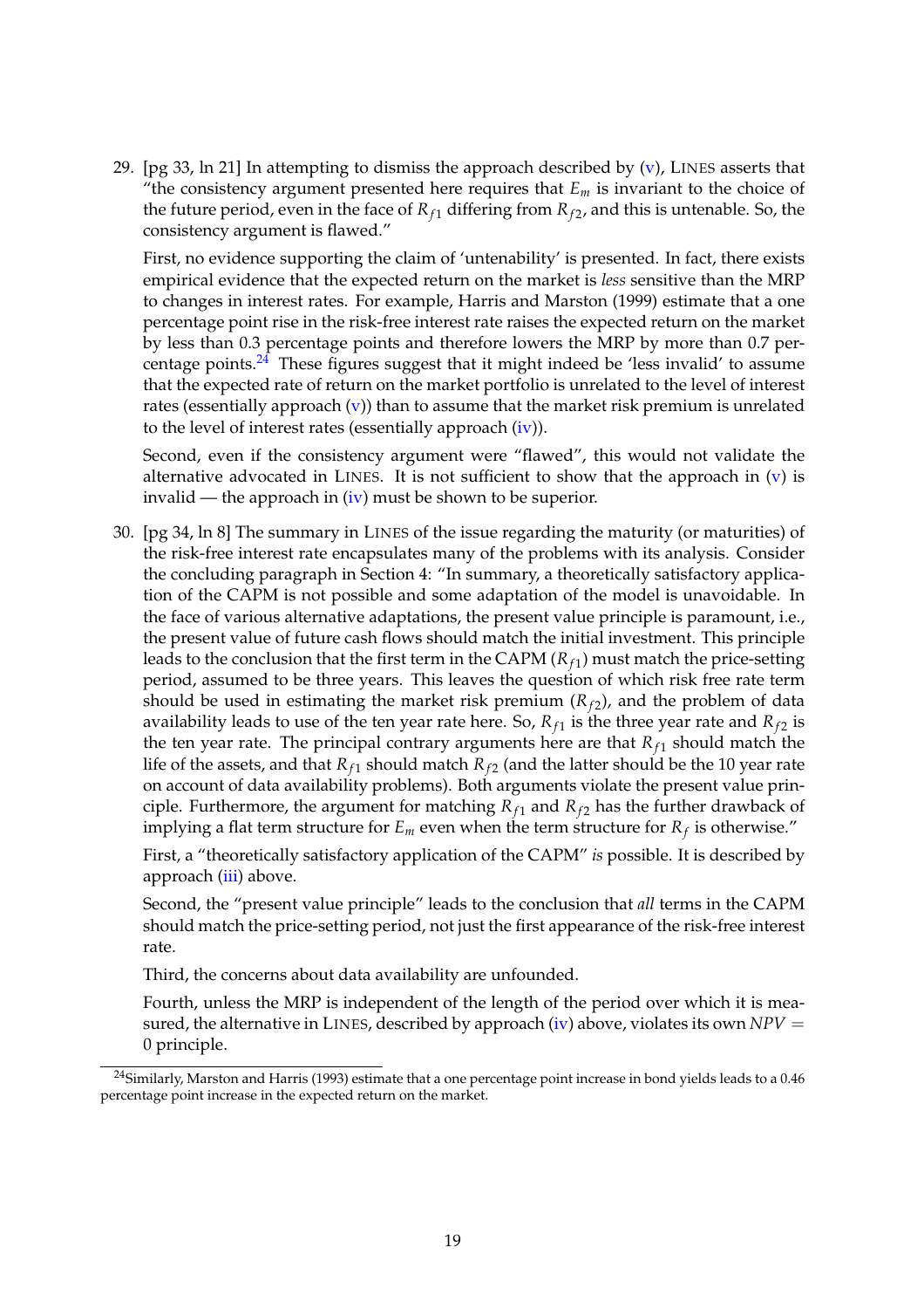29. [pg 33, ln 21] In attempting to dismiss the approach described by (v), LINES asserts that "the consistency argument presented here requires that $E_m$ is invariant to the choice of the future period, even in the face of $R_{f1}$ differing from $R_{f2}$, and this is untenable. So, the consistency argument is flawed."

    First, no evidence supporting the claim of 'untenability' is presented. In fact, there exists empirical evidence that the expected return on the market is *less* sensitive than the MRP to changes in interest rates. For example, Harris and Marston (1999) estimate that a one percentage point rise in the risk-free interest rate raises the expected return on the market by less than 0.3 percentage points and therefore lowers the MRP by more than 0.7 percentage points.[24] These figures suggest that it might indeed be 'less invalid' to assume that the expected rate of return on the market portfolio is unrelated to the level of interest rates (essentially approach (v)) than to assume that the market risk premium is unrelated to the level of interest rates (essentially approach (iv)).

    Second, even if the consistency argument were "flawed", this would not validate the alternative advocated in LINES. It is not sufficient to show that the approach in (v) is invalid — the approach in (iv) must be shown to be superior.

30. [pg 34, ln 8] The summary in LINES of the issue regarding the maturity (or maturities) of the risk-free interest rate encapsulates many of the problems with its analysis. Consider the concluding paragraph in Section 4: "In summary, a theoretically satisfactory application of the CAPM is not possible and some adaptation of the model is unavoidable. In the face of various alternative adaptations, the present value principle is paramount, i.e., the present value of future cash flows should match the initial investment. This principle leads to the conclusion that the first term in the CAPM ($R_{f1}$) must match the price-setting period, assumed to be three years. This leaves the question of which risk free rate term should be used in estimating the market risk premium ($R_{f2}$), and the problem of data availability leads to use of the ten year rate here. So, $R_{f1}$ is the three year rate and $R_{f2}$ is the ten year rate. The principal contrary arguments here are that $R_{f1}$ should match the life of the assets, and that $R_{f1}$ should match $R_{f2}$ (and the latter should be the 10 year rate on account of data availability problems). Both arguments violate the present value principle. Furthermore, the argument for matching $R_{f1}$ and $R_{f2}$ has the further drawback of implying a flat term structure for $E_m$ even when the term structure for $R_f$ is otherwise."

    First, a "theoretically satisfactory application of the CAPM" *is* possible. It is described by approach (iii) above.

    Second, the "present value principle" leads to the conclusion that *all* terms in the CAPM should match the price-setting period, not just the first appearance of the risk-free interest rate.

    Third, the concerns about data availability are unfounded.

    Fourth, unless the MRP is independent of the length of the period over which it is measured, the alternative in LINES, described by approach (iv) above, violates its own $NPV = 0$ principle.

[24] Similarly, Marston and Harris (1993) estimate that a one percentage point increase in bond yields leads to a 0.46 percentage point increase in the expected return on the market.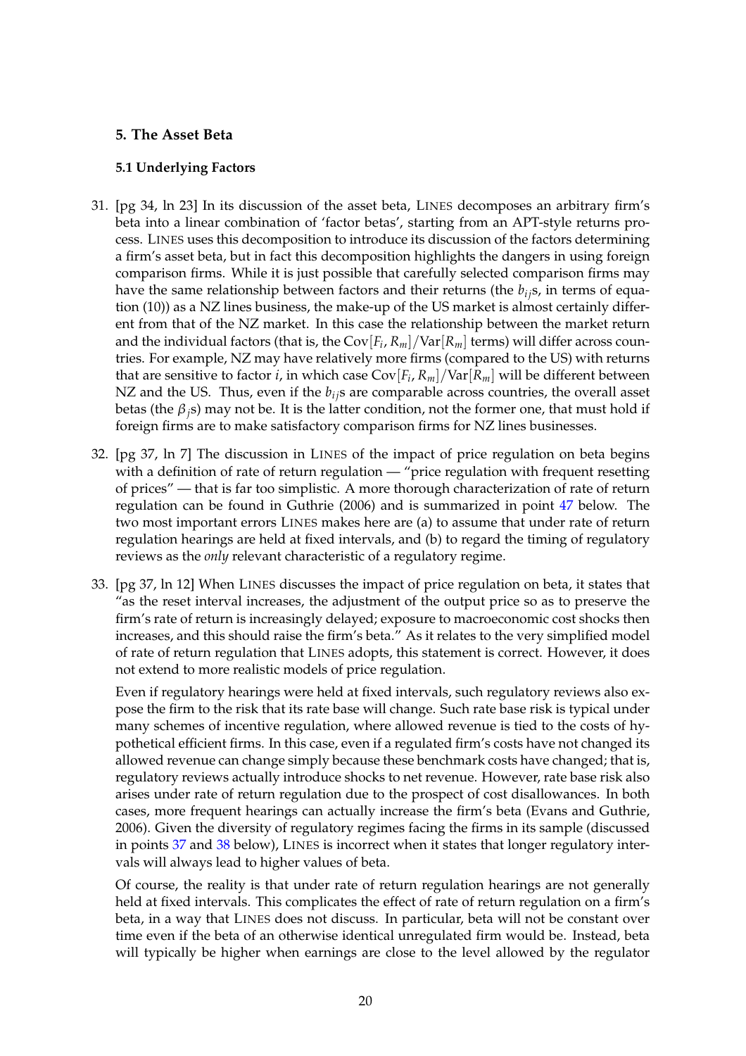## 5. The Asset Beta

### 5.1 Underlying Factors

31. [pg 34, ln 23] In its discussion of the asset beta, LINES decomposes an arbitrary firm's beta into a linear combination of 'factor betas', starting from an APT-style returns process. LINES uses this decomposition to introduce its discussion of the factors determining a firm's asset beta, but in fact this decomposition highlights the dangers in using foreign comparison firms. While it is just possible that carefully selected comparison firms may have the same relationship between factors and their returns (the $b_{ij}$s, in terms of equation (10)) as a NZ lines business, the make-up of the US market is almost certainly different from that of the NZ market. In this case the relationship between the market return and the individual factors (that is, the $\text{Cov}[F_i, R_m]/\text{Var}[R_m]$ terms) will differ across countries. For example, NZ may have relatively more firms (compared to the US) with returns that are sensitive to factor $i$, in which case $\text{Cov}[F_i, R_m]/\text{Var}[R_m]$ will be different between NZ and the US. Thus, even if the $b_{ij}$s are comparable across countries, the overall asset betas (the $\beta_j$s) may not be. It is the latter condition, not the former one, that must hold if foreign firms are to make satisfactory comparison firms for NZ lines businesses.

32. [pg 37, ln 7] The discussion in LINES of the impact of price regulation on beta begins with a definition of rate of return regulation — "price regulation with frequent resetting of prices" — that is far too simplistic. A more thorough characterization of rate of return regulation can be found in Guthrie (2006) and is summarized in point 47 below. The two most important errors LINES makes here are (a) to assume that under rate of return regulation hearings are held at fixed intervals, and (b) to regard the timing of regulatory reviews as the *only* relevant characteristic of a regulatory regime.

33. [pg 37, ln 12] When LINES discusses the impact of price regulation on beta, it states that "as the reset interval increases, the adjustment of the output price so as to preserve the firm's rate of return is increasingly delayed; exposure to macroeconomic cost shocks then increases, and this should raise the firm's beta." As it relates to the very simplified model of rate of return regulation that LINES adopts, this statement is correct. However, it does not extend to more realistic models of price regulation.

    Even if regulatory hearings were held at fixed intervals, such regulatory reviews also expose the firm to the risk that its rate base will change. Such rate base risk is typical under many schemes of incentive regulation, where allowed revenue is tied to the costs of hypothetical efficient firms. In this case, even if a regulated firm's costs have not changed its allowed revenue can change simply because these benchmark costs have changed; that is, regulatory reviews actually introduce shocks to net revenue. However, rate base risk also arises under rate of return regulation due to the prospect of cost disallowances. In both cases, more frequent hearings can actually increase the firm's beta (Evans and Guthrie, 2006). Given the diversity of regulatory regimes facing the firms in its sample (discussed in points 37 and 38 below), LINES is incorrect when it states that longer regulatory intervals will always lead to higher values of beta.

    Of course, the reality is that under rate of return regulation hearings are not generally held at fixed intervals. This complicates the effect of rate of return regulation on a firm's beta, in a way that LINES does not discuss. In particular, beta will not be constant over time even if the beta of an otherwise identical unregulated firm would be. Instead, beta will typically be higher when earnings are close to the level allowed by the regulator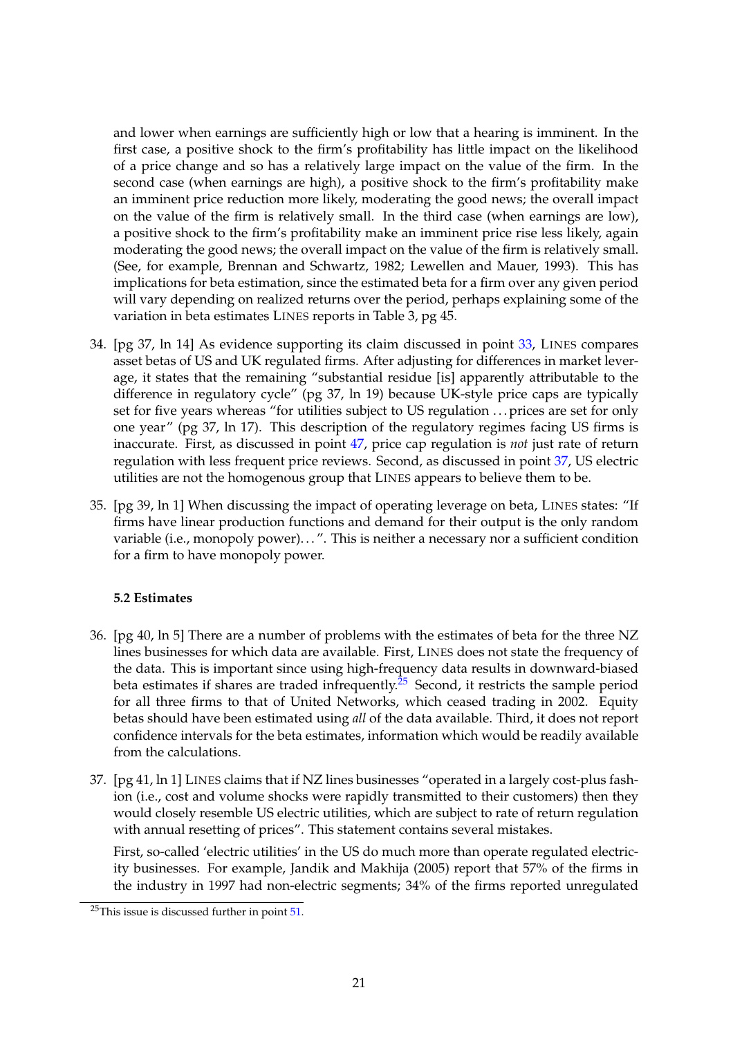and lower when earnings are sufficiently high or low that a hearing is imminent. In the first case, a positive shock to the firm's profitability has little impact on the likelihood of a price change and so has a relatively large impact on the value of the firm. In the second case (when earnings are high), a positive shock to the firm's profitability make an imminent price reduction more likely, moderating the good news; the overall impact on the value of the firm is relatively small. In the third case (when earnings are low), a positive shock to the firm's profitability make an imminent price rise less likely, again moderating the good news; the overall impact on the value of the firm is relatively small. (See, for example, Brennan and Schwartz, 1982; Lewellen and Mauer, 1993). This has implications for beta estimation, since the estimated beta for a firm over any given period will vary depending on realized returns over the period, perhaps explaining some of the variation in beta estimates LINES reports in Table 3, pg 45.

34. [pg 37, ln 14] As evidence supporting its claim discussed in point 33, LINES compares asset betas of US and UK regulated firms. After adjusting for differences in market leverage, it states that the remaining "substantial residue [is] apparently attributable to the difference in regulatory cycle" (pg 37, ln 19) because UK-style price caps are typically set for five years whereas "for utilities subject to US regulation ... prices are set for only one year" (pg 37, ln 17). This description of the regulatory regimes facing US firms is inaccurate. First, as discussed in point 47, price cap regulation is *not* just rate of return regulation with less frequent price reviews. Second, as discussed in point 37, US electric utilities are not the homogenous group that LINES appears to believe them to be.

35. [pg 39, ln 1] When discussing the impact of operating leverage on beta, LINES states: "If firms have linear production functions and demand for their output is the only random variable (i.e., monopoly power)...". This is neither a necessary nor a sufficient condition for a firm to have monopoly power.

### 5.2 Estimates

36. [pg 40, ln 5] There are a number of problems with the estimates of beta for the three NZ lines businesses for which data are available. First, LINES does not state the frequency of the data. This is important since using high-frequency data results in downward-biased beta estimates if shares are traded infrequently.[25] Second, it restricts the sample period for all three firms to that of United Networks, which ceased trading in 2002. Equity betas should have been estimated using *all* of the data available. Third, it does not report confidence intervals for the beta estimates, information which would be readily available from the calculations.

37. [pg 41, ln 1] LINES claims that if NZ lines businesses "operated in a largely cost-plus fashion (i.e., cost and volume shocks were rapidly transmitted to their customers) then they would closely resemble US electric utilities, which are subject to rate of return regulation with annual resetting of prices". This statement contains several mistakes.

    First, so-called 'electric utilities' in the US do much more than operate regulated electricity businesses. For example, Jandik and Makhija (2005) report that 57% of the firms in the industry in 1997 had non-electric segments; 34% of the firms reported unregulated

[25] This issue is discussed further in point 51.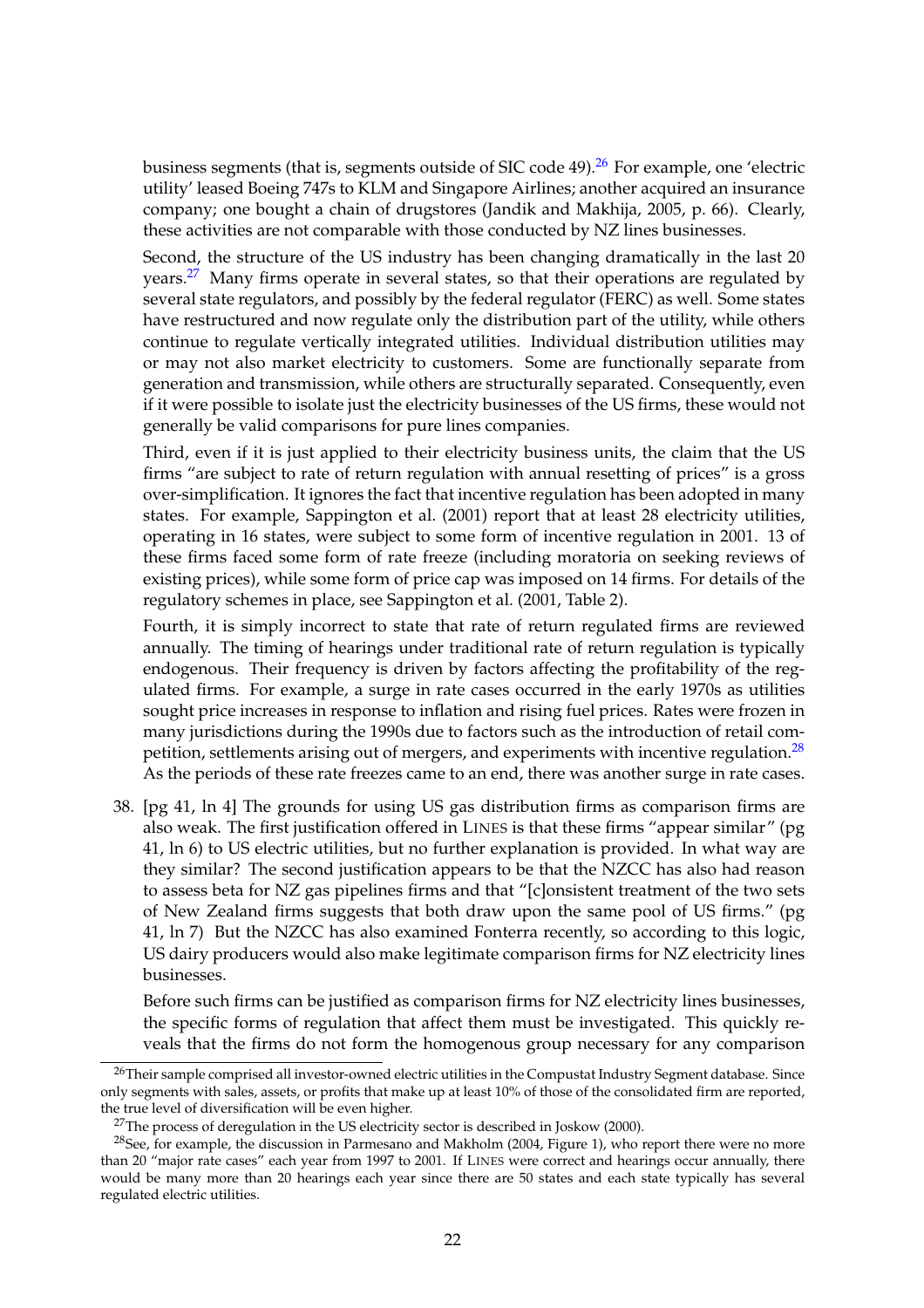business segments (that is, segments outside of SIC code 49).[26] For example, one 'electric utility' leased Boeing 747s to KLM and Singapore Airlines; another acquired an insurance company; one bought a chain of drugstores (Jandik and Makhija, 2005, p. 66). Clearly, these activities are not comparable with those conducted by NZ lines businesses.

Second, the structure of the US industry has been changing dramatically in the last 20 years.[27] Many firms operate in several states, so that their operations are regulated by several state regulators, and possibly by the federal regulator (FERC) as well. Some states have restructured and now regulate only the distribution part of the utility, while others continue to regulate vertically integrated utilities. Individual distribution utilities may or may not also market electricity to customers. Some are functionally separate from generation and transmission, while others are structurally separated. Consequently, even if it were possible to isolate just the electricity businesses of the US firms, these would not generally be valid comparisons for pure lines companies.

Third, even if it is just applied to their electricity business units, the claim that the US firms "are subject to rate of return regulation with annual resetting of prices" is a gross over-simplification. It ignores the fact that incentive regulation has been adopted in many states. For example, Sappington et al. (2001) report that at least 28 electricity utilities, operating in 16 states, were subject to some form of incentive regulation in 2001. 13 of these firms faced some form of rate freeze (including moratoria on seeking reviews of existing prices), while some form of price cap was imposed on 14 firms. For details of the regulatory schemes in place, see Sappington et al. (2001, Table 2).

Fourth, it is simply incorrect to state that rate of return regulated firms are reviewed annually. The timing of hearings under traditional rate of return regulation is typically endogenous. Their frequency is driven by factors affecting the profitability of the regulated firms. For example, a surge in rate cases occurred in the early 1970s as utilities sought price increases in response to inflation and rising fuel prices. Rates were frozen in many jurisdictions during the 1990s due to factors such as the introduction of retail competition, settlements arising out of mergers, and experiments with incentive regulation.[28] As the periods of these rate freezes came to an end, there was another surge in rate cases.

38. [pg 41, ln 4] The grounds for using US gas distribution firms as comparison firms are also weak. The first justification offered in LINES is that these firms "appear similar" (pg 41, ln 6) to US electric utilities, but no further explanation is provided. In what way are they similar? The second justification appears to be that the NZCC has also had reason to assess beta for NZ gas pipelines firms and that "[c]onsistent treatment of the two sets of New Zealand firms suggests that both draw upon the same pool of US firms." (pg 41, ln 7) But the NZCC has also examined Fonterra recently, so according to this logic, US dairy producers would also make legitimate comparison firms for NZ electricity lines businesses.

    Before such firms can be justified as comparison firms for NZ electricity lines businesses, the specific forms of regulation that affect them must be investigated. This quickly reveals that the firms do not form the homogenous group necessary for any comparison

[26] Their sample comprised all investor-owned electric utilities in the Compustat Industry Segment database. Since only segments with sales, assets, or profits that make up at least 10% of those of the consolidated firm are reported, the true level of diversification will be even higher.

[27] The process of deregulation in the US electricity sector is described in Joskow (2000).

[28] See, for example, the discussion in Parmesano and Makholm (2004, Figure 1), who report there were no more than 20 "major rate cases" each year from 1997 to 2001. If LINES were correct and hearings occur annually, there would be many more than 20 hearings each year since there are 50 states and each state typically has several regulated electric utilities.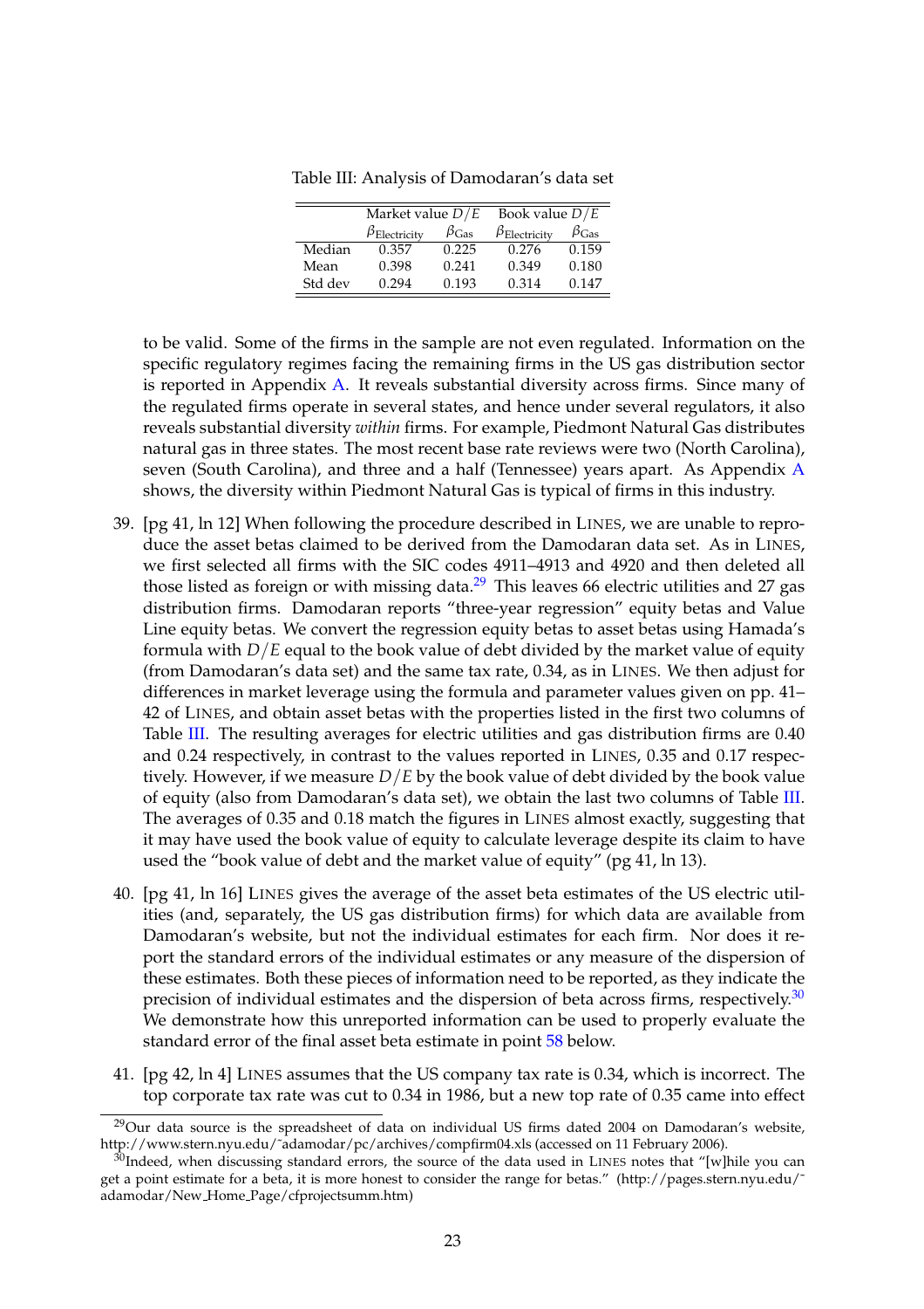Table III: Analysis of Damodaran's data set

| | Market value $D/E$ | | Book value $D/E$ | |
|---|---|---|---|---|
| | $\beta_{\text{Electricity}}$ | $\beta_{\text{Gas}}$ | $\beta_{\text{Electricity}}$ | $\beta_{\text{Gas}}$ |
| Median | 0.357 | 0.225 | 0.276 | 0.159 |
| Mean | 0.398 | 0.241 | 0.349 | 0.180 |
| Std dev | 0.294 | 0.193 | 0.314 | 0.147 |

to be valid. Some of the firms in the sample are not even regulated. Information on the specific regulatory regimes facing the remaining firms in the US gas distribution sector is reported in Appendix A. It reveals substantial diversity across firms. Since many of the regulated firms operate in several states, and hence under several regulators, it also reveals substantial diversity *within* firms. For example, Piedmont Natural Gas distributes natural gas in three states. The most recent base rate reviews were two (North Carolina), seven (South Carolina), and three and a half (Tennessee) years apart. As Appendix A shows, the diversity within Piedmont Natural Gas is typical of firms in this industry.

39. [pg 41, ln 12] When following the procedure described in LINES, we are unable to reproduce the asset betas claimed to be derived from the Damodaran data set. As in LINES, we first selected all firms with the SIC codes 4911–4913 and 4920 and then deleted all those listed as foreign or with missing data.[29] This leaves 66 electric utilities and 27 gas distribution firms. Damodaran reports "three-year regression" equity betas and Value Line equity betas. We convert the regression equity betas to asset betas using Hamada's formula with $D/E$ equal to the book value of debt divided by the market value of equity (from Damodaran's data set) and the same tax rate, 0.34, as in LINES. We then adjust for differences in market leverage using the formula and parameter values given on pp. 41–42 of LINES, and obtain asset betas with the properties listed in the first two columns of Table III. The resulting averages for electric utilities and gas distribution firms are 0.40 and 0.24 respectively, in contrast to the values reported in LINES, 0.35 and 0.17 respectively. However, if we measure $D/E$ by the book value of debt divided by the book value of equity (also from Damodaran's data set), we obtain the last two columns of Table III. The averages of 0.35 and 0.18 match the figures in LINES almost exactly, suggesting that it may have used the book value of equity to calculate leverage despite its claim to have used the "book value of debt and the market value of equity" (pg 41, ln 13).

40. [pg 41, ln 16] LINES gives the average of the asset beta estimates of the US electric utilities (and, separately, the US gas distribution firms) for which data are available from Damodaran's website, but not the individual estimates for each firm. Nor does it report the standard errors of the individual estimates or any measure of the dispersion of these estimates. Both these pieces of information need to be reported, as they indicate the precision of individual estimates and the dispersion of beta across firms, respectively.[30] We demonstrate how this unreported information can be used to properly evaluate the standard error of the final asset beta estimate in point 58 below.

41. [pg 42, ln 4] LINES assumes that the US company tax rate is 0.34, which is incorrect. The top corporate tax rate was cut to 0.34 in 1986, but a new top rate of 0.35 came into effect

[29] Our data source is the spreadsheet of data on individual US firms dated 2004 on Damodaran's website, http://www.stern.nyu.edu/~adamodar/pc/archives/compfirm04.xls (accessed on 11 February 2006).

[30] Indeed, when discussing standard errors, the source of the data used in LINES notes that "[w]hile you can get a point estimate for a beta, it is more honest to consider the range for betas." (http://pages.stern.nyu.edu/~adamodar/New_Home_Page/cfprojectsumm.htm)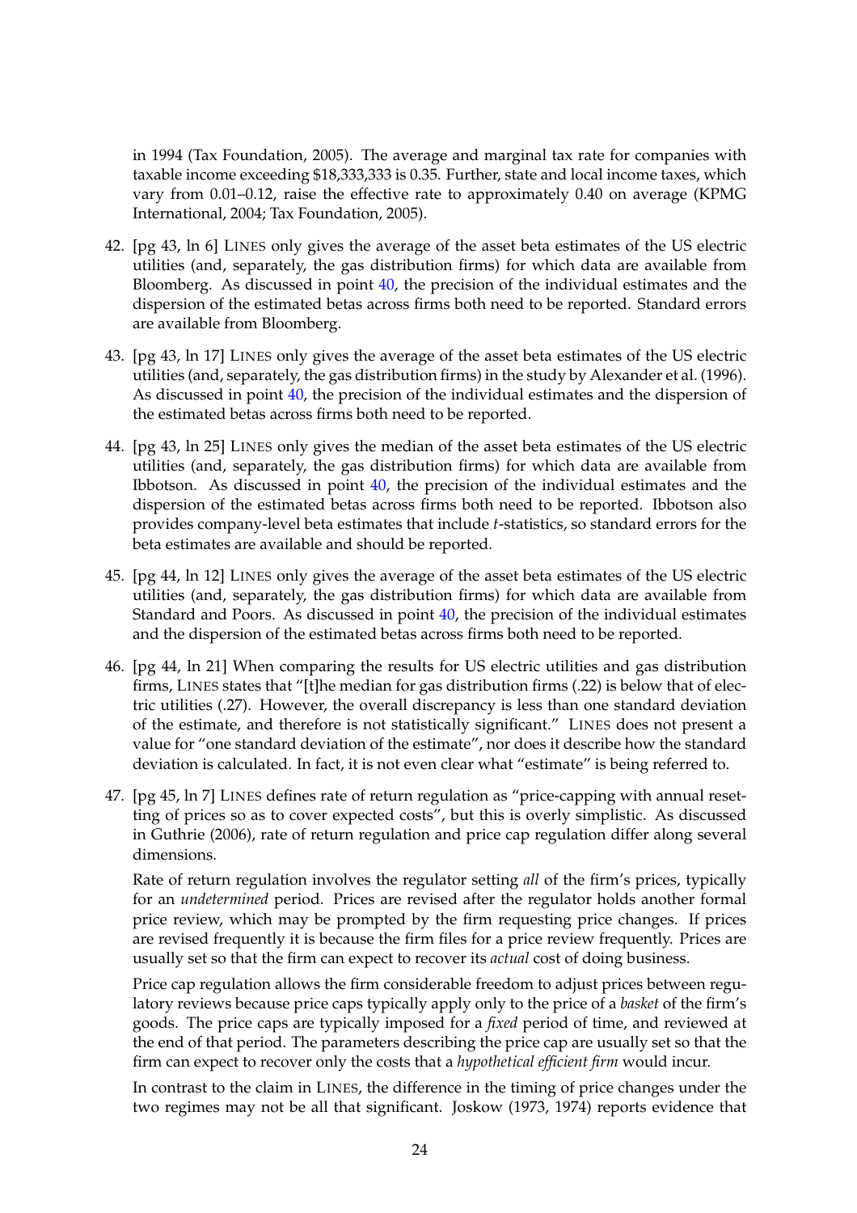in 1994 (Tax Foundation, 2005). The average and marginal tax rate for companies with taxable income exceeding $18,333,333 is 0.35. Further, state and local income taxes, which vary from 0.01–0.12, raise the effective rate to approximately 0.40 on average (KPMG International, 2004; Tax Foundation, 2005).

42. [pg 43, ln 6] LINES only gives the average of the asset beta estimates of the US electric utilities (and, separately, the gas distribution firms) for which data are available from Bloomberg. As discussed in point 40, the precision of the individual estimates and the dispersion of the estimated betas across firms both need to be reported. Standard errors are available from Bloomberg.

43. [pg 43, ln 17] LINES only gives the average of the asset beta estimates of the US electric utilities (and, separately, the gas distribution firms) in the study by Alexander et al. (1996). As discussed in point 40, the precision of the individual estimates and the dispersion of the estimated betas across firms both need to be reported.

44. [pg 43, ln 25] LINES only gives the median of the asset beta estimates of the US electric utilities (and, separately, the gas distribution firms) for which data are available from Ibbotson. As discussed in point 40, the precision of the individual estimates and the dispersion of the estimated betas across firms both need to be reported. Ibbotson also provides company-level beta estimates that include *t*-statistics, so standard errors for the beta estimates are available and should be reported.

45. [pg 44, ln 12] LINES only gives the average of the asset beta estimates of the US electric utilities (and, separately, the gas distribution firms) for which data are available from Standard and Poors. As discussed in point 40, the precision of the individual estimates and the dispersion of the estimated betas across firms both need to be reported.

46. [pg 44, ln 21] When comparing the results for US electric utilities and gas distribution firms, LINES states that "[t]he median for gas distribution firms (.22) is below that of electric utilities (.27). However, the overall discrepancy is less than one standard deviation of the estimate, and therefore is not statistically significant." LINES does not present a value for "one standard deviation of the estimate", nor does it describe how the standard deviation is calculated. In fact, it is not even clear what "estimate" is being referred to.

47. [pg 45, ln 7] LINES defines rate of return regulation as "price-capping with annual resetting of prices so as to cover expected costs", but this is overly simplistic. As discussed in Guthrie (2006), rate of return regulation and price cap regulation differ along several dimensions.

    Rate of return regulation involves the regulator setting *all* of the firm's prices, typically for an *undetermined* period. Prices are revised after the regulator holds another formal price review, which may be prompted by the firm requesting price changes. If prices are revised frequently it is because the firm files for a price review frequently. Prices are usually set so that the firm can expect to recover its *actual* cost of doing business.

    Price cap regulation allows the firm considerable freedom to adjust prices between regulatory reviews because price caps typically apply only to the price of a *basket* of the firm's goods. The price caps are typically imposed for a *fixed* period of time, and reviewed at the end of that period. The parameters describing the price cap are usually set so that the firm can expect to recover only the costs that a *hypothetical efficient firm* would incur.

    In contrast to the claim in LINES, the difference in the timing of price changes under the two regimes may not be all that significant. Joskow (1973, 1974) reports evidence that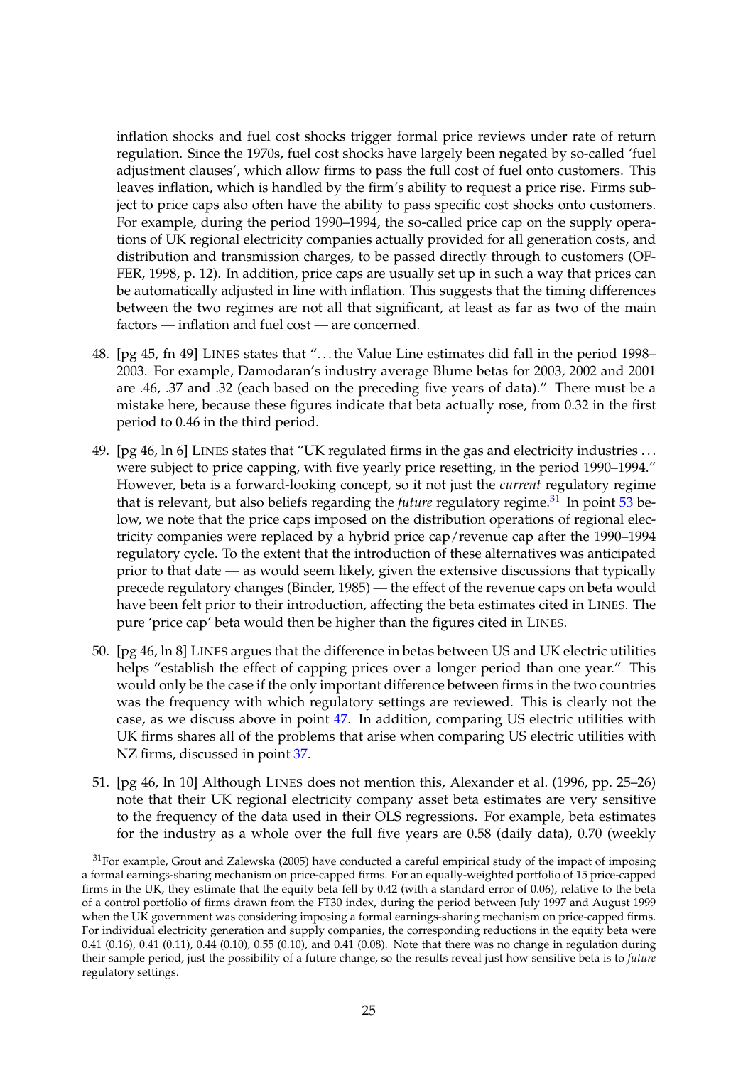inflation shocks and fuel cost shocks trigger formal price reviews under rate of return regulation. Since the 1970s, fuel cost shocks have largely been negated by so-called 'fuel adjustment clauses', which allow firms to pass the full cost of fuel onto customers. This leaves inflation, which is handled by the firm's ability to request a price rise. Firms subject to price caps also often have the ability to pass specific cost shocks onto customers. For example, during the period 1990–1994, the so-called price cap on the supply operations of UK regional electricity companies actually provided for all generation costs, and distribution and transmission charges, to be passed directly through to customers (OFFER, 1998, p. 12). In addition, price caps are usually set up in such a way that prices can be automatically adjusted in line with inflation. This suggests that the timing differences between the two regimes are not all that significant, at least as far as two of the main factors — inflation and fuel cost — are concerned.

48. [pg 45, fn 49] LINES states that "...the Value Line estimates did fall in the period 1998–2003. For example, Damodaran's industry average Blume betas for 2003, 2002 and 2001 are .46, .37 and .32 (each based on the preceding five years of data)." There must be a mistake here, because these figures indicate that beta actually rose, from 0.32 in the first period to 0.46 in the third period.

49. [pg 46, ln 6] LINES states that "UK regulated firms in the gas and electricity industries ... were subject to price capping, with five yearly price resetting, in the period 1990–1994." However, beta is a forward-looking concept, so it not just the *current* regulatory regime that is relevant, but also beliefs regarding the *future* regulatory regime.[31] In point 53 below, we note that the price caps imposed on the distribution operations of regional electricity companies were replaced by a hybrid price cap/revenue cap after the 1990–1994 regulatory cycle. To the extent that the introduction of these alternatives was anticipated prior to that date — as would seem likely, given the extensive discussions that typically precede regulatory changes (Binder, 1985) — the effect of the revenue caps on beta would have been felt prior to their introduction, affecting the beta estimates cited in LINES. The pure 'price cap' beta would then be higher than the figures cited in LINES.

50. [pg 46, ln 8] LINES argues that the difference in betas between US and UK electric utilities helps "establish the effect of capping prices over a longer period than one year." This would only be the case if the only important difference between firms in the two countries was the frequency with which regulatory settings are reviewed. This is clearly not the case, as we discuss above in point 47. In addition, comparing US electric utilities with UK firms shares all of the problems that arise when comparing US electric utilities with NZ firms, discussed in point 37.

51. [pg 46, ln 10] Although LINES does not mention this, Alexander et al. (1996, pp. 25–26) note that their UK regional electricity company asset beta estimates are very sensitive to the frequency of the data used in their OLS regressions. For example, beta estimates for the industry as a whole over the full five years are 0.58 (daily data), 0.70 (weekly

[31] For example, Grout and Zalewska (2005) have conducted a careful empirical study of the impact of imposing a formal earnings-sharing mechanism on price-capped firms. For an equally-weighted portfolio of 15 price-capped firms in the UK, they estimate that the equity beta fell by 0.42 (with a standard error of 0.06), relative to the beta of a control portfolio of firms drawn from the FT30 index, during the period between July 1997 and August 1999 when the UK government was considering imposing a formal earnings-sharing mechanism on price-capped firms. For individual electricity generation and supply companies, the corresponding reductions in the equity beta were 0.41 (0.16), 0.41 (0.11), 0.44 (0.10), 0.55 (0.10), and 0.41 (0.08). Note that there was no change in regulation during their sample period, just the possibility of a future change, so the results reveal just how sensitive beta is to *future* regulatory settings.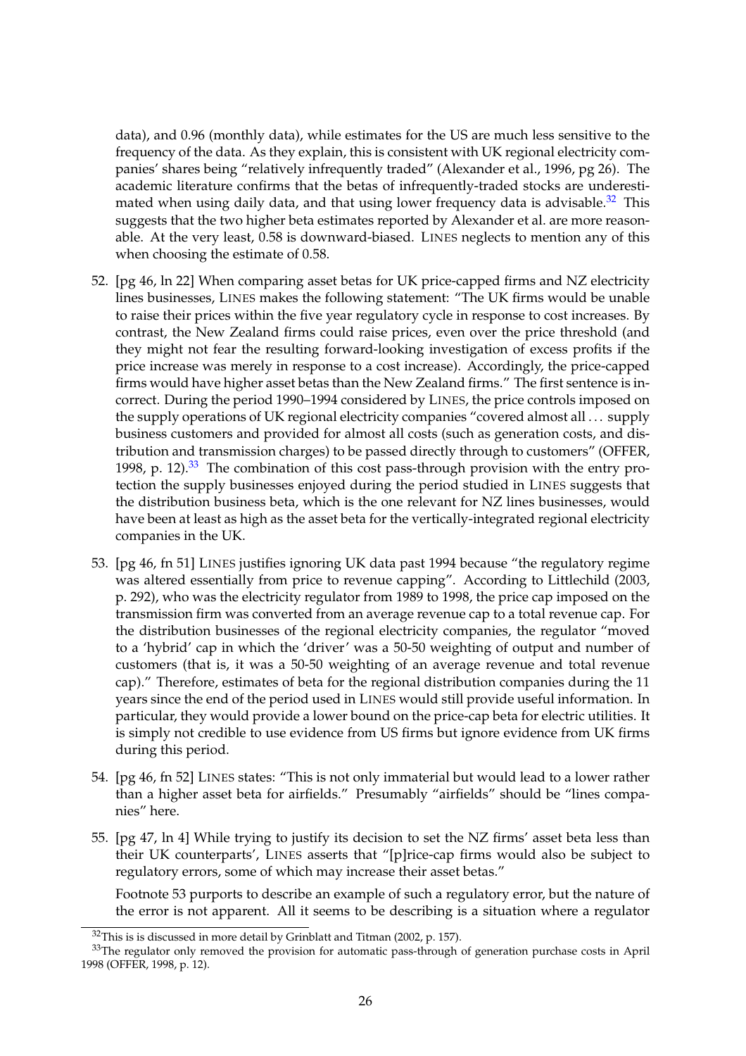data), and 0.96 (monthly data), while estimates for the US are much less sensitive to the frequency of the data. As they explain, this is consistent with UK regional electricity companies' shares being "relatively infrequently traded" (Alexander et al., 1996, pg 26). The academic literature confirms that the betas of infrequently-traded stocks are underestimated when using daily data, and that using lower frequency data is advisable.[32] This suggests that the two higher beta estimates reported by Alexander et al. are more reasonable. At the very least, 0.58 is downward-biased. LINES neglects to mention any of this when choosing the estimate of 0.58.

52. [pg 46, ln 22] When comparing asset betas for UK price-capped firms and NZ electricity lines businesses, LINES makes the following statement: "The UK firms would be unable to raise their prices within the five year regulatory cycle in response to cost increases. By contrast, the New Zealand firms could raise prices, even over the price threshold (and they might not fear the resulting forward-looking investigation of excess profits if the price increase was merely in response to a cost increase). Accordingly, the price-capped firms would have higher asset betas than the New Zealand firms." The first sentence is incorrect. During the period 1990–1994 considered by LINES, the price controls imposed on the supply operations of UK regional electricity companies "covered almost all ... supply business customers and provided for almost all costs (such as generation costs, and distribution and transmission charges) to be passed directly through to customers" (OFFER, 1998, p. 12).[33] The combination of this cost pass-through provision with the entry protection the supply businesses enjoyed during the period studied in LINES suggests that the distribution business beta, which is the one relevant for NZ lines businesses, would have been at least as high as the asset beta for the vertically-integrated regional electricity companies in the UK.

53. [pg 46, fn 51] LINES justifies ignoring UK data past 1994 because "the regulatory regime was altered essentially from price to revenue capping". According to Littlechild (2003, p. 292), who was the electricity regulator from 1989 to 1998, the price cap imposed on the transmission firm was converted from an average revenue cap to a total revenue cap. For the distribution businesses of the regional electricity companies, the regulator "moved to a 'hybrid' cap in which the 'driver' was a 50-50 weighting of output and number of customers (that is, it was a 50-50 weighting of an average revenue and total revenue cap)." Therefore, estimates of beta for the regional distribution companies during the 11 years since the end of the period used in LINES would still provide useful information. In particular, they would provide a lower bound on the price-cap beta for electric utilities. It is simply not credible to use evidence from US firms but ignore evidence from UK firms during this period.

54. [pg 46, fn 52] LINES states: "This is not only immaterial but would lead to a lower rather than a higher asset beta for airfields." Presumably "airfields" should be "lines companies" here.

55. [pg 47, ln 4] While trying to justify its decision to set the NZ firms' asset beta less than their UK counterparts', LINES asserts that "[p]rice-cap firms would also be subject to regulatory errors, some of which may increase their asset betas."

    Footnote 53 purports to describe an example of such a regulatory error, but the nature of the error is not apparent. All it seems to be describing is a situation where a regulator

[32] This is is discussed in more detail by Grinblatt and Titman (2002, p. 157).

[33] The regulator only removed the provision for automatic pass-through of generation purchase costs in April 1998 (OFFER, 1998, p. 12).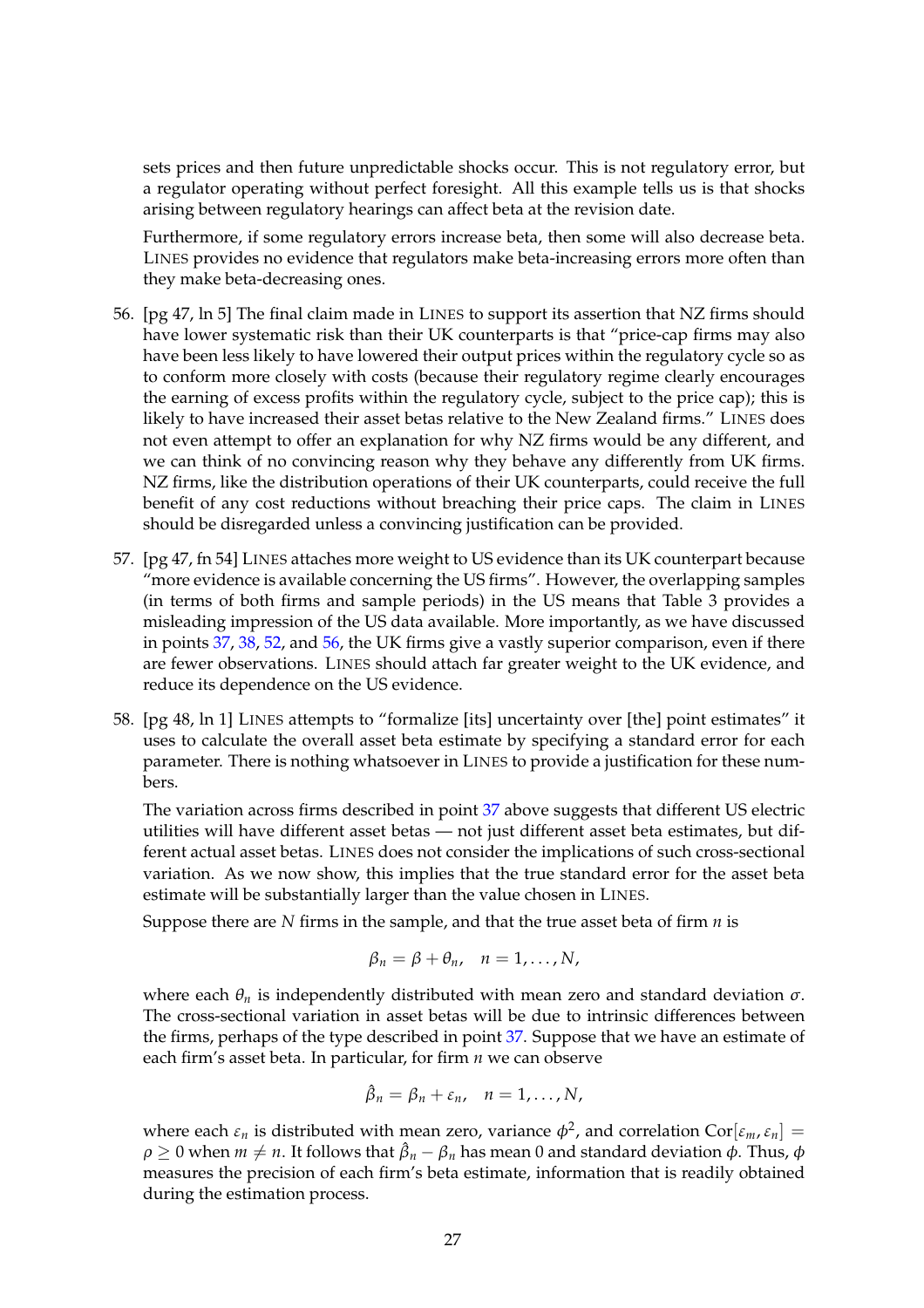sets prices and then future unpredictable shocks occur. This is not regulatory error, but a regulator operating without perfect foresight. All this example tells us is that shocks arising between regulatory hearings can affect beta at the revision date.

Furthermore, if some regulatory errors increase beta, then some will also decrease beta. LINES provides no evidence that regulators make beta-increasing errors more often than they make beta-decreasing ones.

56. [pg 47, ln 5] The final claim made in LINES to support its assertion that NZ firms should have lower systematic risk than their UK counterparts is that "price-cap firms may also have been less likely to have lowered their output prices within the regulatory cycle so as to conform more closely with costs (because their regulatory regime clearly encourages the earning of excess profits within the regulatory cycle, subject to the price cap); this is likely to have increased their asset betas relative to the New Zealand firms." LINES does not even attempt to offer an explanation for why NZ firms would be any different, and we can think of no convincing reason why they behave any differently from UK firms. NZ firms, like the distribution operations of their UK counterparts, could receive the full benefit of any cost reductions without breaching their price caps. The claim in LINES should be disregarded unless a convincing justification can be provided.

57. [pg 47, fn 54] LINES attaches more weight to US evidence than its UK counterpart because "more evidence is available concerning the US firms". However, the overlapping samples (in terms of both firms and sample periods) in the US means that Table 3 provides a misleading impression of the US data available. More importantly, as we have discussed in points 37, 38, 52, and 56, the UK firms give a vastly superior comparison, even if there are fewer observations. LINES should attach far greater weight to the UK evidence, and reduce its dependence on the US evidence.

58. [pg 48, ln 1] LINES attempts to "formalize [its] uncertainty over [the] point estimates" it uses to calculate the overall asset beta estimate by specifying a standard error for each parameter. There is nothing whatsoever in LINES to provide a justification for these numbers.

    The variation across firms described in point 37 above suggests that different US electric utilities will have different asset betas — not just different asset beta estimates, but different actual asset betas. LINES does not consider the implications of such cross-sectional variation. As we now show, this implies that the true standard error for the asset beta estimate will be substantially larger than the value chosen in LINES.

    Suppose there are $N$ firms in the sample, and that the true asset beta of firm $n$ is

$$\beta_n = \beta + \theta_n, \quad n = 1, \ldots, N,$$

    where each $\theta_n$ is independently distributed with mean zero and standard deviation $\sigma$. The cross-sectional variation in asset betas will be due to intrinsic differences between the firms, perhaps of the type described in point 37. Suppose that we have an estimate of each firm's asset beta. In particular, for firm $n$ we can observe

$$\hat{\beta}_n = \beta_n + \varepsilon_n, \quad n = 1, \ldots, N,$$

    where each $\varepsilon_n$ is distributed with mean zero, variance $\phi^2$, and correlation $\text{Cor}[\varepsilon_m, \varepsilon_n] = \rho \geq 0$ when $m \neq n$. It follows that $\hat{\beta}_n - \beta_n$ has mean 0 and standard deviation $\phi$. Thus, $\phi$ measures the precision of each firm's beta estimate, information that is readily obtained during the estimation process.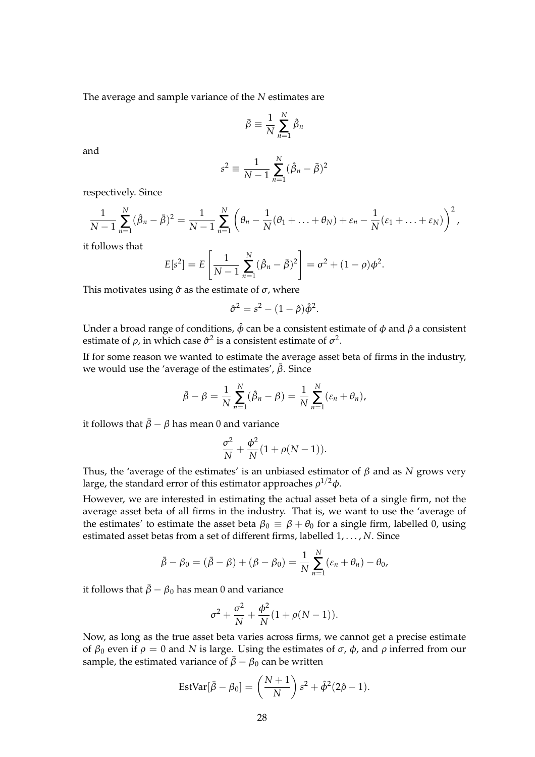The average and sample variance of the $N$ estimates are

$$\bar{\beta} \equiv \frac{1}{N} \sum_{n=1}^{N} \hat{\beta}_n$$

and

$$s^2 \equiv \frac{1}{N-1} \sum_{n=1}^{N} (\hat{\beta}_n - \bar{\beta})^2$$

respectively. Since

$$\frac{1}{N-1} \sum_{n=1}^{N} (\hat{\beta}_n - \bar{\beta})^2 = \frac{1}{N-1} \sum_{n=1}^{N} \left( \theta_n - \frac{1}{N}(\theta_1 + \ldots + \theta_N) + \varepsilon_n - \frac{1}{N}(\varepsilon_1 + \ldots + \varepsilon_N) \right)^2,$$

it follows that

$$E[s^2] = E\left[ \frac{1}{N-1} \sum_{n=1}^{N} (\hat{\beta}_n - \bar{\beta})^2 \right] = \sigma^2 + (1-\rho)\phi^2.$$

This motivates using $\hat{\sigma}$ as the estimate of $\sigma$, where

$$\hat{\sigma}^2 = s^2 - (1 - \hat{\rho})\hat{\phi}^2.$$

Under a broad range of conditions, $\hat{\phi}$ can be a consistent estimate of $\phi$ and $\hat{\rho}$ a consistent estimate of $\rho$, in which case $\hat{\sigma}^2$ is a consistent estimate of $\sigma^2$.

If for some reason we wanted to estimate the average asset beta of firms in the industry, we would use the 'average of the estimates', $\bar{\beta}$. Since

$$\bar{\beta} - \beta = \frac{1}{N} \sum_{n=1}^{N} (\hat{\beta}_n - \beta) = \frac{1}{N} \sum_{n=1}^{N} (\varepsilon_n + \theta_n),$$

it follows that $\bar{\beta} - \beta$ has mean 0 and variance

$$\frac{\sigma^2}{N} + \frac{\phi^2}{N}(1 + \rho(N-1)).$$

Thus, the 'average of the estimates' is an unbiased estimator of $\beta$ and as $N$ grows very large, the standard error of this estimator approaches $\rho^{1/2}\phi$.

However, we are interested in estimating the actual asset beta of a single firm, not the average asset beta of all firms in the industry. That is, we want to use the 'average of the estimates' to estimate the asset beta $\beta_0 \equiv \beta + \theta_0$ for a single firm, labelled 0, using estimated asset betas from a set of different firms, labelled $1, \ldots, N$. Since

$$\bar{\beta} - \beta_0 = (\bar{\beta} - \beta) + (\beta - \beta_0) = \frac{1}{N} \sum_{n=1}^{N} (\varepsilon_n + \theta_n) - \theta_0,$$

it follows that $\bar{\beta} - \beta_0$ has mean 0 and variance

$$\sigma^2 + \frac{\sigma^2}{N} + \frac{\phi^2}{N}(1 + \rho(N-1)).$$

Now, as long as the true asset beta varies across firms, we cannot get a precise estimate of $\beta_0$ even if $\rho = 0$ and $N$ is large. Using the estimates of $\sigma$, $\phi$, and $\rho$ inferred from our sample, the estimated variance of $\bar{\beta} - \beta_0$ can be written

$$\text{EstVar}[\bar{\beta} - \beta_0] = \left( \frac{N+1}{N} \right) s^2 + \hat{\phi}^2(2\hat{\rho} - 1).$$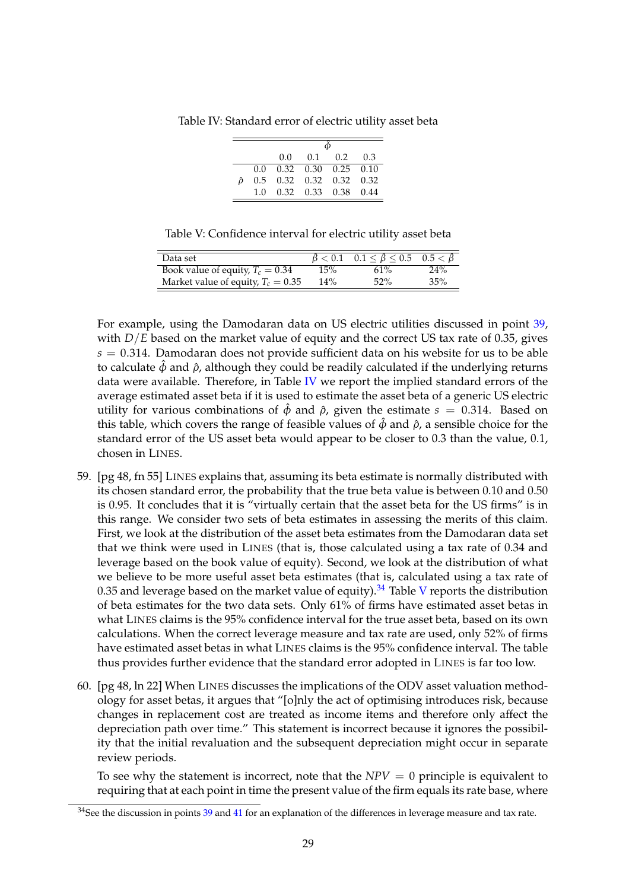Table IV: Standard error of electric utility asset beta

| | | $\hat{\phi}$ | | | |
|---|---|---|---|---|---|
| | | 0.0 | 0.1 | 0.2 | 0.3 |
| | 0.0 | 0.32 | 0.30 | 0.25 | 0.10 |
| $\hat{\rho}$ | 0.5 | 0.32 | 0.32 | 0.32 | 0.32 |
| | 1.0 | 0.32 | 0.33 | 0.38 | 0.44 |

Table V: Confidence interval for electric utility asset beta

| Data set | $\hat{\beta} < 0.1$ | $0.1 \leq \hat{\beta} \leq 0.5$ | $0.5 < \hat{\beta}$ |
|---|---|---|---|
| Book value of equity, $T_c = 0.34$ | 15% | 61% | 24% |
| Market value of equity, $T_c = 0.35$ | 14% | 52% | 35% |

For example, using the Damodaran data on US electric utilities discussed in point 39, with $D/E$ based on the market value of equity and the correct US tax rate of 0.35, gives $s = 0.314$. Damodaran does not provide sufficient data on his website for us to be able to calculate $\hat{\phi}$ and $\hat{\rho}$, although they could be readily calculated if the underlying returns data were available. Therefore, in Table IV we report the implied standard errors of the average estimated asset beta if it is used to estimate the asset beta of a generic US electric utility for various combinations of $\hat{\phi}$ and $\hat{\rho}$, given the estimate $s = 0.314$. Based on this table, which covers the range of feasible values of $\hat{\phi}$ and $\hat{\rho}$, a sensible choice for the standard error of the US asset beta would appear to be closer to 0.3 than the value, 0.1, chosen in LINES.

59. [pg 48, fn 55] LINES explains that, assuming its beta estimate is normally distributed with its chosen standard error, the probability that the true beta value is between 0.10 and 0.50 is 0.95. It concludes that it is "virtually certain that the asset beta for the US firms" is in this range. We consider two sets of beta estimates in assessing the merits of this claim. First, we look at the distribution of the asset beta estimates from the Damodaran data set that we think were used in LINES (that is, those calculated using a tax rate of 0.34 and leverage based on the book value of equity). Second, we look at the distribution of what we believe to be more useful asset beta estimates (that is, calculated using a tax rate of 0.35 and leverage based on the market value of equity).[34] Table V reports the distribution of beta estimates for the two data sets. Only 61% of firms have estimated asset betas in what LINES claims is the 95% confidence interval for the true asset beta, based on its own calculations. When the correct leverage measure and tax rate are used, only 52% of firms have estimated asset betas in what LINES claims is the 95% confidence interval. The table thus provides further evidence that the standard error adopted in LINES is far too low.

60. [pg 48, ln 22] When LINES discusses the implications of the ODV asset valuation methodology for asset betas, it argues that "[o]nly the act of optimising introduces risk, because changes in replacement cost are treated as income items and therefore only affect the depreciation path over time." This statement is incorrect because it ignores the possibility that the initial revaluation and the subsequent depreciation might occur in separate review periods.

To see why the statement is incorrect, note that the $NPV = 0$ principle is equivalent to requiring that at each point in time the present value of the firm equals its rate base, where

[34] See the discussion in points 39 and 41 for an explanation of the differences in leverage measure and tax rate.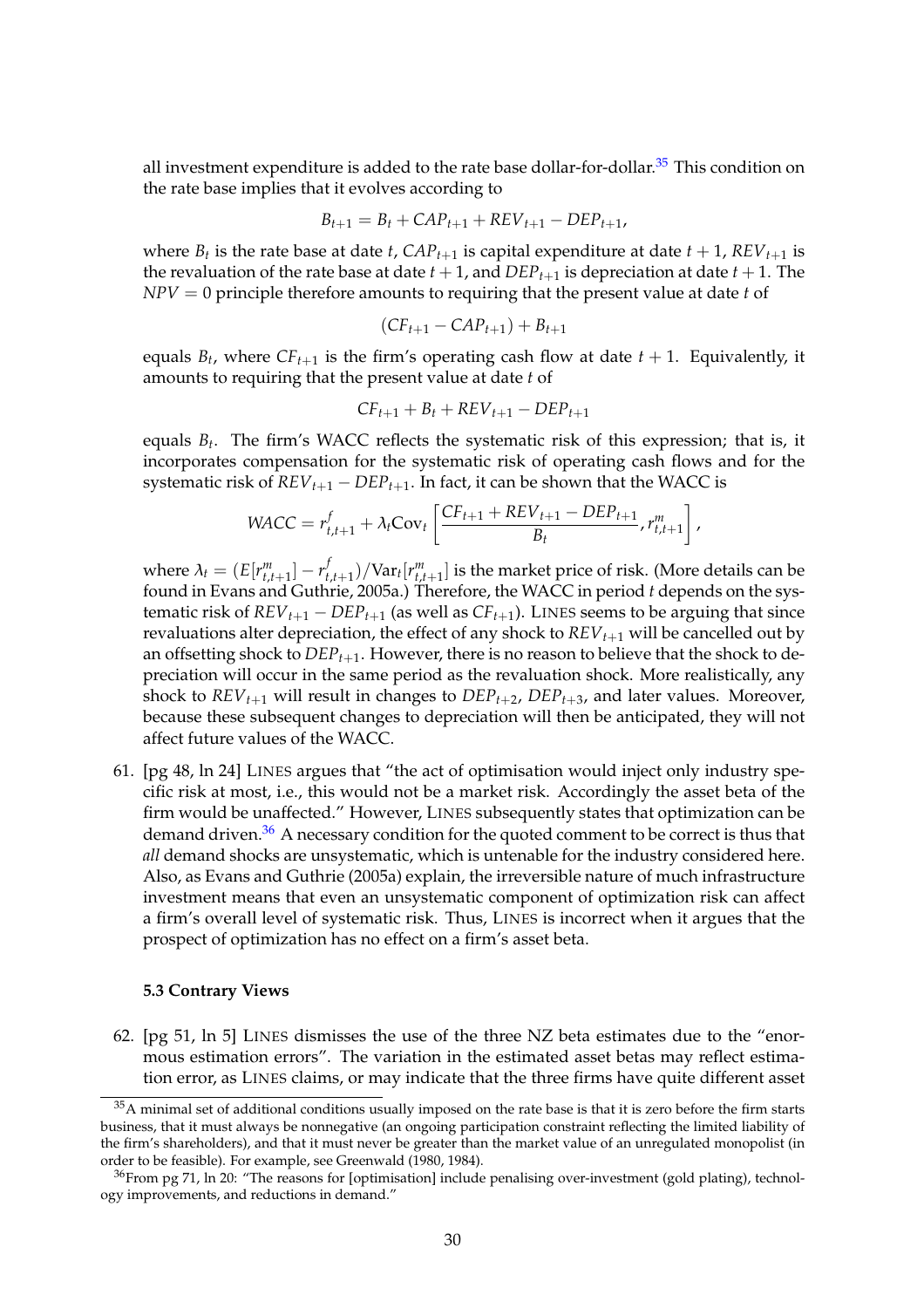all investment expenditure is added to the rate base dollar-for-dollar.[35] This condition on the rate base implies that it evolves according to

$$B_{t+1} = B_t + CAP_{t+1} + REV_{t+1} - DEP_{t+1},$$

where $B_t$ is the rate base at date $t$, $CAP_{t+1}$ is capital expenditure at date $t+1$, $REV_{t+1}$ is the revaluation of the rate base at date $t+1$, and $DEP_{t+1}$ is depreciation at date $t+1$. The $NPV = 0$ principle therefore amounts to requiring that the present value at date $t$ of

$$(CF_{t+1} - CAP_{t+1}) + B_{t+1}$$

equals $B_t$, where $CF_{t+1}$ is the firm's operating cash flow at date $t+1$. Equivalently, it amounts to requiring that the present value at date $t$ of

$$CF_{t+1} + B_t + REV_{t+1} - DEP_{t+1}$$

equals $B_t$. The firm's WACC reflects the systematic risk of this expression; that is, it incorporates compensation for the systematic risk of operating cash flows and for the systematic risk of $REV_{t+1} - DEP_{t+1}$. In fact, it can be shown that the WACC is

$$WACC = r^f_{t,t+1} + \lambda_t \text{Cov}_t \left[ \frac{CF_{t+1} + REV_{t+1} - DEP_{t+1}}{B_t}, r^m_{t,t+1} \right],$$

where $\lambda_t = (E[r^m_{t,t+1}] - r^f_{t,t+1})/\text{Var}_t[r^m_{t,t+1}]$ is the market price of risk. (More details can be found in Evans and Guthrie, 2005a.) Therefore, the WACC in period $t$ depends on the systematic risk of $REV_{t+1} - DEP_{t+1}$ (as well as $CF_{t+1}$). LINES seems to be arguing that since revaluations alter depreciation, the effect of any shock to $REV_{t+1}$ will be cancelled out by an offsetting shock to $DEP_{t+1}$. However, there is no reason to believe that the shock to depreciation will occur in the same period as the revaluation shock. More realistically, any shock to $REV_{t+1}$ will result in changes to $DEP_{t+2}$, $DEP_{t+3}$, and later values. Moreover, because these subsequent changes to depreciation will then be anticipated, they will not affect future values of the WACC.

61. [pg 48, ln 24] LINES argues that "the act of optimisation would inject only industry specific risk at most, i.e., this would not be a market risk. Accordingly the asset beta of the firm would be unaffected." However, LINES subsequently states that optimization can be demand driven.[36] A necessary condition for the quoted comment to be correct is thus that *all* demand shocks are unsystematic, which is untenable for the industry considered here. Also, as Evans and Guthrie (2005a) explain, the irreversible nature of much infrastructure investment means that even an unsystematic component of optimization risk can affect a firm's overall level of systematic risk. Thus, LINES is incorrect when it argues that the prospect of optimization has no effect on a firm's asset beta.

### 5.3 Contrary Views

62. [pg 51, ln 5] LINES dismisses the use of the three NZ beta estimates due to the "enormous estimation errors". The variation in the estimated asset betas may reflect estimation error, as LINES claims, or may indicate that the three firms have quite different asset

[35] A minimal set of additional conditions usually imposed on the rate base is that it is zero before the firm starts business, that it must always be nonnegative (an ongoing participation constraint reflecting the limited liability of the firm's shareholders), and that it must never be greater than the market value of an unregulated monopolist (in order to be feasible). For example, see Greenwald (1980, 1984).

[36] From pg 71, ln 20: "The reasons for [optimisation] include penalising over-investment (gold plating), technology improvements, and reductions in demand."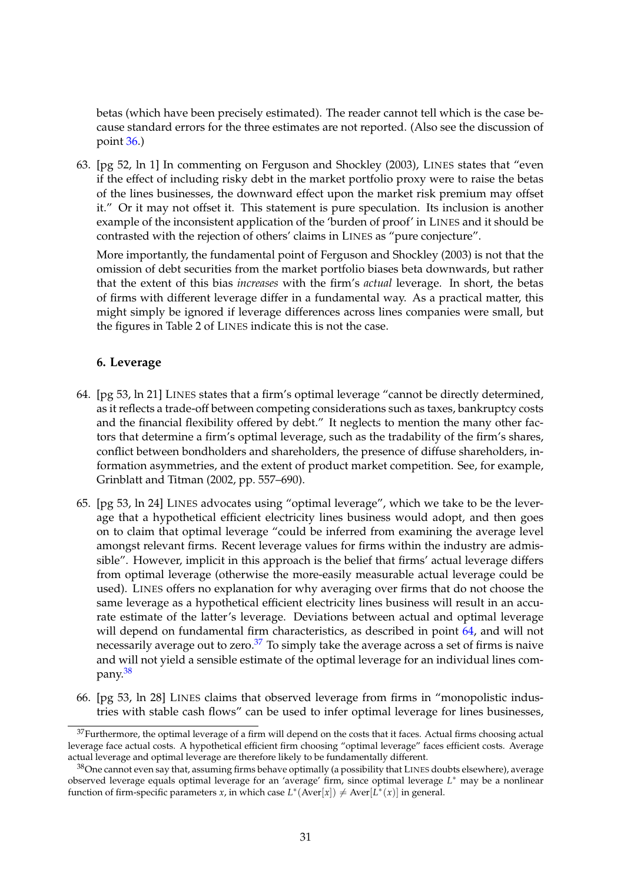betas (which have been precisely estimated). The reader cannot tell which is the case because standard errors for the three estimates are not reported. (Also see the discussion of point 36.)

63. [pg 52, ln 1] In commenting on Ferguson and Shockley (2003), LINES states that "even if the effect of including risky debt in the market portfolio proxy were to raise the betas of the lines businesses, the downward effect upon the market risk premium may offset it." Or it may not offset it. This statement is pure speculation. Its inclusion is another example of the inconsistent application of the 'burden of proof' in LINES and it should be contrasted with the rejection of others' claims in LINES as "pure conjecture".

    More importantly, the fundamental point of Ferguson and Shockley (2003) is not that the omission of debt securities from the market portfolio biases beta downwards, but rather that the extent of this bias *increases* with the firm's *actual* leverage. In short, the betas of firms with different leverage differ in a fundamental way. As a practical matter, this might simply be ignored if leverage differences across lines companies were small, but the figures in Table 2 of LINES indicate this is not the case.

## 6. Leverage

64. [pg 53, ln 21] LINES states that a firm's optimal leverage "cannot be directly determined, as it reflects a trade-off between competing considerations such as taxes, bankruptcy costs and the financial flexibility offered by debt." It neglects to mention the many other factors that determine a firm's optimal leverage, such as the tradability of the firm's shares, conflict between bondholders and shareholders, the presence of diffuse shareholders, information asymmetries, and the extent of product market competition. See, for example, Grinblatt and Titman (2002, pp. 557–690).

65. [pg 53, ln 24] LINES advocates using "optimal leverage", which we take to be the leverage that a hypothetical efficient electricity lines business would adopt, and then goes on to claim that optimal leverage "could be inferred from examining the average level amongst relevant firms. Recent leverage values for firms within the industry are admissible". However, implicit in this approach is the belief that firms' actual leverage differs from optimal leverage (otherwise the more-easily measurable actual leverage could be used). LINES offers no explanation for why averaging over firms that do not choose the same leverage as a hypothetical efficient electricity lines business will result in an accurate estimate of the latter's leverage. Deviations between actual and optimal leverage will depend on fundamental firm characteristics, as described in point 64, and will not necessarily average out to zero.[37] To simply take the average across a set of firms is naive and will not yield a sensible estimate of the optimal leverage for an individual lines company.[38]

66. [pg 53, ln 28] LINES claims that observed leverage from firms in "monopolistic industries with stable cash flows" can be used to infer optimal leverage for lines businesses,

[37] Furthermore, the optimal leverage of a firm will depend on the costs that it faces. Actual firms choosing actual leverage face actual costs. A hypothetical efficient firm choosing "optimal leverage" faces efficient costs. Average actual leverage and optimal leverage are therefore likely to be fundamentally different.

[38] One cannot even say that, assuming firms behave optimally (a possibility that LINES doubts elsewhere), average observed leverage equals optimal leverage for an 'average' firm, since optimal leverage $L^*$ may be a nonlinear function of firm-specific parameters $x$, in which case $L^*(\text{Aver}[x]) \neq \text{Aver}[L^*(x)]$ in general.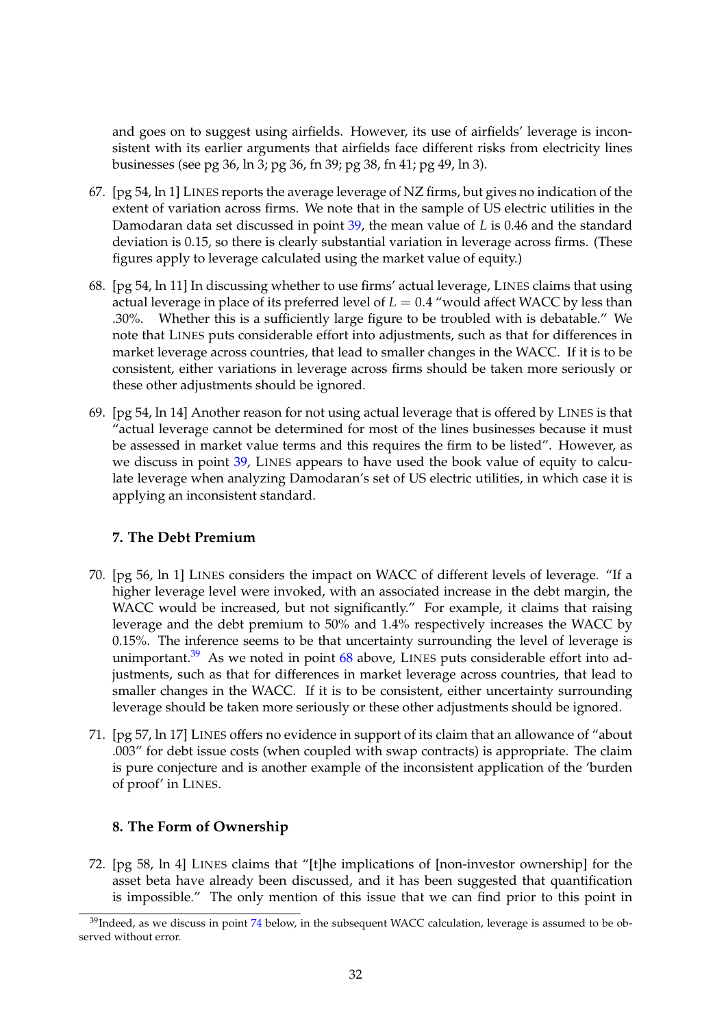and goes on to suggest using airfields. However, its use of airfields' leverage is inconsistent with its earlier arguments that airfields face different risks from electricity lines businesses (see pg 36, ln 3; pg 36, fn 39; pg 38, fn 41; pg 49, ln 3).

67. [pg 54, ln 1] LINES reports the average leverage of NZ firms, but gives no indication of the extent of variation across firms. We note that in the sample of US electric utilities in the Damodaran data set discussed in point 39, the mean value of $L$ is 0.46 and the standard deviation is 0.15, so there is clearly substantial variation in leverage across firms. (These figures apply to leverage calculated using the market value of equity.)

68. [pg 54, ln 11] In discussing whether to use firms' actual leverage, LINES claims that using actual leverage in place of its preferred level of $L = 0.4$ "would affect WACC by less than .30%. Whether this is a sufficiently large figure to be troubled with is debatable." We note that LINES puts considerable effort into adjustments, such as that for differences in market leverage across countries, that lead to smaller changes in the WACC. If it is to be consistent, either variations in leverage across firms should be taken more seriously or these other adjustments should be ignored.

69. [pg 54, ln 14] Another reason for not using actual leverage that is offered by LINES is that "actual leverage cannot be determined for most of the lines businesses because it must be assessed in market value terms and this requires the firm to be listed". However, as we discuss in point 39, LINES appears to have used the book value of equity to calculate leverage when analyzing Damodaran's set of US electric utilities, in which case it is applying an inconsistent standard.

## 7. The Debt Premium

70. [pg 56, ln 1] LINES considers the impact on WACC of different levels of leverage. "If a higher leverage level were invoked, with an associated increase in the debt margin, the WACC would be increased, but not significantly." For example, it claims that raising leverage and the debt premium to 50% and 1.4% respectively increases the WACC by 0.15%. The inference seems to be that uncertainty surrounding the level of leverage is unimportant.[39] As we noted in point 68 above, LINES puts considerable effort into adjustments, such as that for differences in market leverage across countries, that lead to smaller changes in the WACC. If it is to be consistent, either uncertainty surrounding leverage should be taken more seriously or these other adjustments should be ignored.

71. [pg 57, ln 17] LINES offers no evidence in support of its claim that an allowance of "about .003" for debt issue costs (when coupled with swap contracts) is appropriate. The claim is pure conjecture and is another example of the inconsistent application of the 'burden of proof' in LINES.

## 8. The Form of Ownership

72. [pg 58, ln 4] LINES claims that "[t]he implications of [non-investor ownership] for the asset beta have already been discussed, and it has been suggested that quantification is impossible." The only mention of this issue that we can find prior to this point in

[39] Indeed, as we discuss in point 74 below, in the subsequent WACC calculation, leverage is assumed to be observed without error.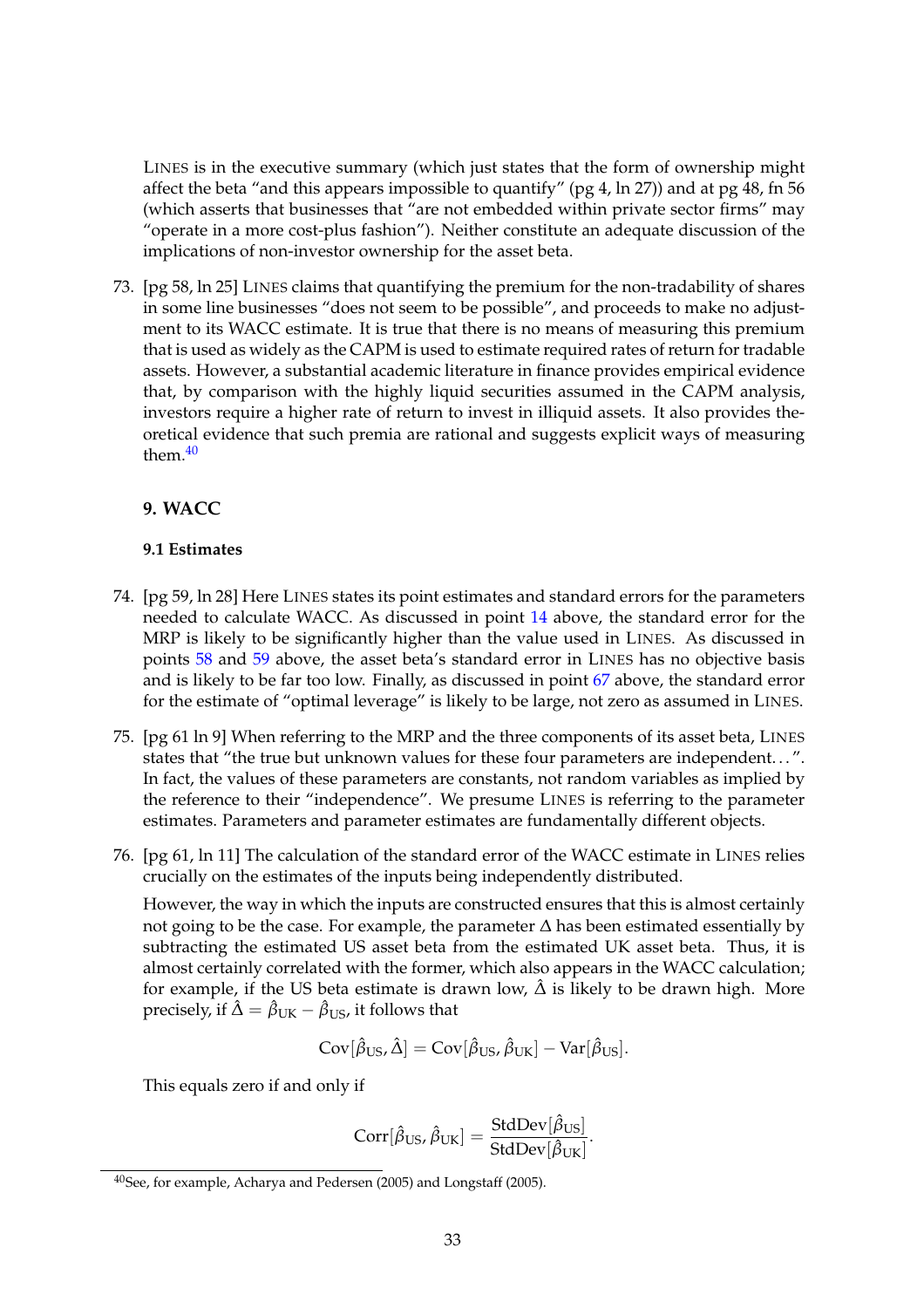LINES is in the executive summary (which just states that the form of ownership might affect the beta "and this appears impossible to quantify" (pg 4, ln 27)) and at pg 48, fn 56 (which asserts that businesses that "are not embedded within private sector firms" may "operate in a more cost-plus fashion"). Neither constitute an adequate discussion of the implications of non-investor ownership for the asset beta.

73. [pg 58, ln 25] LINES claims that quantifying the premium for the non-tradability of shares in some line businesses "does not seem to be possible", and proceeds to make no adjustment to its WACC estimate. It is true that there is no means of measuring this premium that is used as widely as the CAPM is used to estimate required rates of return for tradable assets. However, a substantial academic literature in finance provides empirical evidence that, by comparison with the highly liquid securities assumed in the CAPM analysis, investors require a higher rate of return to invest in illiquid assets. It also provides theoretical evidence that such premia are rational and suggests explicit ways of measuring them.[40]

## 9. WACC

### 9.1 Estimates

74. [pg 59, ln 28] Here LINES states its point estimates and standard errors for the parameters needed to calculate WACC. As discussed in point 14 above, the standard error for the MRP is likely to be significantly higher than the value used in LINES. As discussed in points 58 and 59 above, the asset beta's standard error in LINES has no objective basis and is likely to be far too low. Finally, as discussed in point 67 above, the standard error for the estimate of "optimal leverage" is likely to be large, not zero as assumed in LINES.

75. [pg 61 ln 9] When referring to the MRP and the three components of its asset beta, LINES states that "the true but unknown values for these four parameters are independent...". In fact, the values of these parameters are constants, not random variables as implied by the reference to their "independence". We presume LINES is referring to the parameter estimates. Parameters and parameter estimates are fundamentally different objects.

76. [pg 61, ln 11] The calculation of the standard error of the WACC estimate in LINES relies crucially on the estimates of the inputs being independently distributed.

    However, the way in which the inputs are constructed ensures that this is almost certainly not going to be the case. For example, the parameter $\Delta$ has been estimated essentially by subtracting the estimated US asset beta from the estimated UK asset beta. Thus, it is almost certainly correlated with the former, which also appears in the WACC calculation; for example, if the US beta estimate is drawn low, $\hat{\Delta}$ is likely to be drawn high. More precisely, if $\hat{\Delta} = \hat{\beta}_{\text{UK}} - \hat{\beta}_{\text{US}}$, it follows that

$$\text{Cov}[\hat{\beta}_{\text{US}}, \hat{\Delta}] = \text{Cov}[\hat{\beta}_{\text{US}}, \hat{\beta}_{\text{UK}}] - \text{Var}[\hat{\beta}_{\text{US}}].$$

    This equals zero if and only if

$$\text{Corr}[\hat{\beta}_{\text{US}}, \hat{\beta}_{\text{UK}}] = \frac{\text{StdDev}[\hat{\beta}_{\text{US}}]}{\text{StdDev}[\hat{\beta}_{\text{UK}}]}.$$

[40] See, for example, Acharya and Pedersen (2005) and Longstaff (2005).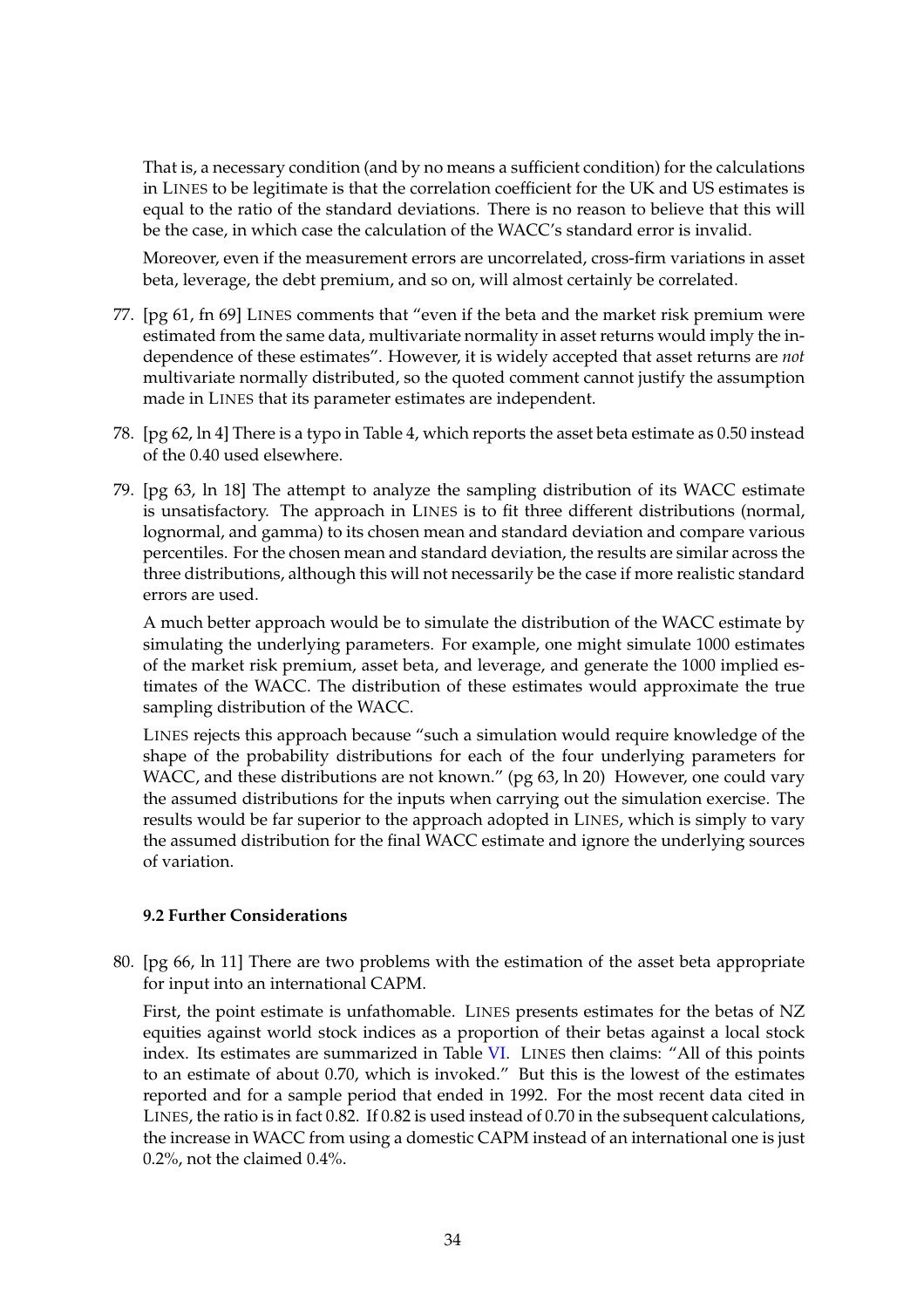That is, a necessary condition (and by no means a sufficient condition) for the calculations in LINES to be legitimate is that the correlation coefficient for the UK and US estimates is equal to the ratio of the standard deviations. There is no reason to believe that this will be the case, in which case the calculation of the WACC's standard error is invalid.

Moreover, even if the measurement errors are uncorrelated, cross-firm variations in asset beta, leverage, the debt premium, and so on, will almost certainly be correlated.

77. [pg 61, fn 69] LINES comments that "even if the beta and the market risk premium were estimated from the same data, multivariate normality in asset returns would imply the independence of these estimates". However, it is widely accepted that asset returns are *not* multivariate normally distributed, so the quoted comment cannot justify the assumption made in LINES that its parameter estimates are independent.

78. [pg 62, ln 4] There is a typo in Table 4, which reports the asset beta estimate as 0.50 instead of the 0.40 used elsewhere.

79. [pg 63, ln 18] The attempt to analyze the sampling distribution of its WACC estimate is unsatisfactory. The approach in LINES is to fit three different distributions (normal, lognormal, and gamma) to its chosen mean and standard deviation and compare various percentiles. For the chosen mean and standard deviation, the results are similar across the three distributions, although this will not necessarily be the case if more realistic standard errors are used.

    A much better approach would be to simulate the distribution of the WACC estimate by simulating the underlying parameters. For example, one might simulate 1000 estimates of the market risk premium, asset beta, and leverage, and generate the 1000 implied estimates of the WACC. The distribution of these estimates would approximate the true sampling distribution of the WACC.

    LINES rejects this approach because "such a simulation would require knowledge of the shape of the probability distributions for each of the four underlying parameters for WACC, and these distributions are not known." (pg 63, ln 20) However, one could vary the assumed distributions for the inputs when carrying out the simulation exercise. The results would be far superior to the approach adopted in LINES, which is simply to vary the assumed distribution for the final WACC estimate and ignore the underlying sources of variation.

### 9.2 Further Considerations

80. [pg 66, ln 11] There are two problems with the estimation of the asset beta appropriate for input into an international CAPM.

    First, the point estimate is unfathomable. LINES presents estimates for the betas of NZ equities against world stock indices as a proportion of their betas against a local stock index. Its estimates are summarized in Table VI. LINES then claims: "All of this points to an estimate of about 0.70, which is invoked." But this is the lowest of the estimates reported and for a sample period that ended in 1992. For the most recent data cited in LINES, the ratio is in fact 0.82. If 0.82 is used instead of 0.70 in the subsequent calculations, the increase in WACC from using a domestic CAPM instead of an international one is just 0.2%, not the claimed 0.4%.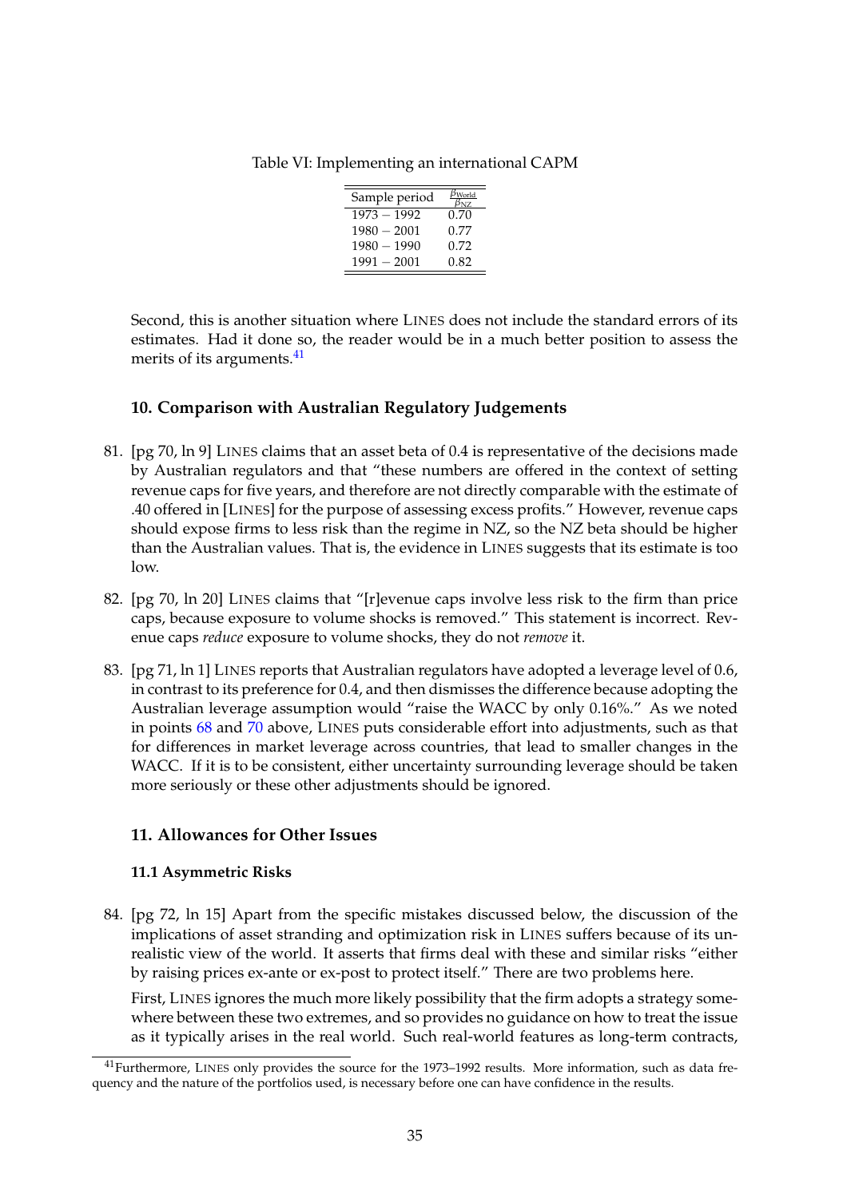Table VI: Implementing an international CAPM

| Sample period | $\frac{\beta_{\text{World}}}{\beta_{\text{NZ}}}$ |
|---|---|
| 1973 − 1992 | 0.70 |
| 1980 − 2001 | 0.77 |
| 1980 − 1990 | 0.72 |
| 1991 − 2001 | 0.82 |

Second, this is another situation where LINES does not include the standard errors of its estimates. Had it done so, the reader would be in a much better position to assess the merits of its arguments.[41]

### 10. Comparison with Australian Regulatory Judgements

81. [pg 70, ln 9] LINES claims that an asset beta of 0.4 is representative of the decisions made by Australian regulators and that "these numbers are offered in the context of setting revenue caps for five years, and therefore are not directly comparable with the estimate of .40 offered in [LINES] for the purpose of assessing excess profits." However, revenue caps should expose firms to less risk than the regime in NZ, so the NZ beta should be higher than the Australian values. That is, the evidence in LINES suggests that its estimate is too low.

82. [pg 70, ln 20] LINES claims that "[r]evenue caps involve less risk to the firm than price caps, because exposure to volume shocks is removed." This statement is incorrect. Revenue caps *reduce* exposure to volume shocks, they do not *remove* it.

83. [pg 71, ln 1] LINES reports that Australian regulators have adopted a leverage level of 0.6, in contrast to its preference for 0.4, and then dismisses the difference because adopting the Australian leverage assumption would "raise the WACC by only 0.16%." As we noted in points 68 and 70 above, LINES puts considerable effort into adjustments, such as that for differences in market leverage across countries, that lead to smaller changes in the WACC. If it is to be consistent, either uncertainty surrounding leverage should be taken more seriously or these other adjustments should be ignored.

### 11. Allowances for Other Issues

#### 11.1 Asymmetric Risks

84. [pg 72, ln 15] Apart from the specific mistakes discussed below, the discussion of the implications of asset stranding and optimization risk in LINES suffers because of its unrealistic view of the world. It asserts that firms deal with these and similar risks "either by raising prices ex-ante or ex-post to protect itself." There are two problems here.

    First, LINES ignores the much more likely possibility that the firm adopts a strategy somewhere between these two extremes, and so provides no guidance on how to treat the issue as it typically arises in the real world. Such real-world features as long-term contracts,

[41] Furthermore, LINES only provides the source for the 1973–1992 results. More information, such as data frequency and the nature of the portfolios used, is necessary before one can have confidence in the results.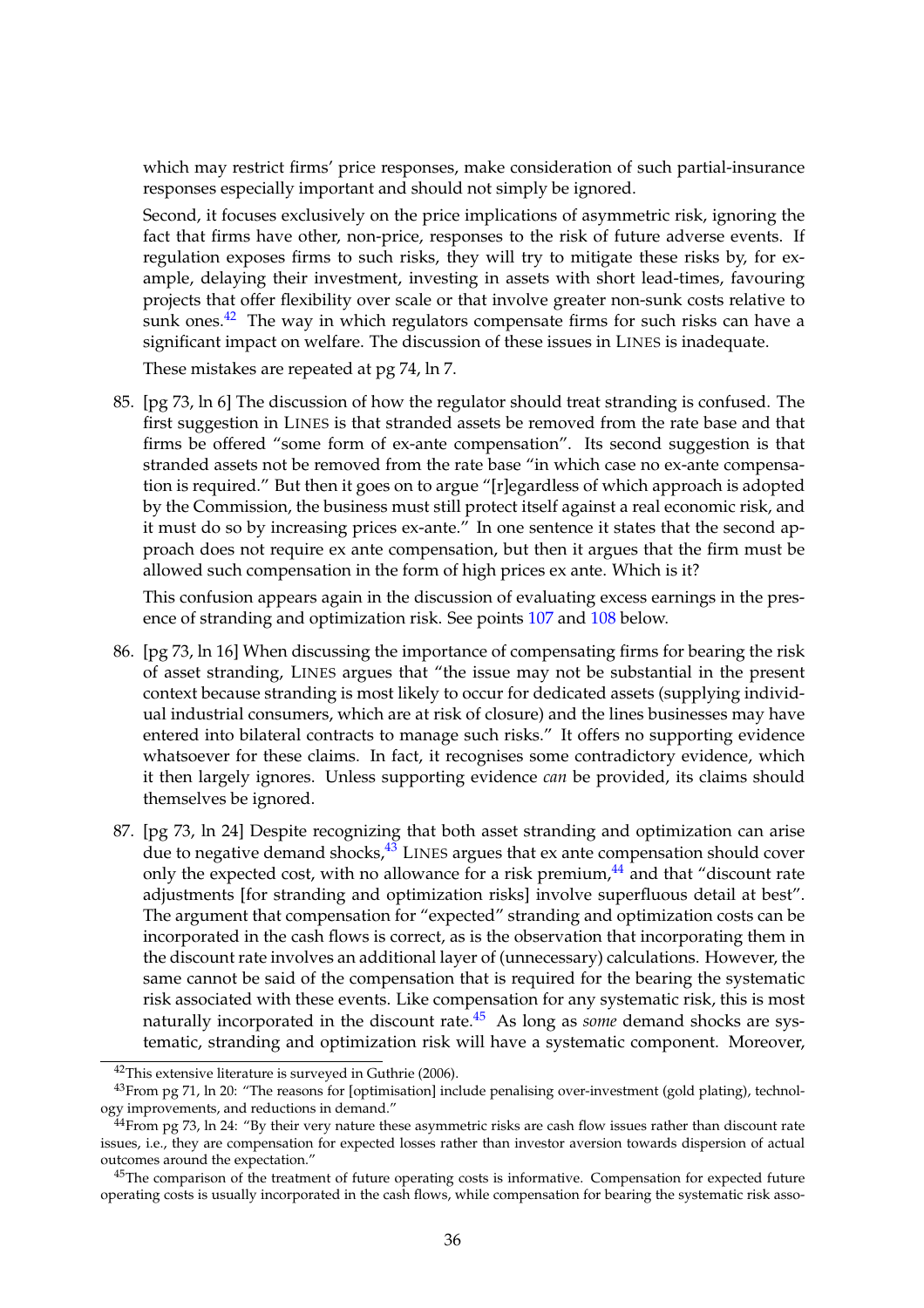which may restrict firms' price responses, make consideration of such partial-insurance responses especially important and should not simply be ignored.

Second, it focuses exclusively on the price implications of asymmetric risk, ignoring the fact that firms have other, non-price, responses to the risk of future adverse events. If regulation exposes firms to such risks, they will try to mitigate these risks by, for example, delaying their investment, investing in assets with short lead-times, favouring projects that offer flexibility over scale or that involve greater non-sunk costs relative to sunk ones.[42] The way in which regulators compensate firms for such risks can have a significant impact on welfare. The discussion of these issues in LINES is inadequate.

These mistakes are repeated at pg 74, ln 7.

85. [pg 73, ln 6] The discussion of how the regulator should treat stranding is confused. The first suggestion in LINES is that stranded assets be removed from the rate base and that firms be offered "some form of ex-ante compensation". Its second suggestion is that stranded assets not be removed from the rate base "in which case no ex-ante compensation is required." But then it goes on to argue "[r]egardless of which approach is adopted by the Commission, the business must still protect itself against a real economic risk, and it must do so by increasing prices ex-ante." In one sentence it states that the second approach does not require ex ante compensation, but then it argues that the firm must be allowed such compensation in the form of high prices ex ante. Which is it?

   This confusion appears again in the discussion of evaluating excess earnings in the presence of stranding and optimization risk. See points 107 and 108 below.

86. [pg 73, ln 16] When discussing the importance of compensating firms for bearing the risk of asset stranding, LINES argues that "the issue may not be substantial in the present context because stranding is most likely to occur for dedicated assets (supplying individual industrial consumers, which are at risk of closure) and the lines businesses may have entered into bilateral contracts to manage such risks." It offers no supporting evidence whatsoever for these claims. In fact, it recognises some contradictory evidence, which it then largely ignores. Unless supporting evidence *can* be provided, its claims should themselves be ignored.

87. [pg 73, ln 24] Despite recognizing that both asset stranding and optimization can arise due to negative demand shocks,[43] LINES argues that ex ante compensation should cover only the expected cost, with no allowance for a risk premium,[44] and that "discount rate adjustments [for stranding and optimization risks] involve superfluous detail at best". The argument that compensation for "expected" stranding and optimization costs can be incorporated in the cash flows is correct, as is the observation that incorporating them in the discount rate involves an additional layer of (unnecessary) calculations. However, the same cannot be said of the compensation that is required for the bearing the systematic risk associated with these events. Like compensation for any systematic risk, this is most naturally incorporated in the discount rate.[45] As long as *some* demand shocks are systematic, stranding and optimization risk will have a systematic component. Moreover,

[42] This extensive literature is surveyed in Guthrie (2006).

[43] From pg 71, ln 20: "The reasons for [optimisation] include penalising over-investment (gold plating), technology improvements, and reductions in demand."

[44] From pg 73, ln 24: "By their very nature these asymmetric risks are cash flow issues rather than discount rate issues, i.e., they are compensation for expected losses rather than investor aversion towards dispersion of actual outcomes around the expectation."

[45] The comparison of the treatment of future operating costs is informative. Compensation for expected future operating costs is usually incorporated in the cash flows, while compensation for bearing the systematic risk asso-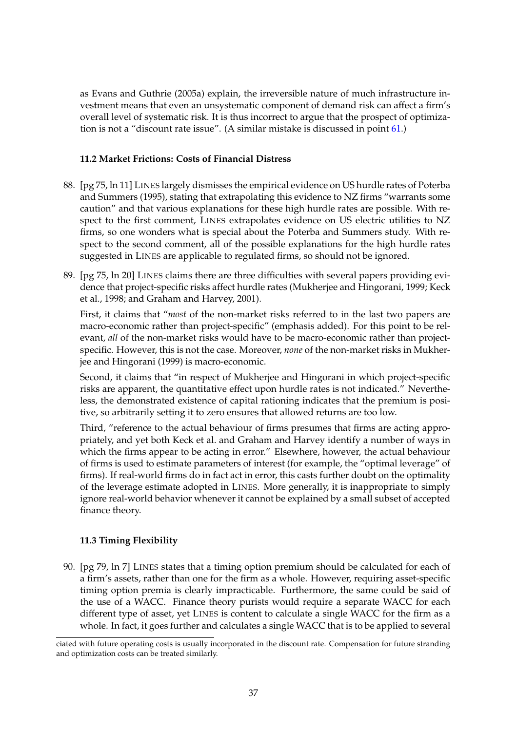as Evans and Guthrie (2005a) explain, the irreversible nature of much infrastructure investment means that even an unsystematic component of demand risk can affect a firm's overall level of systematic risk. It is thus incorrect to argue that the prospect of optimization is not a "discount rate issue". (A similar mistake is discussed in point 61.)

### 11.2 Market Frictions: Costs of Financial Distress

88. [pg 75, ln 11] LINES largely dismisses the empirical evidence on US hurdle rates of Poterba and Summers (1995), stating that extrapolating this evidence to NZ firms "warrants some caution" and that various explanations for these high hurdle rates are possible. With respect to the first comment, LINES extrapolates evidence on US electric utilities to NZ firms, so one wonders what is special about the Poterba and Summers study. With respect to the second comment, all of the possible explanations for the high hurdle rates suggested in LINES are applicable to regulated firms, so should not be ignored.

89. [pg 75, ln 20] LINES claims there are three difficulties with several papers providing evidence that project-specific risks affect hurdle rates (Mukherjee and Hingorani, 1999; Keck et al., 1998; and Graham and Harvey, 2001).

    First, it claims that "*most* of the non-market risks referred to in the last two papers are macro-economic rather than project-specific" (emphasis added). For this point to be relevant, *all* of the non-market risks would have to be macro-economic rather than project-specific. However, this is not the case. Moreover, *none* of the non-market risks in Mukherjee and Hingorani (1999) is macro-economic.

    Second, it claims that "in respect of Mukherjee and Hingorani in which project-specific risks are apparent, the quantitative effect upon hurdle rates is not indicated." Nevertheless, the demonstrated existence of capital rationing indicates that the premium is positive, so arbitrarily setting it to zero ensures that allowed returns are too low.

    Third, "reference to the actual behaviour of firms presumes that firms are acting appropriately, and yet both Keck et al. and Graham and Harvey identify a number of ways in which the firms appear to be acting in error." Elsewhere, however, the actual behaviour of firms is used to estimate parameters of interest (for example, the "optimal leverage" of firms). If real-world firms do in fact act in error, this casts further doubt on the optimality of the leverage estimate adopted in LINES. More generally, it is inappropriate to simply ignore real-world behavior whenever it cannot be explained by a small subset of accepted finance theory.

### 11.3 Timing Flexibility

90. [pg 79, ln 7] LINES states that a timing option premium should be calculated for each of a firm's assets, rather than one for the firm as a whole. However, requiring asset-specific timing option premia is clearly impracticable. Furthermore, the same could be said of the use of a WACC. Finance theory purists would require a separate WACC for each different type of asset, yet LINES is content to calculate a single WACC for the firm as a whole. In fact, it goes further and calculates a single WACC that is to be applied to several

ciated with future operating costs is usually incorporated in the discount rate. Compensation for future stranding and optimization costs can be treated similarly.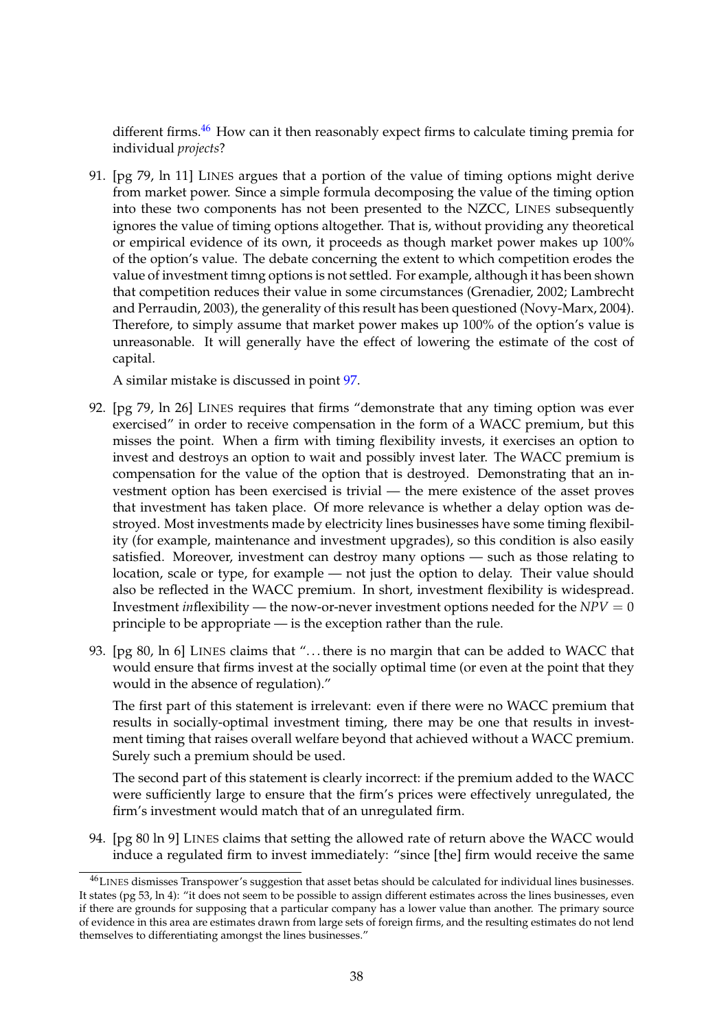different firms.[46] How can it then reasonably expect firms to calculate timing premia for individual *projects*?

91. [pg 79, ln 11] LINES argues that a portion of the value of timing options might derive from market power. Since a simple formula decomposing the value of the timing option into these two components has not been presented to the NZCC, LINES subsequently ignores the value of timing options altogether. That is, without providing any theoretical or empirical evidence of its own, it proceeds as though market power makes up 100% of the option's value. The debate concerning the extent to which competition erodes the value of investment timng options is not settled. For example, although it has been shown that competition reduces their value in some circumstances (Grenadier, 2002; Lambrecht and Perraudin, 2003), the generality of this result has been questioned (Novy-Marx, 2004). Therefore, to simply assume that market power makes up 100% of the option's value is unreasonable. It will generally have the effect of lowering the estimate of the cost of capital.

   A similar mistake is discussed in point 97.

92. [pg 79, ln 26] LINES requires that firms "demonstrate that any timing option was ever exercised" in order to receive compensation in the form of a WACC premium, but this misses the point. When a firm with timing flexibility invests, it exercises an option to invest and destroys an option to wait and possibly invest later. The WACC premium is compensation for the value of the option that is destroyed. Demonstrating that an investment option has been exercised is trivial — the mere existence of the asset proves that investment has taken place. Of more relevance is whether a delay option was destroyed. Most investments made by electricity lines businesses have some timing flexibility (for example, maintenance and investment upgrades), so this condition is also easily satisfied. Moreover, investment can destroy many options — such as those relating to location, scale or type, for example — not just the option to delay. Their value should also be reflected in the WACC premium. In short, investment flexibility is widespread. Investment *in*flexibility — the now-or-never investment options needed for the $NPV = 0$ principle to be appropriate — is the exception rather than the rule.

93. [pg 80, ln 6] LINES claims that "...there is no margin that can be added to WACC that would ensure that firms invest at the socially optimal time (or even at the point that they would in the absence of regulation)."

   The first part of this statement is irrelevant: even if there were no WACC premium that results in socially-optimal investment timing, there may be one that results in investment timing that raises overall welfare beyond that achieved without a WACC premium. Surely such a premium should be used.

   The second part of this statement is clearly incorrect: if the premium added to the WACC were sufficiently large to ensure that the firm's prices were effectively unregulated, the firm's investment would match that of an unregulated firm.

94. [pg 80 ln 9] LINES claims that setting the allowed rate of return above the WACC would induce a regulated firm to invest immediately: "since [the] firm would receive the same

[46] LINES dismisses Transpower's suggestion that asset betas should be calculated for individual lines businesses. It states (pg 53, ln 4): "it does not seem to be possible to assign different estimates across the lines businesses, even if there are grounds for supposing that a particular company has a lower value than another. The primary source of evidence in this area are estimates drawn from large sets of foreign firms, and the resulting estimates do not lend themselves to differentiating amongst the lines businesses."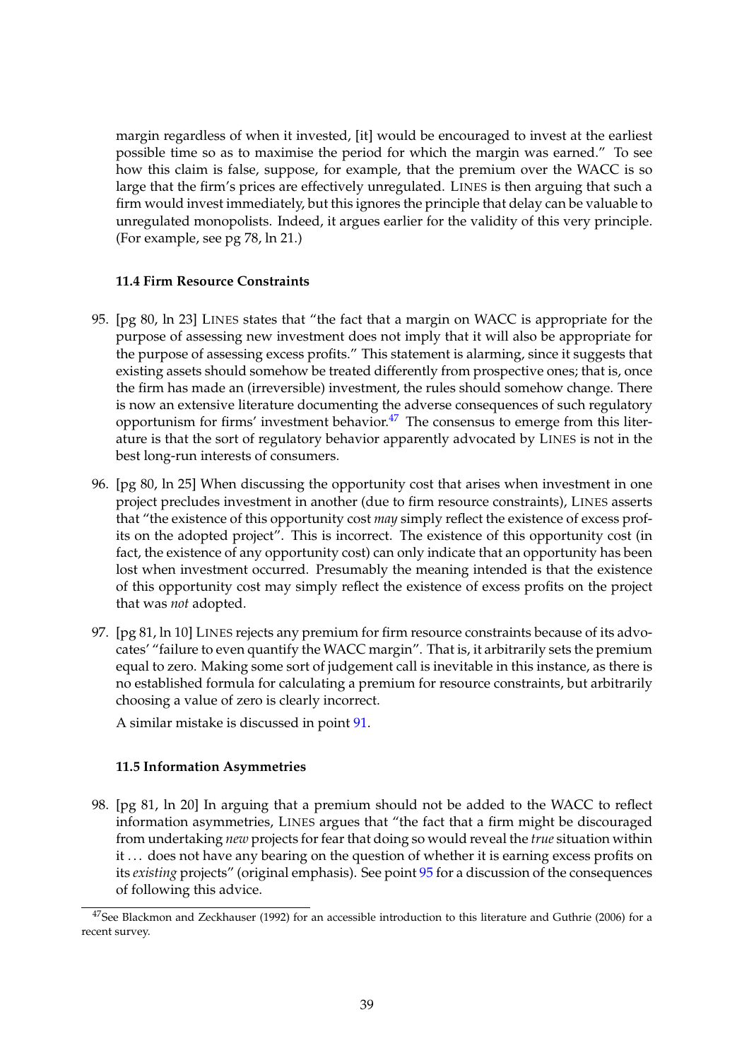margin regardless of when it invested, [it] would be encouraged to invest at the earliest possible time so as to maximise the period for which the margin was earned." To see how this claim is false, suppose, for example, that the premium over the WACC is so large that the firm's prices are effectively unregulated. LINES is then arguing that such a firm would invest immediately, but this ignores the principle that delay can be valuable to unregulated monopolists. Indeed, it argues earlier for the validity of this very principle. (For example, see pg 78, ln 21.)

### 11.4 Firm Resource Constraints

95. [pg 80, ln 23] LINES states that "the fact that a margin on WACC is appropriate for the purpose of assessing new investment does not imply that it will also be appropriate for the purpose of assessing excess profits." This statement is alarming, since it suggests that existing assets should somehow be treated differently from prospective ones; that is, once the firm has made an (irreversible) investment, the rules should somehow change. There is now an extensive literature documenting the adverse consequences of such regulatory opportunism for firms' investment behavior.[47] The consensus to emerge from this literature is that the sort of regulatory behavior apparently advocated by LINES is not in the best long-run interests of consumers.

96. [pg 80, ln 25] When discussing the opportunity cost that arises when investment in one project precludes investment in another (due to firm resource constraints), LINES asserts that "the existence of this opportunity cost *may* simply reflect the existence of excess profits on the adopted project". This is incorrect. The existence of this opportunity cost (in fact, the existence of any opportunity cost) can only indicate that an opportunity has been lost when investment occurred. Presumably the meaning intended is that the existence of this opportunity cost may simply reflect the existence of excess profits on the project that was *not* adopted.

97. [pg 81, ln 10] LINES rejects any premium for firm resource constraints because of its advocates' "failure to even quantify the WACC margin". That is, it arbitrarily sets the premium equal to zero. Making some sort of judgement call is inevitable in this instance, as there is no established formula for calculating a premium for resource constraints, but arbitrarily choosing a value of zero is clearly incorrect.

    A similar mistake is discussed in point 91.

### 11.5 Information Asymmetries

98. [pg 81, ln 20] In arguing that a premium should not be added to the WACC to reflect information asymmetries, LINES argues that "the fact that a firm might be discouraged from undertaking *new* projects for fear that doing so would reveal the *true* situation within it ... does not have any bearing on the question of whether it is earning excess profits on its *existing* projects" (original emphasis). See point 95 for a discussion of the consequences of following this advice.

[47] See Blackmon and Zeckhauser (1992) for an accessible introduction to this literature and Guthrie (2006) for a recent survey.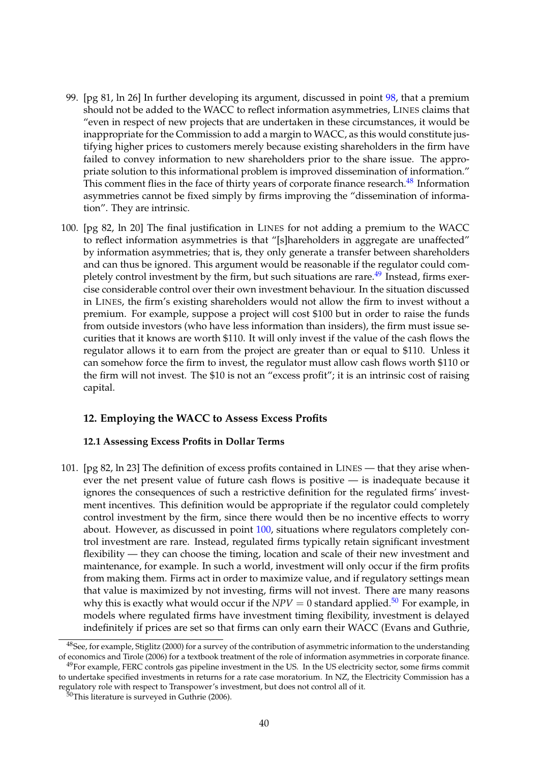99. [pg 81, ln 26] In further developing its argument, discussed in point 98, that a premium should not be added to the WACC to reflect information asymmetries, LINES claims that "even in respect of new projects that are undertaken in these circumstances, it would be inappropriate for the Commission to add a margin to WACC, as this would constitute justifying higher prices to customers merely because existing shareholders in the firm have failed to convey information to new shareholders prior to the share issue. The appropriate solution to this informational problem is improved dissemination of information." This comment flies in the face of thirty years of corporate finance research.[48] Information asymmetries cannot be fixed simply by firms improving the "dissemination of information". They are intrinsic.

100. [pg 82, ln 20] The final justification in LINES for not adding a premium to the WACC to reflect information asymmetries is that "[s]hareholders in aggregate are unaffected" by information asymmetries; that is, they only generate a transfer between shareholders and can thus be ignored. This argument would be reasonable if the regulator could completely control investment by the firm, but such situations are rare.[49] Instead, firms exercise considerable control over their own investment behaviour. In the situation discussed in LINES, the firm's existing shareholders would not allow the firm to invest without a premium. For example, suppose a project will cost \$100 but in order to raise the funds from outside investors (who have less information than insiders), the firm must issue securities that it knows are worth \$110. It will only invest if the value of the cash flows the regulator allows it to earn from the project are greater than or equal to \$110. Unless it can somehow force the firm to invest, the regulator must allow cash flows worth \$110 or the firm will not invest. The \$10 is not an "excess profit"; it is an intrinsic cost of raising capital.

## 12. Employing the WACC to Assess Excess Profits

### 12.1 Assessing Excess Profits in Dollar Terms

101. [pg 82, ln 23] The definition of excess profits contained in LINES — that they arise whenever the net present value of future cash flows is positive — is inadequate because it ignores the consequences of such a restrictive definition for the regulated firms' investment incentives. This definition would be appropriate if the regulator could completely control investment by the firm, since there would then be no incentive effects to worry about. However, as discussed in point 100, situations where regulators completely control investment are rare. Instead, regulated firms typically retain significant investment flexibility — they can choose the timing, location and scale of their new investment and maintenance, for example. In such a world, investment will only occur if the firm profits from making them. Firms act in order to maximize value, and if regulatory settings mean that value is maximized by not investing, firms will not invest. There are many reasons why this is exactly what would occur if the $NPV = 0$ standard applied.[50] For example, in models where regulated firms have investment timing flexibility, investment is delayed indefinitely if prices are set so that firms can only earn their WACC (Evans and Guthrie,

[48] See, for example, Stiglitz (2000) for a survey of the contribution of asymmetric information to the understanding of economics and Tirole (2006) for a textbook treatment of the role of information asymmetries in corporate finance.

[49] For example, FERC controls gas pipeline investment in the US. In the US electricity sector, some firms commit to undertake specified investments in returns for a rate case moratorium. In NZ, the Electricity Commission has a regulatory role with respect to Transpower's investment, but does not control all of it.

[50] This literature is surveyed in Guthrie (2006).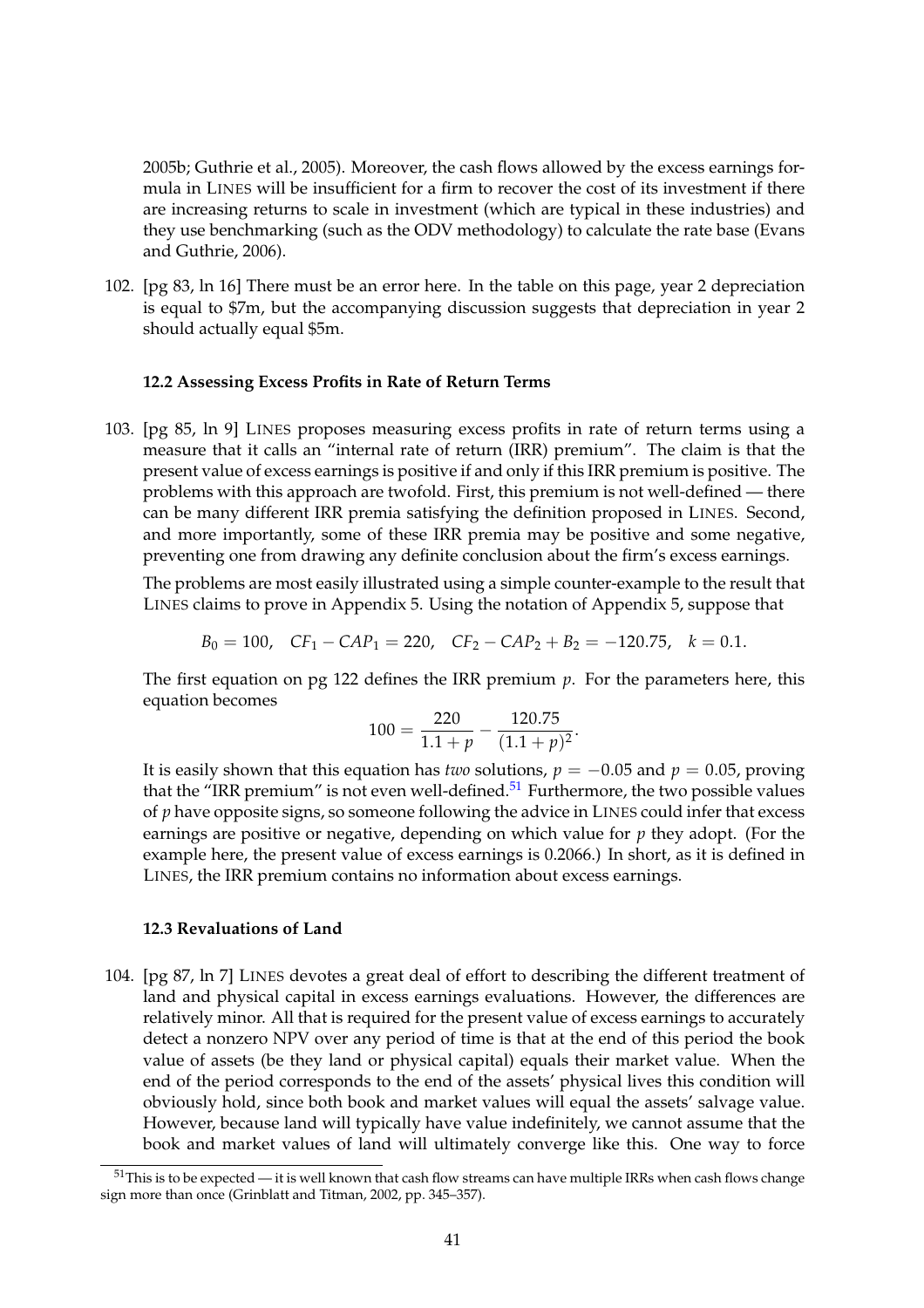2005b; Guthrie et al., 2005). Moreover, the cash flows allowed by the excess earnings formula in LINES will be insufficient for a firm to recover the cost of its investment if there are increasing returns to scale in investment (which are typical in these industries) and they use benchmarking (such as the ODV methodology) to calculate the rate base (Evans and Guthrie, 2006).

102. [pg 83, ln 16] There must be an error here. In the table on this page, year 2 depreciation is equal to \$7m, but the accompanying discussion suggests that depreciation in year 2 should actually equal \$5m.

#### 12.2 Assessing Excess Profits in Rate of Return Terms

103. [pg 85, ln 9] LINES proposes measuring excess profits in rate of return terms using a measure that it calls an "internal rate of return (IRR) premium". The claim is that the present value of excess earnings is positive if and only if this IRR premium is positive. The problems with this approach are twofold. First, this premium is not well-defined — there can be many different IRR premia satisfying the definition proposed in LINES. Second, and more importantly, some of these IRR premia may be positive and some negative, preventing one from drawing any definite conclusion about the firm's excess earnings.

    The problems are most easily illustrated using a simple counter-example to the result that LINES claims to prove in Appendix 5. Using the notation of Appendix 5, suppose that

    $$B_0 = 100, \quad CF_1 - CAP_1 = 220, \quad CF_2 - CAP_2 + B_2 = -120.75, \quad k = 0.1.$$

    The first equation on pg 122 defines the IRR premium $p$. For the parameters here, this equation becomes

    $$100 = \frac{220}{1.1 + p} - \frac{120.75}{(1.1 + p)^2}.$$

    It is easily shown that this equation has *two* solutions, $p = -0.05$ and $p = 0.05$, proving that the "IRR premium" is not even well-defined.[51] Furthermore, the two possible values of $p$ have opposite signs, so someone following the advice in LINES could infer that excess earnings are positive or negative, depending on which value for $p$ they adopt. (For the example here, the present value of excess earnings is 0.2066.) In short, as it is defined in LINES, the IRR premium contains no information about excess earnings.

#### 12.3 Revaluations of Land

104. [pg 87, ln 7] LINES devotes a great deal of effort to describing the different treatment of land and physical capital in excess earnings evaluations. However, the differences are relatively minor. All that is required for the present value of excess earnings to accurately detect a nonzero NPV over any period of time is that at the end of this period the book value of assets (be they land or physical capital) equals their market value. When the end of the period corresponds to the end of the assets' physical lives this condition will obviously hold, since both book and market values will equal the assets' salvage value. However, because land will typically have value indefinitely, we cannot assume that the book and market values of land will ultimately converge like this. One way to force

[51] This is to be expected — it is well known that cash flow streams can have multiple IRRs when cash flows change sign more than once (Grinblatt and Titman, 2002, pp. 345–357).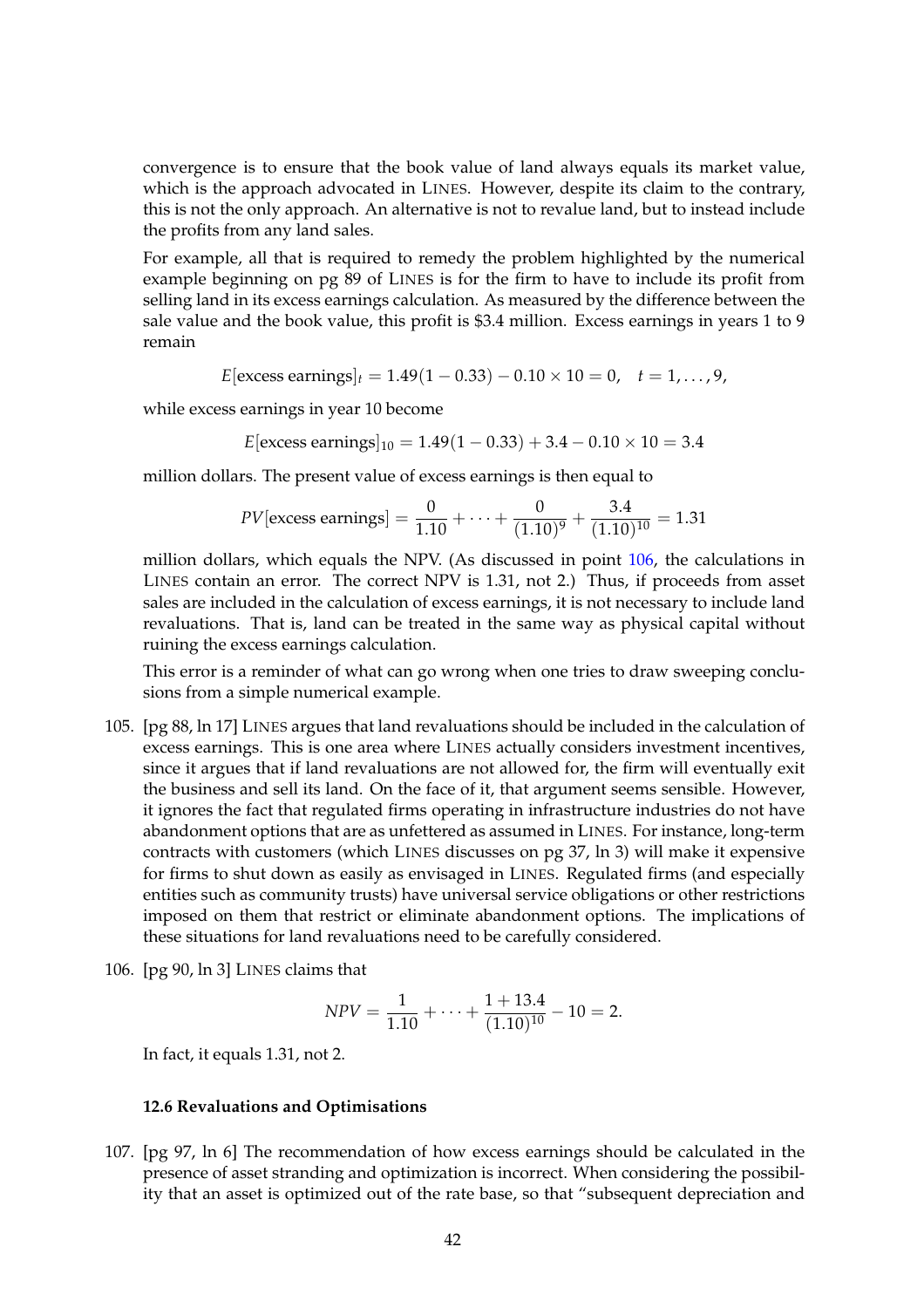convergence is to ensure that the book value of land always equals its market value, which is the approach advocated in LINES. However, despite its claim to the contrary, this is not the only approach. An alternative is not to revalue land, but to instead include the profits from any land sales.

For example, all that is required to remedy the problem highlighted by the numerical example beginning on pg 89 of LINES is for the firm to have to include its profit from selling land in its excess earnings calculation. As measured by the difference between the sale value and the book value, this profit is \$3.4 million. Excess earnings in years 1 to 9 remain

$$E[\text{excess earnings}]_t = 1.49(1 - 0.33) - 0.10 \times 10 = 0, \quad t = 1, \ldots, 9,$$

while excess earnings in year 10 become

$$E[\text{excess earnings}]_{10} = 1.49(1 - 0.33) + 3.4 - 0.10 \times 10 = 3.4$$

million dollars. The present value of excess earnings is then equal to

$$PV[\text{excess earnings}] = \frac{0}{1.10} + \cdots + \frac{0}{(1.10)^9} + \frac{3.4}{(1.10)^{10}} = 1.31$$

million dollars, which equals the NPV. (As discussed in point 106, the calculations in LINES contain an error. The correct NPV is 1.31, not 2.) Thus, if proceeds from asset sales are included in the calculation of excess earnings, it is not necessary to include land revaluations. That is, land can be treated in the same way as physical capital without ruining the excess earnings calculation.

This error is a reminder of what can go wrong when one tries to draw sweeping conclusions from a simple numerical example.

105. [pg 88, ln 17] LINES argues that land revaluations should be included in the calculation of excess earnings. This is one area where LINES actually considers investment incentives, since it argues that if land revaluations are not allowed for, the firm will eventually exit the business and sell its land. On the face of it, that argument seems sensible. However, it ignores the fact that regulated firms operating in infrastructure industries do not have abandonment options that are as unfettered as assumed in LINES. For instance, long-term contracts with customers (which LINES discusses on pg 37, ln 3) will make it expensive for firms to shut down as easily as envisaged in LINES. Regulated firms (and especially entities such as community trusts) have universal service obligations or other restrictions imposed on them that restrict or eliminate abandonment options. The implications of these situations for land revaluations need to be carefully considered.

106. [pg 90, ln 3] LINES claims that

$$NPV = \frac{1}{1.10} + \cdots + \frac{1 + 13.4}{(1.10)^{10}} - 10 = 2.$$

In fact, it equals 1.31, not 2.

### 12.6 Revaluations and Optimisations

107. [pg 97, ln 6] The recommendation of how excess earnings should be calculated in the presence of asset stranding and optimization is incorrect. When considering the possibility that an asset is optimized out of the rate base, so that "subsequent depreciation and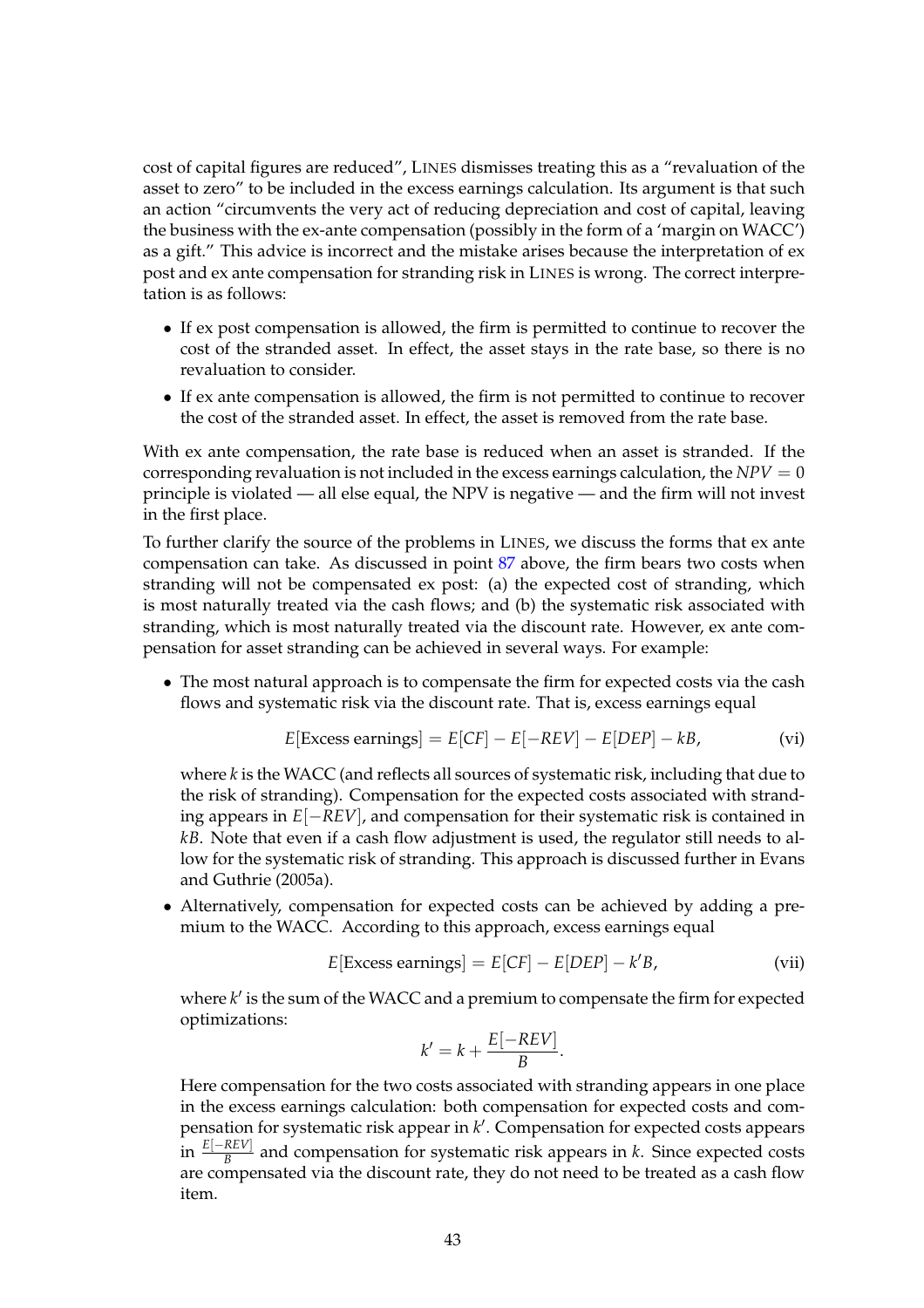cost of capital figures are reduced", LINES dismisses treating this as a "revaluation of the asset to zero" to be included in the excess earnings calculation. Its argument is that such an action "circumvents the very act of reducing depreciation and cost of capital, leaving the business with the ex-ante compensation (possibly in the form of a 'margin on WACC') as a gift." This advice is incorrect and the mistake arises because the interpretation of ex post and ex ante compensation for stranding risk in LINES is wrong. The correct interpretation is as follows:

- If ex post compensation is allowed, the firm is permitted to continue to recover the cost of the stranded asset. In effect, the asset stays in the rate base, so there is no revaluation to consider.
- If ex ante compensation is allowed, the firm is not permitted to continue to recover the cost of the stranded asset. In effect, the asset is removed from the rate base.

With ex ante compensation, the rate base is reduced when an asset is stranded. If the corresponding revaluation is not included in the excess earnings calculation, the $NPV = 0$ principle is violated — all else equal, the NPV is negative — and the firm will not invest in the first place.

To further clarify the source of the problems in LINES, we discuss the forms that ex ante compensation can take. As discussed in point 87 above, the firm bears two costs when stranding will not be compensated ex post: (a) the expected cost of stranding, which is most naturally treated via the cash flows; and (b) the systematic risk associated with stranding, which is most naturally treated via the discount rate. However, ex ante compensation for asset stranding can be achieved in several ways. For example:

- The most natural approach is to compensate the firm for expected costs via the cash flows and systematic risk via the discount rate. That is, excess earnings equal

$$E[\text{Excess earnings}] = E[CF] - E[-REV] - E[DEP] - kB, \tag{vi}$$

  where $k$ is the WACC (and reflects all sources of systematic risk, including that due to the risk of stranding). Compensation for the expected costs associated with stranding appears in $E[-REV]$, and compensation for their systematic risk is contained in $kB$. Note that even if a cash flow adjustment is used, the regulator still needs to allow for the systematic risk of stranding. This approach is discussed further in Evans and Guthrie (2005a).

- Alternatively, compensation for expected costs can be achieved by adding a premium to the WACC. According to this approach, excess earnings equal

$$E[\text{Excess earnings}] = E[CF] - E[DEP] - k'B, \tag{vii}$$

  where $k'$ is the sum of the WACC and a premium to compensate the firm for expected optimizations:

$$k' = k + \frac{E[-REV]}{B}.$$

  Here compensation for the two costs associated with stranding appears in one place in the excess earnings calculation: both compensation for expected costs and compensation for systematic risk appear in $k'$. Compensation for expected costs appears in $\frac{E[-REV]}{B}$ and compensation for systematic risk appears in $k$. Since expected costs are compensated via the discount rate, they do not need to be treated as a cash flow item.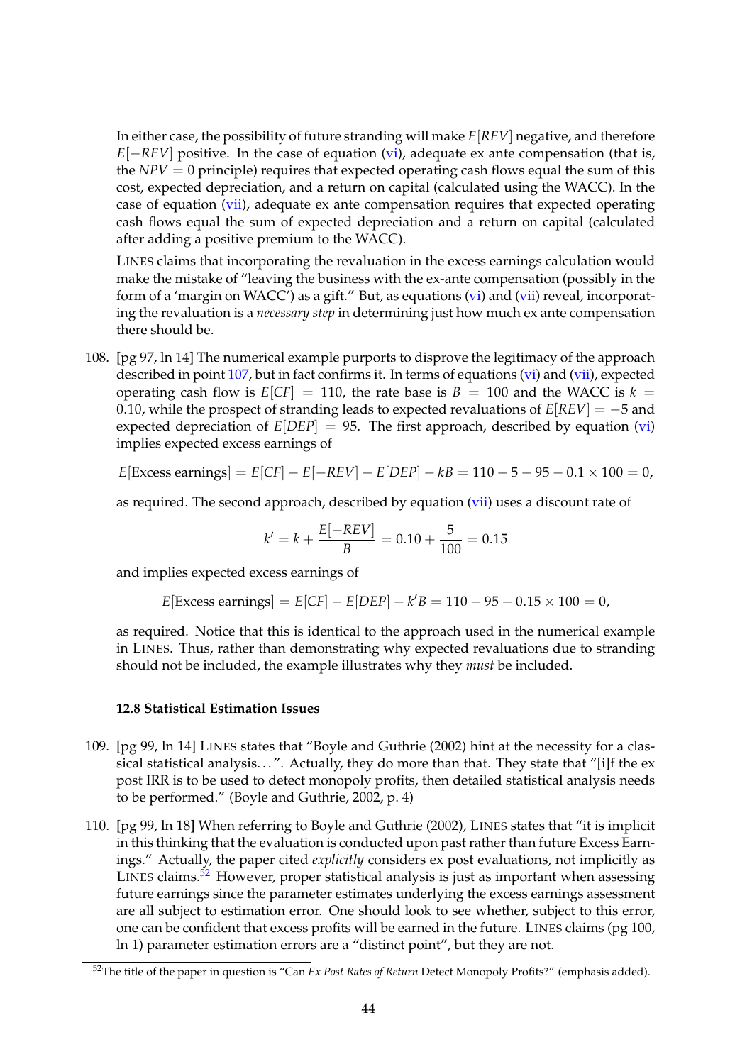In either case, the possibility of future stranding will make $E[REV]$ negative, and therefore $E[-REV]$ positive. In the case of equation (vi), adequate ex ante compensation (that is, the $NPV = 0$ principle) requires that expected operating cash flows equal the sum of this cost, expected depreciation, and a return on capital (calculated using the WACC). In the case of equation (vii), adequate ex ante compensation requires that expected operating cash flows equal the sum of expected depreciation and a return on capital (calculated after adding a positive premium to the WACC).

LINES claims that incorporating the revaluation in the excess earnings calculation would make the mistake of "leaving the business with the ex-ante compensation (possibly in the form of a 'margin on WACC') as a gift." But, as equations (vi) and (vii) reveal, incorporating the revaluation is a *necessary step* in determining just how much ex ante compensation there should be.

108. [pg 97, ln 14] The numerical example purports to disprove the legitimacy of the approach described in point 107, but in fact confirms it. In terms of equations (vi) and (vii), expected operating cash flow is $E[CF] = 110$, the rate base is $B = 100$ and the WACC is $k = 0.10$, while the prospect of stranding leads to expected revaluations of $E[REV] = -5$ and expected depreciation of $E[DEP] = 95$. The first approach, described by equation (vi) implies expected excess earnings of

$$E[\text{Excess earnings}] = E[CF] - E[-REV] - E[DEP] - kB = 110 - 5 - 95 - 0.1 \times 100 = 0,$$

as required. The second approach, described by equation (vii) uses a discount rate of

$$k' = k + \frac{E[-REV]}{B} = 0.10 + \frac{5}{100} = 0.15$$

and implies expected excess earnings of

$$E[\text{Excess earnings}] = E[CF] - E[DEP] - k'B = 110 - 95 - 0.15 \times 100 = 0,$$

as required. Notice that this is identical to the approach used in the numerical example in LINES. Thus, rather than demonstrating why expected revaluations due to stranding should not be included, the example illustrates why they *must* be included.

### 12.8 Statistical Estimation Issues

109. [pg 99, ln 14] LINES states that "Boyle and Guthrie (2002) hint at the necessity for a classical statistical analysis...". Actually, they do more than that. They state that "[i]f the ex post IRR is to be used to detect monopoly profits, then detailed statistical analysis needs to be performed." (Boyle and Guthrie, 2002, p. 4)

110. [pg 99, ln 18] When referring to Boyle and Guthrie (2002), LINES states that "it is implicit in this thinking that the evaluation is conducted upon past rather than future Excess Earnings." Actually, the paper cited *explicitly* considers ex post evaluations, not implicitly as LINES claims.[52] However, proper statistical analysis is just as important when assessing future earnings since the parameter estimates underlying the excess earnings assessment are all subject to estimation error. One should look to see whether, subject to this error, one can be confident that excess profits will be earned in the future. LINES claims (pg 100, ln 1) parameter estimation errors are a "distinct point", but they are not.

[52] The title of the paper in question is "Can *Ex Post Rates of Return* Detect Monopoly Profits?" (emphasis added).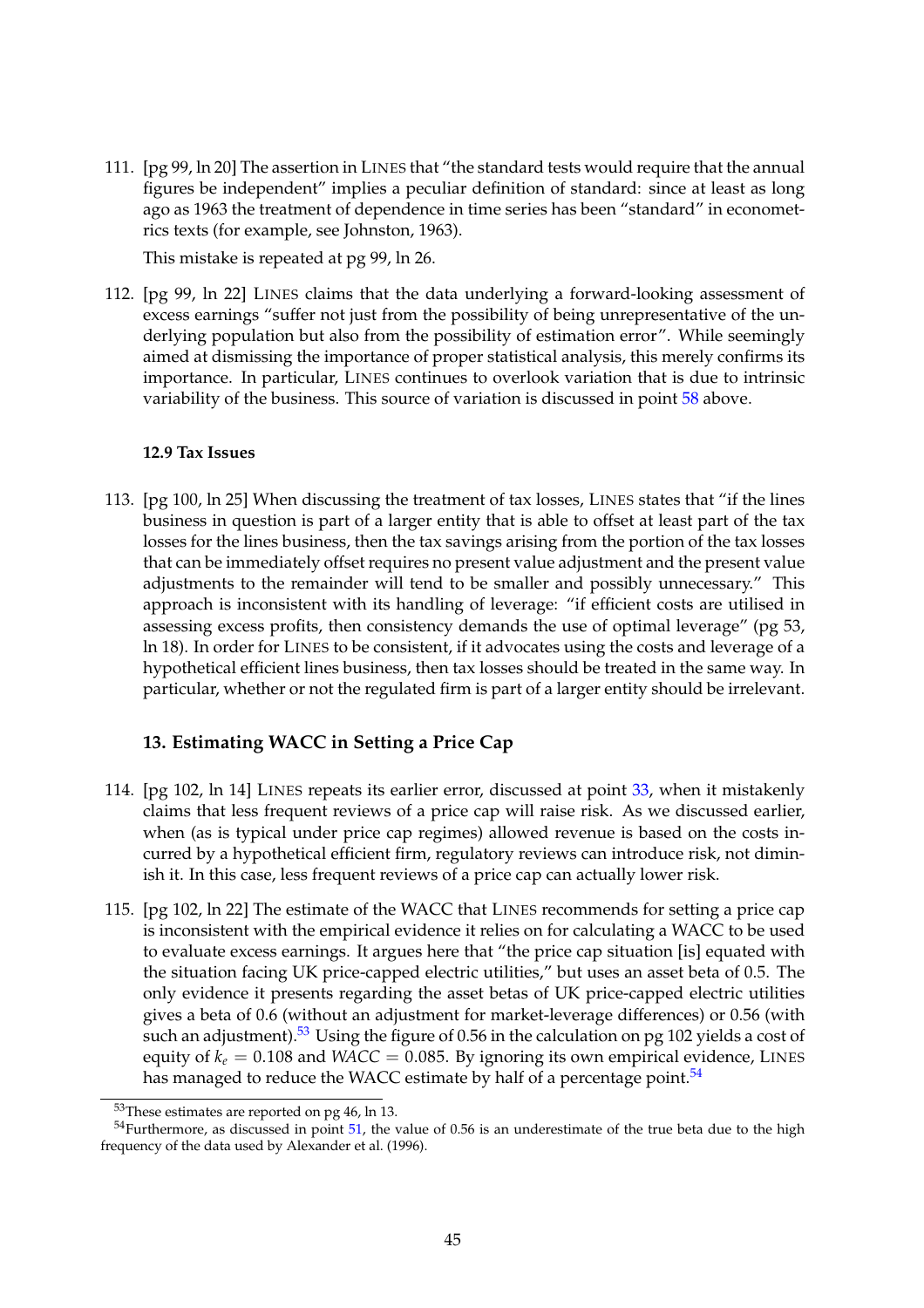111. [pg 99, ln 20] The assertion in LINES that "the standard tests would require that the annual figures be independent" implies a peculiar definition of standard: since at least as long ago as 1963 the treatment of dependence in time series has been "standard" in econometrics texts (for example, see Johnston, 1963).

     This mistake is repeated at pg 99, ln 26.

112. [pg 99, ln 22] LINES claims that the data underlying a forward-looking assessment of excess earnings "suffer not just from the possibility of being unrepresentative of the underlying population but also from the possibility of estimation error". While seemingly aimed at dismissing the importance of proper statistical analysis, this merely confirms its importance. In particular, LINES continues to overlook variation that is due to intrinsic variability of the business. This source of variation is discussed in point 58 above.

### 12.9 Tax Issues

113. [pg 100, ln 25] When discussing the treatment of tax losses, LINES states that "if the lines business in question is part of a larger entity that is able to offset at least part of the tax losses for the lines business, then the tax savings arising from the portion of the tax losses that can be immediately offset requires no present value adjustment and the present value adjustments to the remainder will tend to be smaller and possibly unnecessary." This approach is inconsistent with its handling of leverage: "if efficient costs are utilised in assessing excess profits, then consistency demands the use of optimal leverage" (pg 53, ln 18). In order for LINES to be consistent, if it advocates using the costs and leverage of a hypothetical efficient lines business, then tax losses should be treated in the same way. In particular, whether or not the regulated firm is part of a larger entity should be irrelevant.

## 13. Estimating WACC in Setting a Price Cap

114. [pg 102, ln 14] LINES repeats its earlier error, discussed at point 33, when it mistakenly claims that less frequent reviews of a price cap will raise risk. As we discussed earlier, when (as is typical under price cap regimes) allowed revenue is based on the costs incurred by a hypothetical efficient firm, regulatory reviews can introduce risk, not diminish it. In this case, less frequent reviews of a price cap can actually lower risk.

115. [pg 102, ln 22] The estimate of the WACC that LINES recommends for setting a price cap is inconsistent with the empirical evidence it relies on for calculating a WACC to be used to evaluate excess earnings. It argues here that "the price cap situation [is] equated with the situation facing UK price-capped electric utilities," but uses an asset beta of 0.5. The only evidence it presents regarding the asset betas of UK price-capped electric utilities gives a beta of 0.6 (without an adjustment for market-leverage differences) or 0.56 (with such an adjustment).[53] Using the figure of 0.56 in the calculation on pg 102 yields a cost of equity of $k_e = 0.108$ and $WACC = 0.085$. By ignoring its own empirical evidence, LINES has managed to reduce the WACC estimate by half of a percentage point.[54]

---

[53] These estimates are reported on pg 46, ln 13.

[54] Furthermore, as discussed in point 51, the value of 0.56 is an underestimate of the true beta due to the high frequency of the data used by Alexander et al. (1996).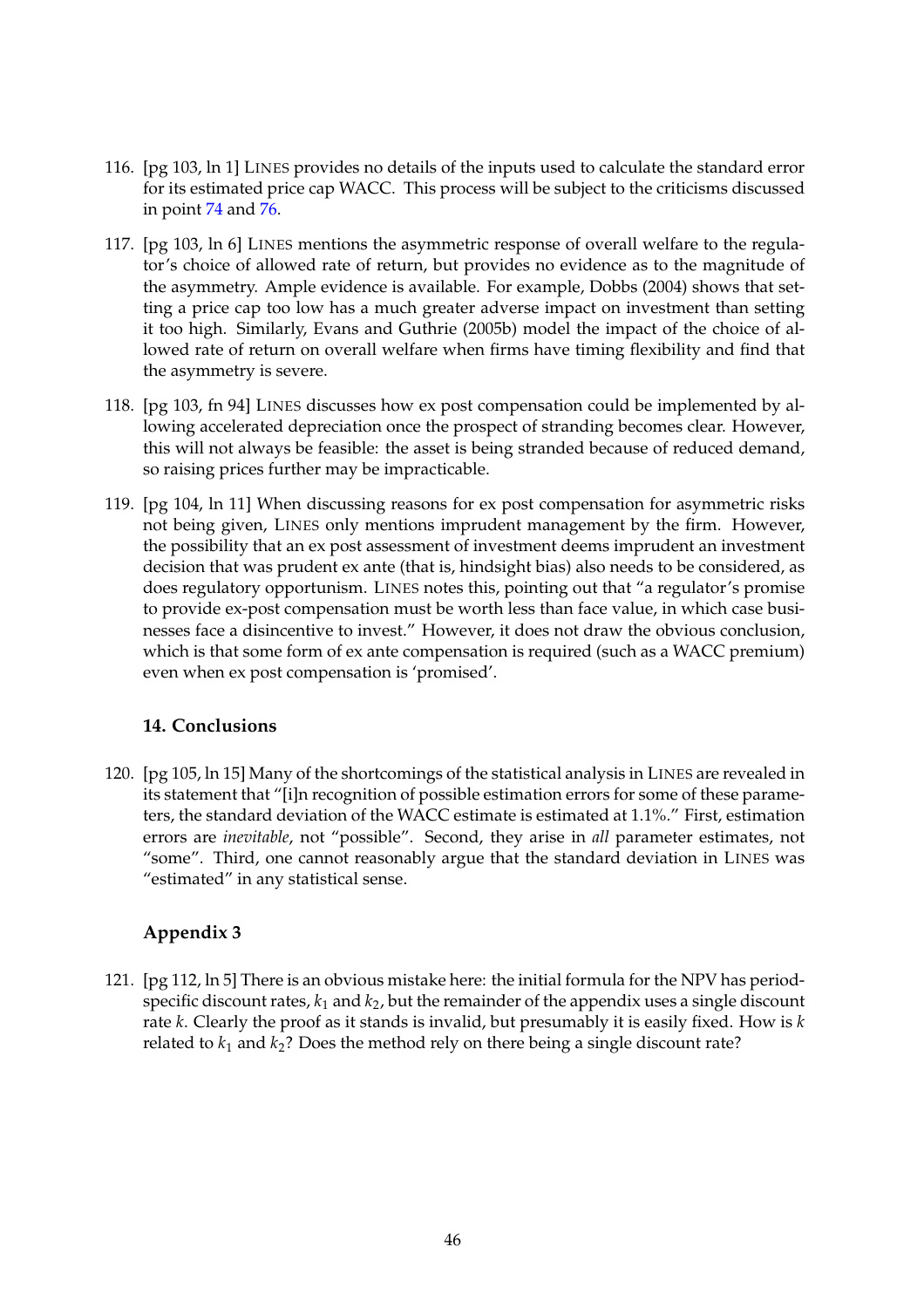116. [pg 103, ln 1] LINES provides no details of the inputs used to calculate the standard error for its estimated price cap WACC. This process will be subject to the criticisms discussed in point 74 and 76.

117. [pg 103, ln 6] LINES mentions the asymmetric response of overall welfare to the regulator's choice of allowed rate of return, but provides no evidence as to the magnitude of the asymmetry. Ample evidence is available. For example, Dobbs (2004) shows that setting a price cap too low has a much greater adverse impact on investment than setting it too high. Similarly, Evans and Guthrie (2005b) model the impact of the choice of allowed rate of return on overall welfare when firms have timing flexibility and find that the asymmetry is severe.

118. [pg 103, fn 94] LINES discusses how ex post compensation could be implemented by allowing accelerated depreciation once the prospect of stranding becomes clear. However, this will not always be feasible: the asset is being stranded because of reduced demand, so raising prices further may be impracticable.

119. [pg 104, ln 11] When discussing reasons for ex post compensation for asymmetric risks not being given, LINES only mentions imprudent management by the firm. However, the possibility that an ex post assessment of investment deems imprudent an investment decision that was prudent ex ante (that is, hindsight bias) also needs to be considered, as does regulatory opportunism. LINES notes this, pointing out that "a regulator's promise to provide ex-post compensation must be worth less than face value, in which case businesses face a disincentive to invest." However, it does not draw the obvious conclusion, which is that some form of ex ante compensation is required (such as a WACC premium) even when ex post compensation is 'promised'.

### 14. Conclusions

120. [pg 105, ln 15] Many of the shortcomings of the statistical analysis in LINES are revealed in its statement that "[i]n recognition of possible estimation errors for some of these parameters, the standard deviation of the WACC estimate is estimated at 1.1%." First, estimation errors are *inevitable*, not "possible". Second, they arise in *all* parameter estimates, not "some". Third, one cannot reasonably argue that the standard deviation in LINES was "estimated" in any statistical sense.

### Appendix 3

121. [pg 112, ln 5] There is an obvious mistake here: the initial formula for the NPV has period-specific discount rates, $k_1$ and $k_2$, but the remainder of the appendix uses a single discount rate $k$. Clearly the proof as it stands is invalid, but presumably it is easily fixed. How is $k$ related to $k_1$ and $k_2$? Does the method rely on there being a single discount rate?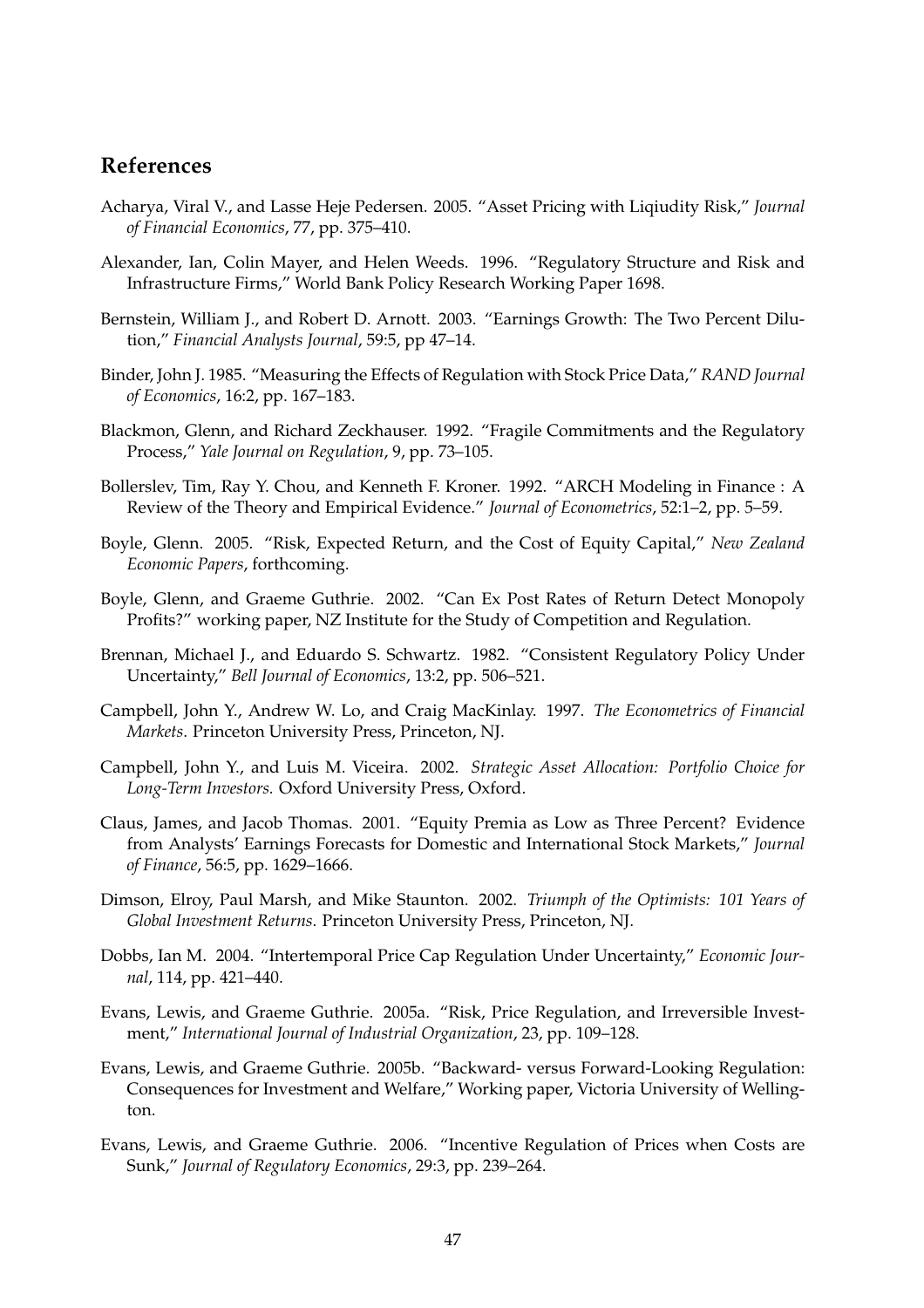## References

Acharya, Viral V., and Lasse Heje Pedersen. 2005. "Asset Pricing with Liqiudity Risk," *Journal of Financial Economics*, 77, pp. 375–410.

Alexander, Ian, Colin Mayer, and Helen Weeds. 1996. "Regulatory Structure and Risk and Infrastructure Firms," World Bank Policy Research Working Paper 1698.

Bernstein, William J., and Robert D. Arnott. 2003. "Earnings Growth: The Two Percent Dilution," *Financial Analysts Journal*, 59:5, pp 47–14.

Binder, John J. 1985. "Measuring the Effects of Regulation with Stock Price Data," *RAND Journal of Economics*, 16:2, pp. 167–183.

Blackmon, Glenn, and Richard Zeckhauser. 1992. "Fragile Commitments and the Regulatory Process," *Yale Journal on Regulation*, 9, pp. 73–105.

Bollerslev, Tim, Ray Y. Chou, and Kenneth F. Kroner. 1992. "ARCH Modeling in Finance : A Review of the Theory and Empirical Evidence." *Journal of Econometrics*, 52:1–2, pp. 5–59.

Boyle, Glenn. 2005. "Risk, Expected Return, and the Cost of Equity Capital," *New Zealand Economic Papers*, forthcoming.

Boyle, Glenn, and Graeme Guthrie. 2002. "Can Ex Post Rates of Return Detect Monopoly Profits?" working paper, NZ Institute for the Study of Competition and Regulation.

Brennan, Michael J., and Eduardo S. Schwartz. 1982. "Consistent Regulatory Policy Under Uncertainty," *Bell Journal of Economics*, 13:2, pp. 506–521.

Campbell, John Y., Andrew W. Lo, and Craig MacKinlay. 1997. *The Econometrics of Financial Markets*. Princeton University Press, Princeton, NJ.

Campbell, John Y., and Luis M. Viceira. 2002. *Strategic Asset Allocation: Portfolio Choice for Long-Term Investors.* Oxford University Press, Oxford.

Claus, James, and Jacob Thomas. 2001. "Equity Premia as Low as Three Percent? Evidence from Analysts' Earnings Forecasts for Domestic and International Stock Markets," *Journal of Finance*, 56:5, pp. 1629–1666.

Dimson, Elroy, Paul Marsh, and Mike Staunton. 2002. *Triumph of the Optimists: 101 Years of Global Investment Returns*. Princeton University Press, Princeton, NJ.

Dobbs, Ian M. 2004. "Intertemporal Price Cap Regulation Under Uncertainty," *Economic Journal*, 114, pp. 421–440.

Evans, Lewis, and Graeme Guthrie. 2005a. "Risk, Price Regulation, and Irreversible Investment," *International Journal of Industrial Organization*, 23, pp. 109–128.

Evans, Lewis, and Graeme Guthrie. 2005b. "Backward- versus Forward-Looking Regulation: Consequences for Investment and Welfare," Working paper, Victoria University of Wellington.

Evans, Lewis, and Graeme Guthrie. 2006. "Incentive Regulation of Prices when Costs are Sunk," *Journal of Regulatory Economics*, 29:3, pp. 239–264.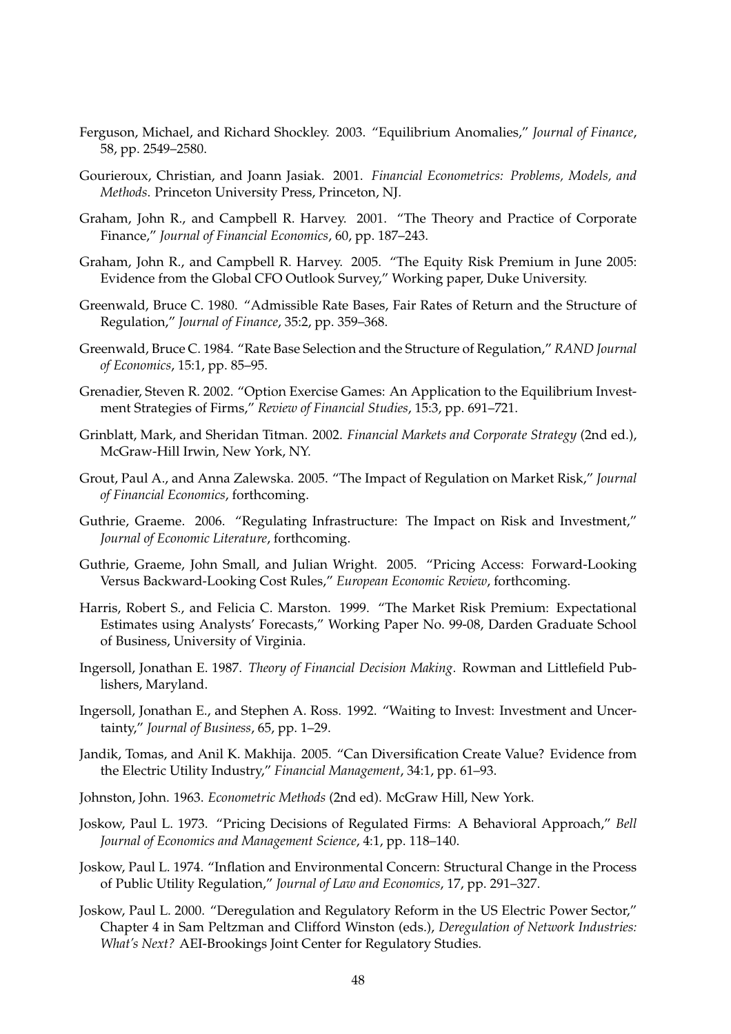Ferguson, Michael, and Richard Shockley. 2003. "Equilibrium Anomalies," *Journal of Finance*, 58, pp. 2549–2580.

Gourieroux, Christian, and Joann Jasiak. 2001. *Financial Econometrics: Problems, Models, and Methods*. Princeton University Press, Princeton, NJ.

Graham, John R., and Campbell R. Harvey. 2001. "The Theory and Practice of Corporate Finance," *Journal of Financial Economics*, 60, pp. 187–243.

Graham, John R., and Campbell R. Harvey. 2005. "The Equity Risk Premium in June 2005: Evidence from the Global CFO Outlook Survey," Working paper, Duke University.

Greenwald, Bruce C. 1980. "Admissible Rate Bases, Fair Rates of Return and the Structure of Regulation," *Journal of Finance*, 35:2, pp. 359–368.

Greenwald, Bruce C. 1984. "Rate Base Selection and the Structure of Regulation," *RAND Journal of Economics*, 15:1, pp. 85–95.

Grenadier, Steven R. 2002. "Option Exercise Games: An Application to the Equilibrium Investment Strategies of Firms," *Review of Financial Studies*, 15:3, pp. 691–721.

Grinblatt, Mark, and Sheridan Titman. 2002. *Financial Markets and Corporate Strategy* (2nd ed.), McGraw-Hill Irwin, New York, NY.

Grout, Paul A., and Anna Zalewska. 2005. "The Impact of Regulation on Market Risk," *Journal of Financial Economics*, forthcoming.

Guthrie, Graeme. 2006. "Regulating Infrastructure: The Impact on Risk and Investment," *Journal of Economic Literature*, forthcoming.

Guthrie, Graeme, John Small, and Julian Wright. 2005. "Pricing Access: Forward-Looking Versus Backward-Looking Cost Rules," *European Economic Review*, forthcoming.

Harris, Robert S., and Felicia C. Marston. 1999. "The Market Risk Premium: Expectational Estimates using Analysts' Forecasts," Working Paper No. 99-08, Darden Graduate School of Business, University of Virginia.

Ingersoll, Jonathan E. 1987. *Theory of Financial Decision Making*. Rowman and Littlefield Publishers, Maryland.

Ingersoll, Jonathan E., and Stephen A. Ross. 1992. "Waiting to Invest: Investment and Uncertainty," *Journal of Business*, 65, pp. 1–29.

Jandik, Tomas, and Anil K. Makhija. 2005. "Can Diversification Create Value? Evidence from the Electric Utility Industry," *Financial Management*, 34:1, pp. 61–93.

Johnston, John. 1963. *Econometric Methods* (2nd ed). McGraw Hill, New York.

Joskow, Paul L. 1973. "Pricing Decisions of Regulated Firms: A Behavioral Approach," *Bell Journal of Economics and Management Science*, 4:1, pp. 118–140.

Joskow, Paul L. 1974. "Inflation and Environmental Concern: Structural Change in the Process of Public Utility Regulation," *Journal of Law and Economics*, 17, pp. 291–327.

Joskow, Paul L. 2000. "Deregulation and Regulatory Reform in the US Electric Power Sector," Chapter 4 in Sam Peltzman and Clifford Winston (eds.), *Deregulation of Network Industries: What's Next?* AEI-Brookings Joint Center for Regulatory Studies.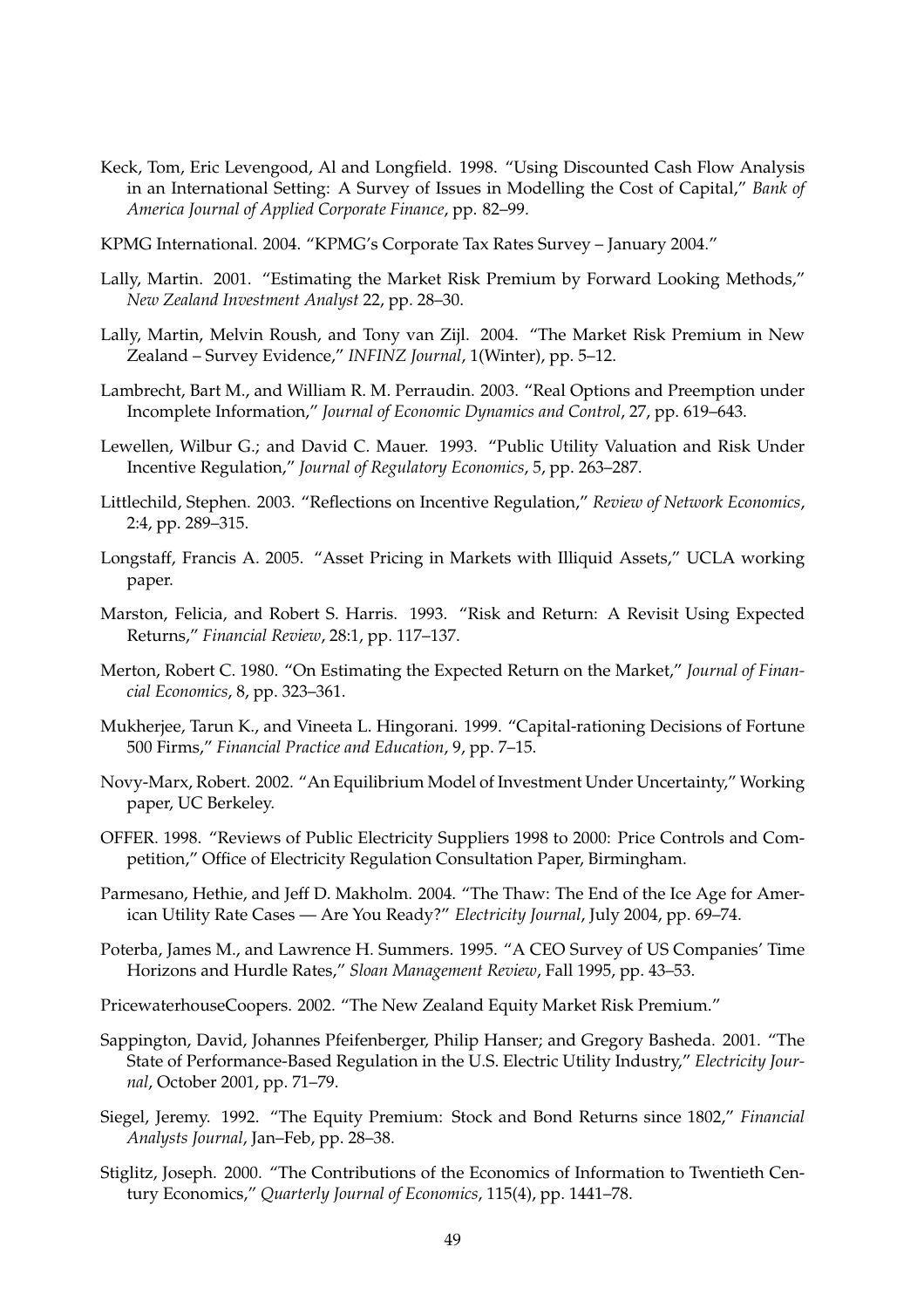Keck, Tom, Eric Levengood, Al and Longfield. 1998. "Using Discounted Cash Flow Analysis in an International Setting: A Survey of Issues in Modelling the Cost of Capital," *Bank of America Journal of Applied Corporate Finance*, pp. 82–99.

KPMG International. 2004. "KPMG's Corporate Tax Rates Survey – January 2004."

Lally, Martin. 2001. "Estimating the Market Risk Premium by Forward Looking Methods," *New Zealand Investment Analyst* 22, pp. 28–30.

Lally, Martin, Melvin Roush, and Tony van Zijl. 2004. "The Market Risk Premium in New Zealand – Survey Evidence," *INFINZ Journal*, 1(Winter), pp. 5–12.

Lambrecht, Bart M., and William R. M. Perraudin. 2003. "Real Options and Preemption under Incomplete Information," *Journal of Economic Dynamics and Control*, 27, pp. 619–643.

Lewellen, Wilbur G.; and David C. Mauer. 1993. "Public Utility Valuation and Risk Under Incentive Regulation," *Journal of Regulatory Economics*, 5, pp. 263–287.

Littlechild, Stephen. 2003. "Reflections on Incentive Regulation," *Review of Network Economics*, 2:4, pp. 289–315.

Longstaff, Francis A. 2005. "Asset Pricing in Markets with Illiquid Assets," UCLA working paper.

Marston, Felicia, and Robert S. Harris. 1993. "Risk and Return: A Revisit Using Expected Returns," *Financial Review*, 28:1, pp. 117–137.

Merton, Robert C. 1980. "On Estimating the Expected Return on the Market," *Journal of Financial Economics*, 8, pp. 323–361.

Mukherjee, Tarun K., and Vineeta L. Hingorani. 1999. "Capital-rationing Decisions of Fortune 500 Firms," *Financial Practice and Education*, 9, pp. 7–15.

Novy-Marx, Robert. 2002. "An Equilibrium Model of Investment Under Uncertainty," Working paper, UC Berkeley.

OFFER. 1998. "Reviews of Public Electricity Suppliers 1998 to 2000: Price Controls and Competition," Office of Electricity Regulation Consultation Paper, Birmingham.

Parmesano, Hethie, and Jeff D. Makholm. 2004. "The Thaw: The End of the Ice Age for American Utility Rate Cases — Are You Ready?" *Electricity Journal*, July 2004, pp. 69–74.

Poterba, James M., and Lawrence H. Summers. 1995. "A CEO Survey of US Companies' Time Horizons and Hurdle Rates," *Sloan Management Review*, Fall 1995, pp. 43–53.

PricewaterhouseCoopers. 2002. "The New Zealand Equity Market Risk Premium."

Sappington, David, Johannes Pfeifenberger, Philip Hanser; and Gregory Basheda. 2001. "The State of Performance-Based Regulation in the U.S. Electric Utility Industry," *Electricity Journal*, October 2001, pp. 71–79.

Siegel, Jeremy. 1992. "The Equity Premium: Stock and Bond Returns since 1802," *Financial Analysts Journal*, Jan–Feb, pp. 28–38.

Stiglitz, Joseph. 2000. "The Contributions of the Economics of Information to Twentieth Century Economics," *Quarterly Journal of Economics*, 115(4), pp. 1441–78.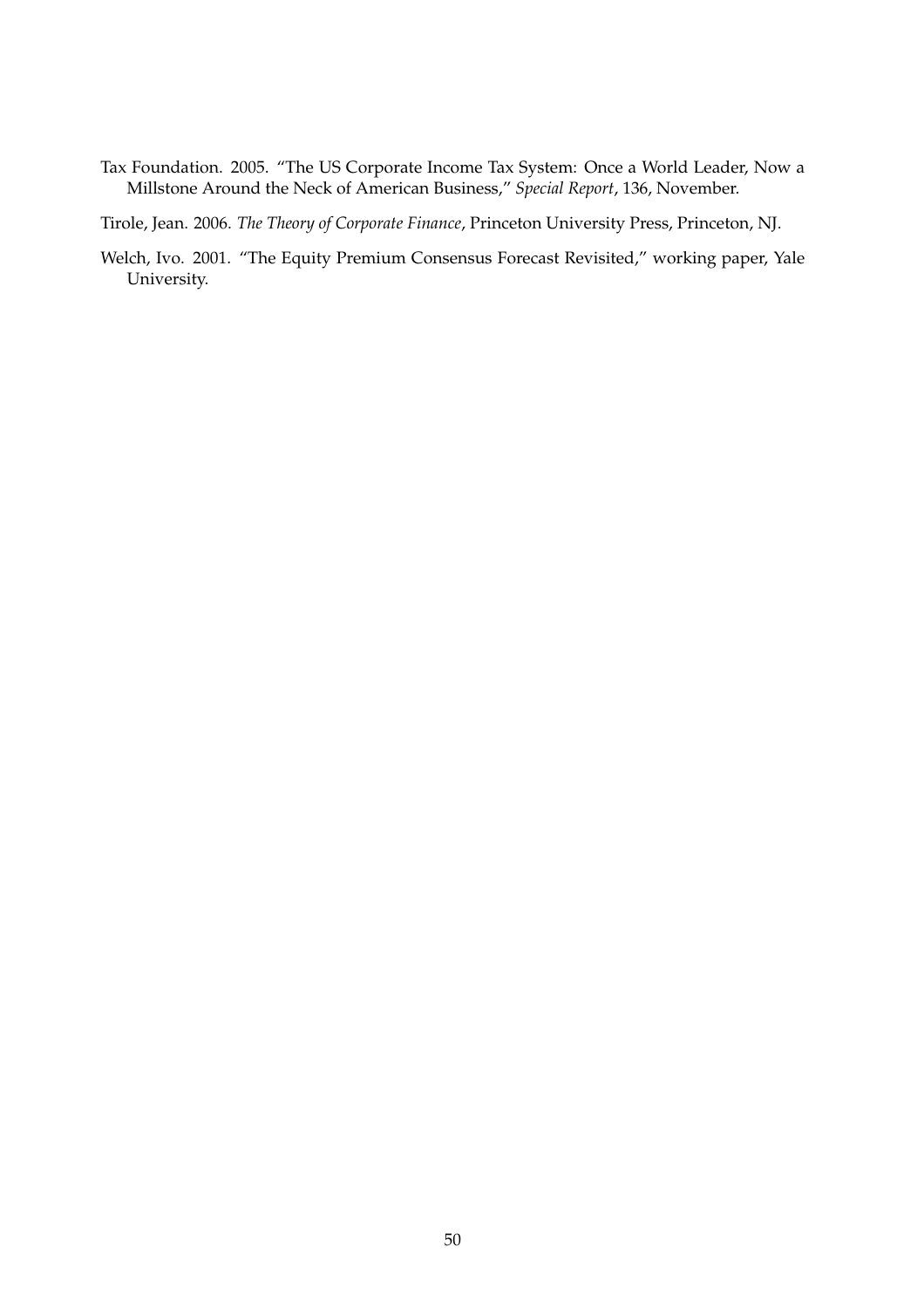Tax Foundation. 2005. "The US Corporate Income Tax System: Once a World Leader, Now a Millstone Around the Neck of American Business," *Special Report*, 136, November.

Tirole, Jean. 2006. *The Theory of Corporate Finance*, Princeton University Press, Princeton, NJ.

Welch, Ivo. 2001. "The Equity Premium Consensus Forecast Revisited," working paper, Yale University.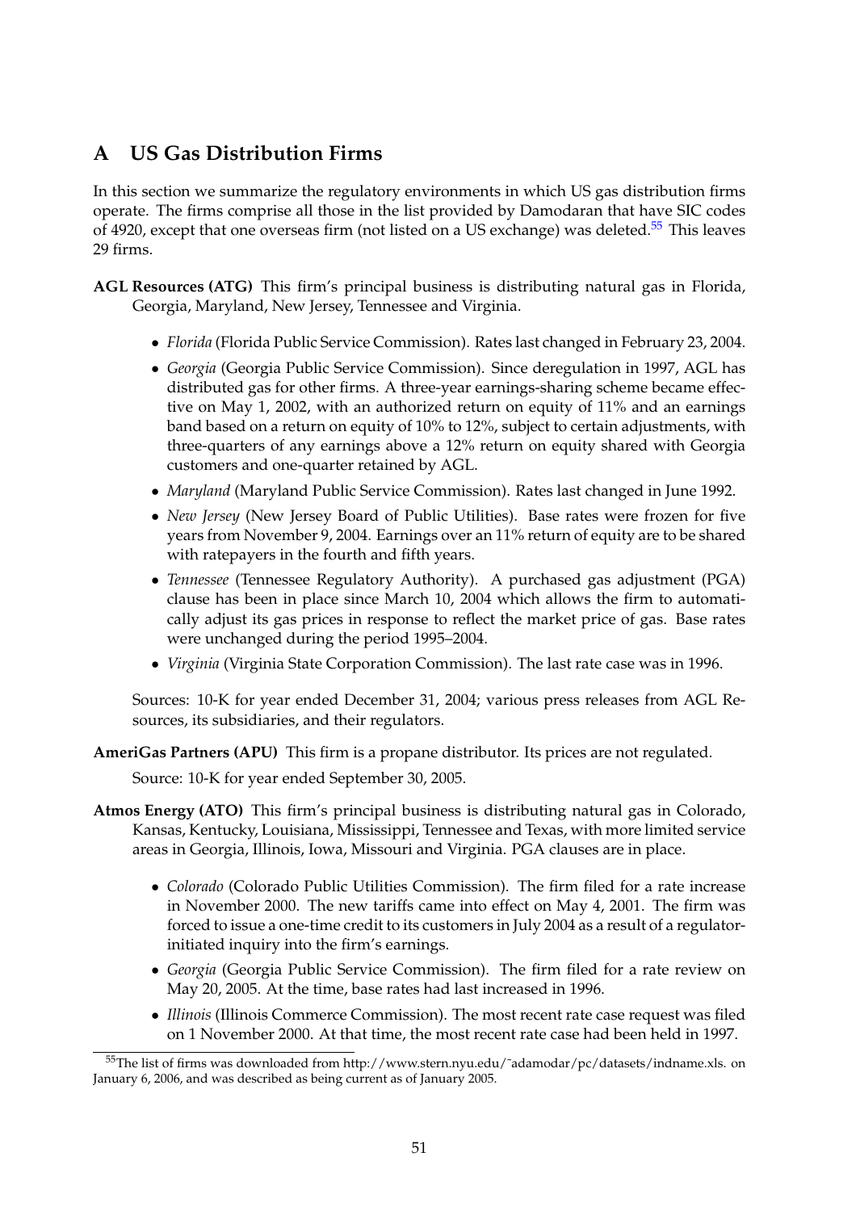# A US Gas Distribution Firms

In this section we summarize the regulatory environments in which US gas distribution firms operate. The firms comprise all those in the list provided by Damodaran that have SIC codes of 4920, except that one overseas firm (not listed on a US exchange) was deleted.[55] This leaves 29 firms.

**AGL Resources (ATG)** This firm's principal business is distributing natural gas in Florida, Georgia, Maryland, New Jersey, Tennessee and Virginia.

- *Florida* (Florida Public Service Commission). Rates last changed in February 23, 2004.
- *Georgia* (Georgia Public Service Commission). Since deregulation in 1997, AGL has distributed gas for other firms. A three-year earnings-sharing scheme became effective on May 1, 2002, with an authorized return on equity of 11% and an earnings band based on a return on equity of 10% to 12%, subject to certain adjustments, with three-quarters of any earnings above a 12% return on equity shared with Georgia customers and one-quarter retained by AGL.
- *Maryland* (Maryland Public Service Commission). Rates last changed in June 1992.
- *New Jersey* (New Jersey Board of Public Utilities). Base rates were frozen for five years from November 9, 2004. Earnings over an 11% return of equity are to be shared with ratepayers in the fourth and fifth years.
- *Tennessee* (Tennessee Regulatory Authority). A purchased gas adjustment (PGA) clause has been in place since March 10, 2004 which allows the firm to automatically adjust its gas prices in response to reflect the market price of gas. Base rates were unchanged during the period 1995–2004.
- *Virginia* (Virginia State Corporation Commission). The last rate case was in 1996.

Sources: 10-K for year ended December 31, 2004; various press releases from AGL Resources, its subsidiaries, and their regulators.

**AmeriGas Partners (APU)** This firm is a propane distributor. Its prices are not regulated.

Source: 10-K for year ended September 30, 2005.

**Atmos Energy (ATO)** This firm's principal business is distributing natural gas in Colorado, Kansas, Kentucky, Louisiana, Mississippi, Tennessee and Texas, with more limited service areas in Georgia, Illinois, Iowa, Missouri and Virginia. PGA clauses are in place.

- *Colorado* (Colorado Public Utilities Commission). The firm filed for a rate increase in November 2000. The new tariffs came into effect on May 4, 2001. The firm was forced to issue a one-time credit to its customers in July 2004 as a result of a regulator-initiated inquiry into the firm's earnings.
- *Georgia* (Georgia Public Service Commission). The firm filed for a rate review on May 20, 2005. At the time, base rates had last increased in 1996.
- *Illinois* (Illinois Commerce Commission). The most recent rate case request was filed on 1 November 2000. At that time, the most recent rate case had been held in 1997.

[55] The list of firms was downloaded from http://www.stern.nyu.edu/~adamodar/pc/datasets/indname.xls. on January 6, 2006, and was described as being current as of January 2005.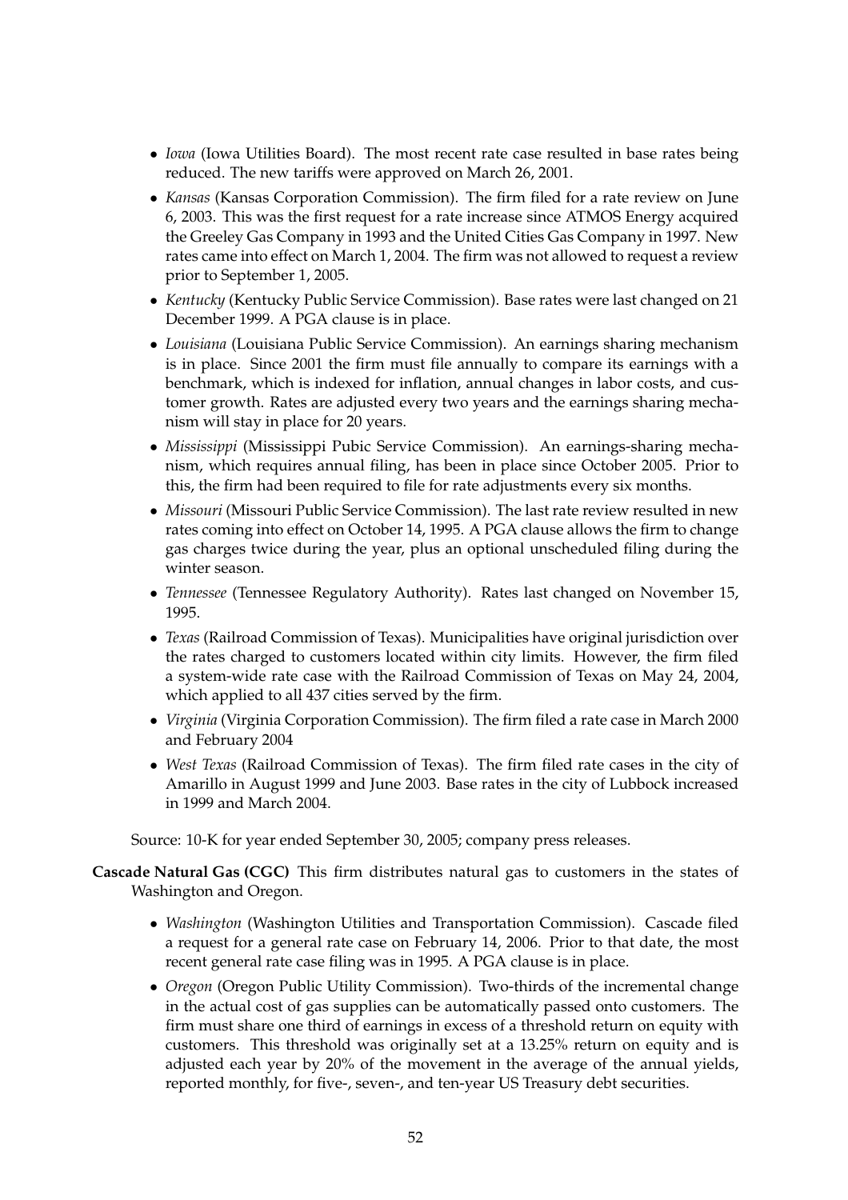- *Iowa* (Iowa Utilities Board). The most recent rate case resulted in base rates being reduced. The new tariffs were approved on March 26, 2001.
- *Kansas* (Kansas Corporation Commission). The firm filed for a rate review on June 6, 2003. This was the first request for a rate increase since ATMOS Energy acquired the Greeley Gas Company in 1993 and the United Cities Gas Company in 1997. New rates came into effect on March 1, 2004. The firm was not allowed to request a review prior to September 1, 2005.
- *Kentucky* (Kentucky Public Service Commission). Base rates were last changed on 21 December 1999. A PGA clause is in place.
- *Louisiana* (Louisiana Public Service Commission). An earnings sharing mechanism is in place. Since 2001 the firm must file annually to compare its earnings with a benchmark, which is indexed for inflation, annual changes in labor costs, and customer growth. Rates are adjusted every two years and the earnings sharing mechanism will stay in place for 20 years.
- *Mississippi* (Mississippi Pubic Service Commission). An earnings-sharing mechanism, which requires annual filing, has been in place since October 2005. Prior to this, the firm had been required to file for rate adjustments every six months.
- *Missouri* (Missouri Public Service Commission). The last rate review resulted in new rates coming into effect on October 14, 1995. A PGA clause allows the firm to change gas charges twice during the year, plus an optional unscheduled filing during the winter season.
- *Tennessee* (Tennessee Regulatory Authority). Rates last changed on November 15, 1995.
- *Texas* (Railroad Commission of Texas). Municipalities have original jurisdiction over the rates charged to customers located within city limits. However, the firm filed a system-wide rate case with the Railroad Commission of Texas on May 24, 2004, which applied to all 437 cities served by the firm.
- *Virginia* (Virginia Corporation Commission). The firm filed a rate case in March 2000 and February 2004
- *West Texas* (Railroad Commission of Texas). The firm filed rate cases in the city of Amarillo in August 1999 and June 2003. Base rates in the city of Lubbock increased in 1999 and March 2004.

Source: 10-K for year ended September 30, 2005; company press releases.

**Cascade Natural Gas (CGC)** This firm distributes natural gas to customers in the states of Washington and Oregon.

- *Washington* (Washington Utilities and Transportation Commission). Cascade filed a request for a general rate case on February 14, 2006. Prior to that date, the most recent general rate case filing was in 1995. A PGA clause is in place.
- *Oregon* (Oregon Public Utility Commission). Two-thirds of the incremental change in the actual cost of gas supplies can be automatically passed onto customers. The firm must share one third of earnings in excess of a threshold return on equity with customers. This threshold was originally set at a 13.25% return on equity and is adjusted each year by 20% of the movement in the average of the annual yields, reported monthly, for five-, seven-, and ten-year US Treasury debt securities.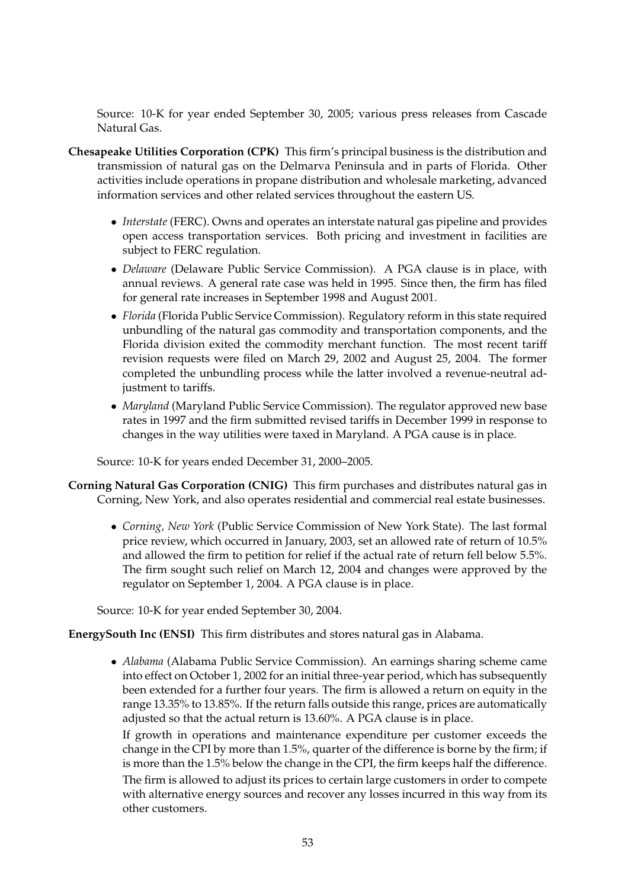Source: 10-K for year ended September 30, 2005; various press releases from Cascade Natural Gas.

**Chesapeake Utilities Corporation (CPK)** This firm's principal business is the distribution and transmission of natural gas on the Delmarva Peninsula and in parts of Florida. Other activities include operations in propane distribution and wholesale marketing, advanced information services and other related services throughout the eastern US.

- *Interstate* (FERC). Owns and operates an interstate natural gas pipeline and provides open access transportation services. Both pricing and investment in facilities are subject to FERC regulation.
- *Delaware* (Delaware Public Service Commission). A PGA clause is in place, with annual reviews. A general rate case was held in 1995. Since then, the firm has filed for general rate increases in September 1998 and August 2001.
- *Florida* (Florida Public Service Commission). Regulatory reform in this state required unbundling of the natural gas commodity and transportation components, and the Florida division exited the commodity merchant function. The most recent tariff revision requests were filed on March 29, 2002 and August 25, 2004. The former completed the unbundling process while the latter involved a revenue-neutral adjustment to tariffs.
- *Maryland* (Maryland Public Service Commission). The regulator approved new base rates in 1997 and the firm submitted revised tariffs in December 1999 in response to changes in the way utilities were taxed in Maryland. A PGA cause is in place.

Source: 10-K for years ended December 31, 2000–2005.

**Corning Natural Gas Corporation (CNIG)** This firm purchases and distributes natural gas in Corning, New York, and also operates residential and commercial real estate businesses.

- *Corning, New York* (Public Service Commission of New York State). The last formal price review, which occurred in January, 2003, set an allowed rate of return of 10.5% and allowed the firm to petition for relief if the actual rate of return fell below 5.5%. The firm sought such relief on March 12, 2004 and changes were approved by the regulator on September 1, 2004. A PGA clause is in place.

Source: 10-K for year ended September 30, 2004.

**EnergySouth Inc (ENSI)** This firm distributes and stores natural gas in Alabama.

- *Alabama* (Alabama Public Service Commission). An earnings sharing scheme came into effect on October 1, 2002 for an initial three-year period, which has subsequently been extended for a further four years. The firm is allowed a return on equity in the range 13.35% to 13.85%. If the return falls outside this range, prices are automatically adjusted so that the actual return is 13.60%. A PGA clause is in place.

  If growth in operations and maintenance expenditure per customer exceeds the change in the CPI by more than 1.5%, quarter of the difference is borne by the firm; if is more than the 1.5% below the change in the CPI, the firm keeps half the difference.

  The firm is allowed to adjust its prices to certain large customers in order to compete with alternative energy sources and recover any losses incurred in this way from its other customers.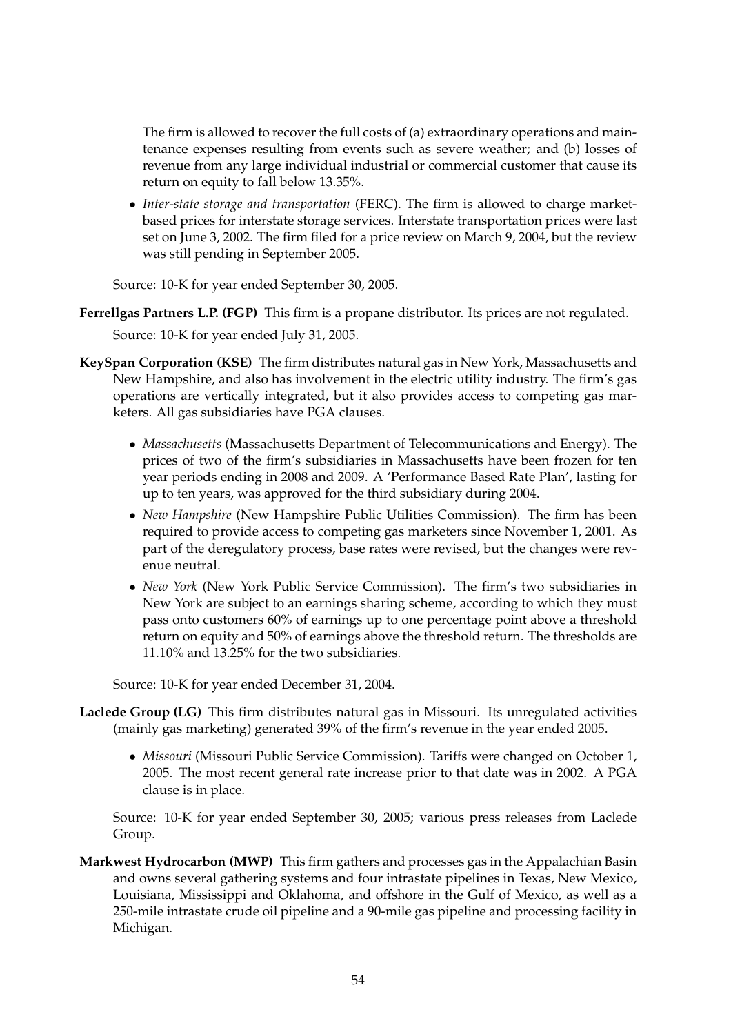The firm is allowed to recover the full costs of (a) extraordinary operations and maintenance expenses resulting from events such as severe weather; and (b) losses of revenue from any large individual industrial or commercial customer that cause its return on equity to fall below 13.35%.

- *Inter-state storage and transportation* (FERC). The firm is allowed to charge market-based prices for interstate storage services. Interstate transportation prices were last set on June 3, 2002. The firm filed for a price review on March 9, 2004, but the review was still pending in September 2005.

Source: 10-K for year ended September 30, 2005.

**Ferrellgas Partners L.P. (FGP)** This firm is a propane distributor. Its prices are not regulated.

Source: 10-K for year ended July 31, 2005.

**KeySpan Corporation (KSE)** The firm distributes natural gas in New York, Massachusetts and New Hampshire, and also has involvement in the electric utility industry. The firm's gas operations are vertically integrated, but it also provides access to competing gas marketers. All gas subsidiaries have PGA clauses.

- *Massachusetts* (Massachusetts Department of Telecommunications and Energy). The prices of two of the firm's subsidiaries in Massachusetts have been frozen for ten year periods ending in 2008 and 2009. A 'Performance Based Rate Plan', lasting for up to ten years, was approved for the third subsidiary during 2004.
- *New Hampshire* (New Hampshire Public Utilities Commission). The firm has been required to provide access to competing gas marketers since November 1, 2001. As part of the deregulatory process, base rates were revised, but the changes were revenue neutral.
- *New York* (New York Public Service Commission). The firm's two subsidiaries in New York are subject to an earnings sharing scheme, according to which they must pass onto customers 60% of earnings up to one percentage point above a threshold return on equity and 50% of earnings above the threshold return. The thresholds are 11.10% and 13.25% for the two subsidiaries.

Source: 10-K for year ended December 31, 2004.

**Laclede Group (LG)** This firm distributes natural gas in Missouri. Its unregulated activities (mainly gas marketing) generated 39% of the firm's revenue in the year ended 2005.

- *Missouri* (Missouri Public Service Commission). Tariffs were changed on October 1, 2005. The most recent general rate increase prior to that date was in 2002. A PGA clause is in place.

Source: 10-K for year ended September 30, 2005; various press releases from Laclede Group.

**Markwest Hydrocarbon (MWP)** This firm gathers and processes gas in the Appalachian Basin and owns several gathering systems and four intrastate pipelines in Texas, New Mexico, Louisiana, Mississippi and Oklahoma, and offshore in the Gulf of Mexico, as well as a 250-mile intrastate crude oil pipeline and a 90-mile gas pipeline and processing facility in Michigan.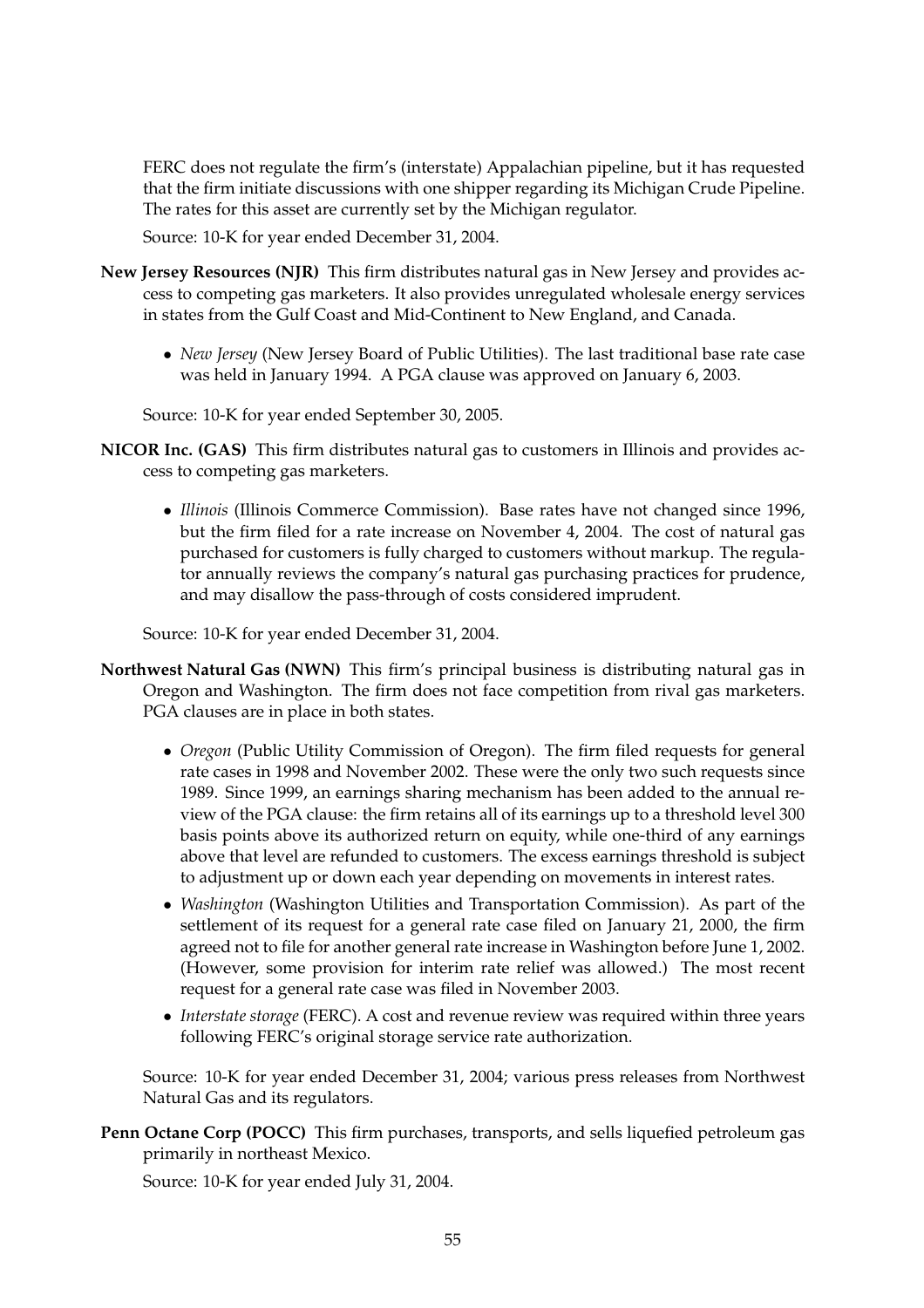FERC does not regulate the firm's (interstate) Appalachian pipeline, but it has requested that the firm initiate discussions with one shipper regarding its Michigan Crude Pipeline. The rates for this asset are currently set by the Michigan regulator.

Source: 10-K for year ended December 31, 2004.

**New Jersey Resources (NJR)** This firm distributes natural gas in New Jersey and provides access to competing gas marketers. It also provides unregulated wholesale energy services in states from the Gulf Coast and Mid-Continent to New England, and Canada.

- *New Jersey* (New Jersey Board of Public Utilities). The last traditional base rate case was held in January 1994. A PGA clause was approved on January 6, 2003.

Source: 10-K for year ended September 30, 2005.

**NICOR Inc. (GAS)** This firm distributes natural gas to customers in Illinois and provides access to competing gas marketers.

- *Illinois* (Illinois Commerce Commission). Base rates have not changed since 1996, but the firm filed for a rate increase on November 4, 2004. The cost of natural gas purchased for customers is fully charged to customers without markup. The regulator annually reviews the company's natural gas purchasing practices for prudence, and may disallow the pass-through of costs considered imprudent.

Source: 10-K for year ended December 31, 2004.

**Northwest Natural Gas (NWN)** This firm's principal business is distributing natural gas in Oregon and Washington. The firm does not face competition from rival gas marketers. PGA clauses are in place in both states.

- *Oregon* (Public Utility Commission of Oregon). The firm filed requests for general rate cases in 1998 and November 2002. These were the only two such requests since 1989. Since 1999, an earnings sharing mechanism has been added to the annual review of the PGA clause: the firm retains all of its earnings up to a threshold level 300 basis points above its authorized return on equity, while one-third of any earnings above that level are refunded to customers. The excess earnings threshold is subject to adjustment up or down each year depending on movements in interest rates.
- *Washington* (Washington Utilities and Transportation Commission). As part of the settlement of its request for a general rate case filed on January 21, 2000, the firm agreed not to file for another general rate increase in Washington before June 1, 2002. (However, some provision for interim rate relief was allowed.) The most recent request for a general rate case was filed in November 2003.
- *Interstate storage* (FERC). A cost and revenue review was required within three years following FERC's original storage service rate authorization.

Source: 10-K for year ended December 31, 2004; various press releases from Northwest Natural Gas and its regulators.

**Penn Octane Corp (POCC)** This firm purchases, transports, and sells liquefied petroleum gas primarily in northeast Mexico.

Source: 10-K for year ended July 31, 2004.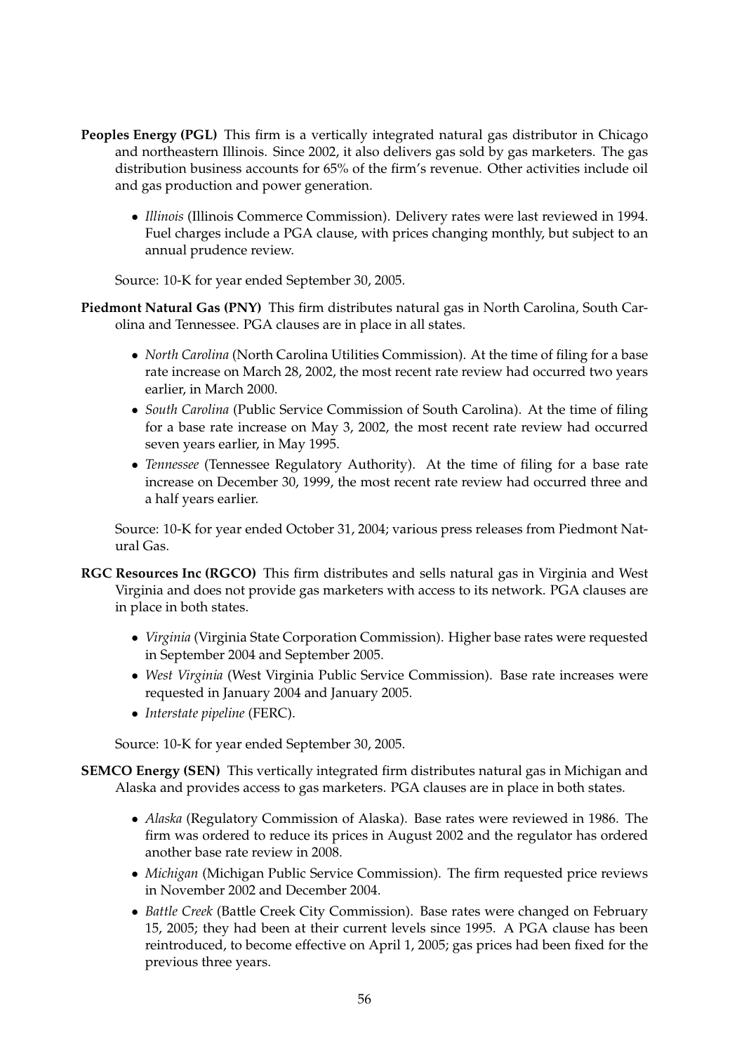**Peoples Energy (PGL)** This firm is a vertically integrated natural gas distributor in Chicago and northeastern Illinois. Since 2002, it also delivers gas sold by gas marketers. The gas distribution business accounts for 65% of the firm's revenue. Other activities include oil and gas production and power generation.

- *Illinois* (Illinois Commerce Commission). Delivery rates were last reviewed in 1994. Fuel charges include a PGA clause, with prices changing monthly, but subject to an annual prudence review.

Source: 10-K for year ended September 30, 2005.

**Piedmont Natural Gas (PNY)** This firm distributes natural gas in North Carolina, South Carolina and Tennessee. PGA clauses are in place in all states.

- *North Carolina* (North Carolina Utilities Commission). At the time of filing for a base rate increase on March 28, 2002, the most recent rate review had occurred two years earlier, in March 2000.
- *South Carolina* (Public Service Commission of South Carolina). At the time of filing for a base rate increase on May 3, 2002, the most recent rate review had occurred seven years earlier, in May 1995.
- *Tennessee* (Tennessee Regulatory Authority). At the time of filing for a base rate increase on December 30, 1999, the most recent rate review had occurred three and a half years earlier.

Source: 10-K for year ended October 31, 2004; various press releases from Piedmont Natural Gas.

**RGC Resources Inc (RGCO)** This firm distributes and sells natural gas in Virginia and West Virginia and does not provide gas marketers with access to its network. PGA clauses are in place in both states.

- *Virginia* (Virginia State Corporation Commission). Higher base rates were requested in September 2004 and September 2005.
- *West Virginia* (West Virginia Public Service Commission). Base rate increases were requested in January 2004 and January 2005.
- *Interstate pipeline* (FERC).

Source: 10-K for year ended September 30, 2005.

**SEMCO Energy (SEN)** This vertically integrated firm distributes natural gas in Michigan and Alaska and provides access to gas marketers. PGA clauses are in place in both states.

- *Alaska* (Regulatory Commission of Alaska). Base rates were reviewed in 1986. The firm was ordered to reduce its prices in August 2002 and the regulator has ordered another base rate review in 2008.
- *Michigan* (Michigan Public Service Commission). The firm requested price reviews in November 2002 and December 2004.
- *Battle Creek* (Battle Creek City Commission). Base rates were changed on February 15, 2005; they had been at their current levels since 1995. A PGA clause has been reintroduced, to become effective on April 1, 2005; gas prices had been fixed for the previous three years.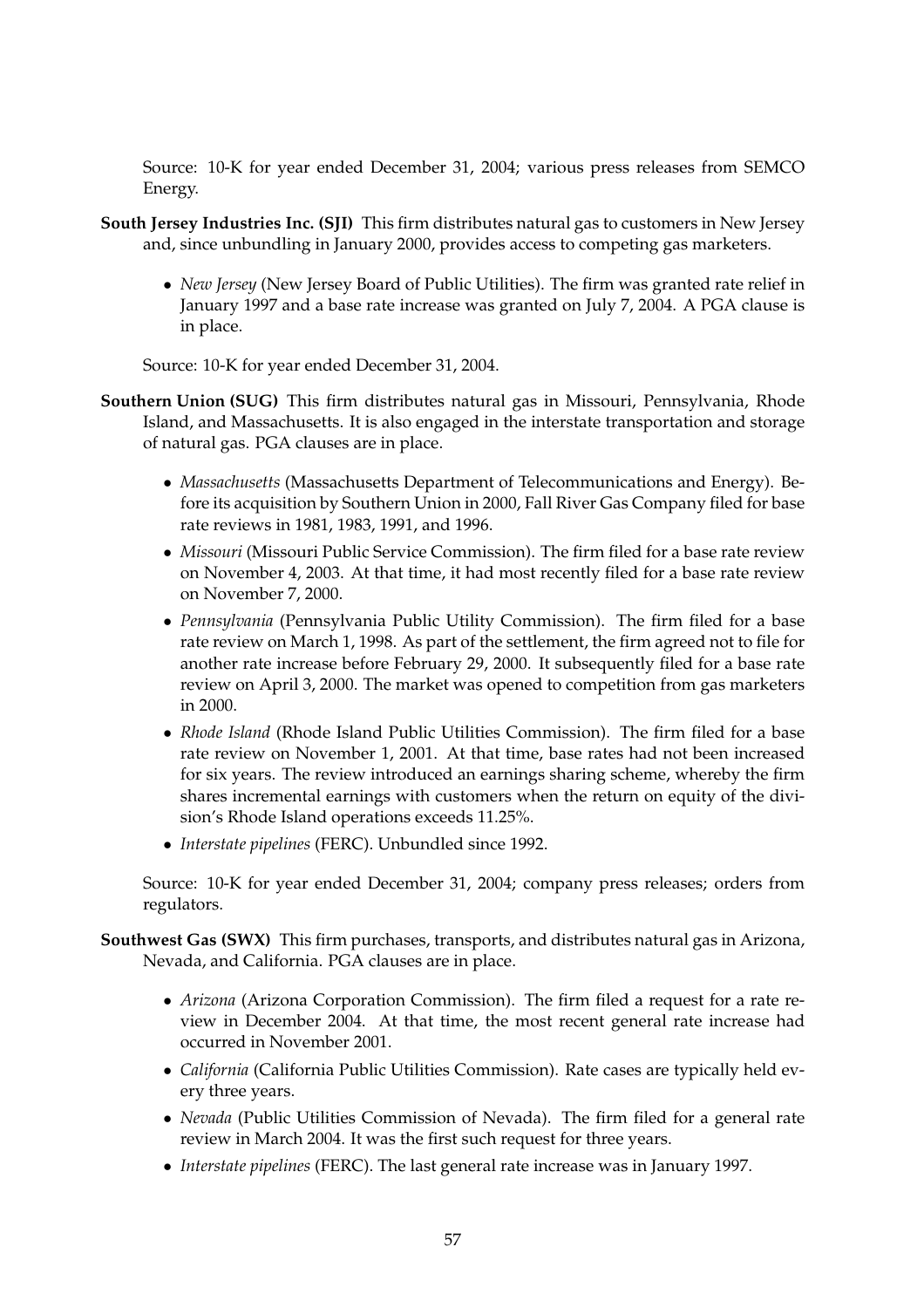Source: 10-K for year ended December 31, 2004; various press releases from SEMCO Energy.

**South Jersey Industries Inc. (SJI)** This firm distributes natural gas to customers in New Jersey and, since unbundling in January 2000, provides access to competing gas marketers.

- *New Jersey* (New Jersey Board of Public Utilities). The firm was granted rate relief in January 1997 and a base rate increase was granted on July 7, 2004. A PGA clause is in place.

Source: 10-K for year ended December 31, 2004.

**Southern Union (SUG)** This firm distributes natural gas in Missouri, Pennsylvania, Rhode Island, and Massachusetts. It is also engaged in the interstate transportation and storage of natural gas. PGA clauses are in place.

- *Massachusetts* (Massachusetts Department of Telecommunications and Energy). Before its acquisition by Southern Union in 2000, Fall River Gas Company filed for base rate reviews in 1981, 1983, 1991, and 1996.
- *Missouri* (Missouri Public Service Commission). The firm filed for a base rate review on November 4, 2003. At that time, it had most recently filed for a base rate review on November 7, 2000.
- *Pennsylvania* (Pennsylvania Public Utility Commission). The firm filed for a base rate review on March 1, 1998. As part of the settlement, the firm agreed not to file for another rate increase before February 29, 2000. It subsequently filed for a base rate review on April 3, 2000. The market was opened to competition from gas marketers in 2000.
- *Rhode Island* (Rhode Island Public Utilities Commission). The firm filed for a base rate review on November 1, 2001. At that time, base rates had not been increased for six years. The review introduced an earnings sharing scheme, whereby the firm shares incremental earnings with customers when the return on equity of the division's Rhode Island operations exceeds 11.25%.
- *Interstate pipelines* (FERC). Unbundled since 1992.

Source: 10-K for year ended December 31, 2004; company press releases; orders from regulators.

**Southwest Gas (SWX)** This firm purchases, transports, and distributes natural gas in Arizona, Nevada, and California. PGA clauses are in place.

- *Arizona* (Arizona Corporation Commission). The firm filed a request for a rate review in December 2004. At that time, the most recent general rate increase had occurred in November 2001.
- *California* (California Public Utilities Commission). Rate cases are typically held every three years.
- *Nevada* (Public Utilities Commission of Nevada). The firm filed for a general rate review in March 2004. It was the first such request for three years.
- *Interstate pipelines* (FERC). The last general rate increase was in January 1997.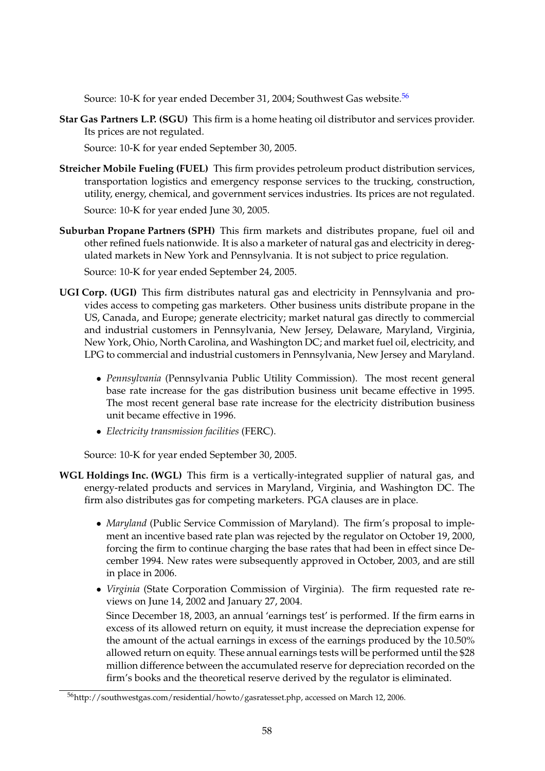Source: 10-K for year ended December 31, 2004; Southwest Gas website.[56]

**Star Gas Partners L.P. (SGU)** This firm is a home heating oil distributor and services provider. Its prices are not regulated.

Source: 10-K for year ended September 30, 2005.

**Streicher Mobile Fueling (FUEL)** This firm provides petroleum product distribution services, transportation logistics and emergency response services to the trucking, construction, utility, energy, chemical, and government services industries. Its prices are not regulated.

Source: 10-K for year ended June 30, 2005.

**Suburban Propane Partners (SPH)** This firm markets and distributes propane, fuel oil and other refined fuels nationwide. It is also a marketer of natural gas and electricity in deregulated markets in New York and Pennsylvania. It is not subject to price regulation.

Source: 10-K for year ended September 24, 2005.

**UGI Corp. (UGI)** This firm distributes natural gas and electricity in Pennsylvania and provides access to competing gas marketers. Other business units distribute propane in the US, Canada, and Europe; generate electricity; market natural gas directly to commercial and industrial customers in Pennsylvania, New Jersey, Delaware, Maryland, Virginia, New York, Ohio, North Carolina, and Washington DC; and market fuel oil, electricity, and LPG to commercial and industrial customers in Pennsylvania, New Jersey and Maryland.

- *Pennsylvania* (Pennsylvania Public Utility Commission). The most recent general base rate increase for the gas distribution business unit became effective in 1995. The most recent general base rate increase for the electricity distribution business unit became effective in 1996.
- *Electricity transmission facilities* (FERC).

Source: 10-K for year ended September 30, 2005.

**WGL Holdings Inc. (WGL)** This firm is a vertically-integrated supplier of natural gas, and energy-related products and services in Maryland, Virginia, and Washington DC. The firm also distributes gas for competing marketers. PGA clauses are in place.

- *Maryland* (Public Service Commission of Maryland). The firm's proposal to implement an incentive based rate plan was rejected by the regulator on October 19, 2000, forcing the firm to continue charging the base rates that had been in effect since December 1994. New rates were subsequently approved in October, 2003, and are still in place in 2006.
- *Virginia* (State Corporation Commission of Virginia). The firm requested rate reviews on June 14, 2002 and January 27, 2004.

  Since December 18, 2003, an annual 'earnings test' is performed. If the firm earns in excess of its allowed return on equity, it must increase the depreciation expense for the amount of the actual earnings in excess of the earnings produced by the 10.50% allowed return on equity. These annual earnings tests will be performed until the $28 million difference between the accumulated reserve for depreciation recorded on the firm's books and the theoretical reserve derived by the regulator is eliminated.

[56] http://southwestgas.com/residential/howto/gasratesset.php, accessed on March 12, 2006.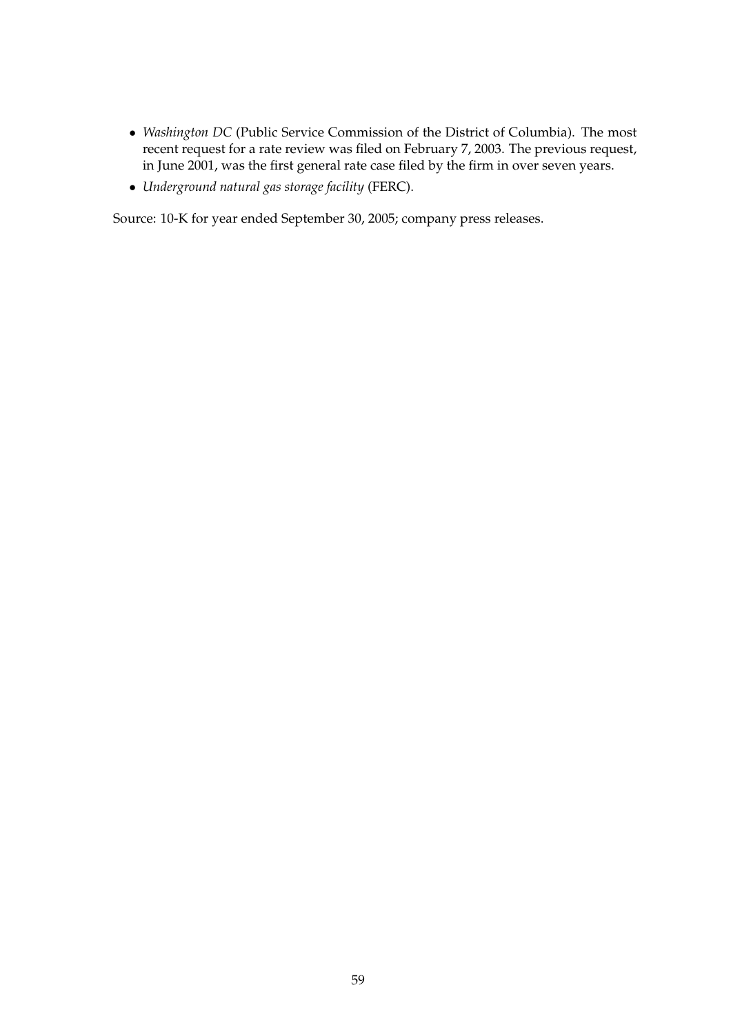- *Washington DC* (Public Service Commission of the District of Columbia). The most recent request for a rate review was filed on February 7, 2003. The previous request, in June 2001, was the first general rate case filed by the firm in over seven years.
- *Underground natural gas storage facility* (FERC).

Source: 10-K for year ended September 30, 2005; company press releases.